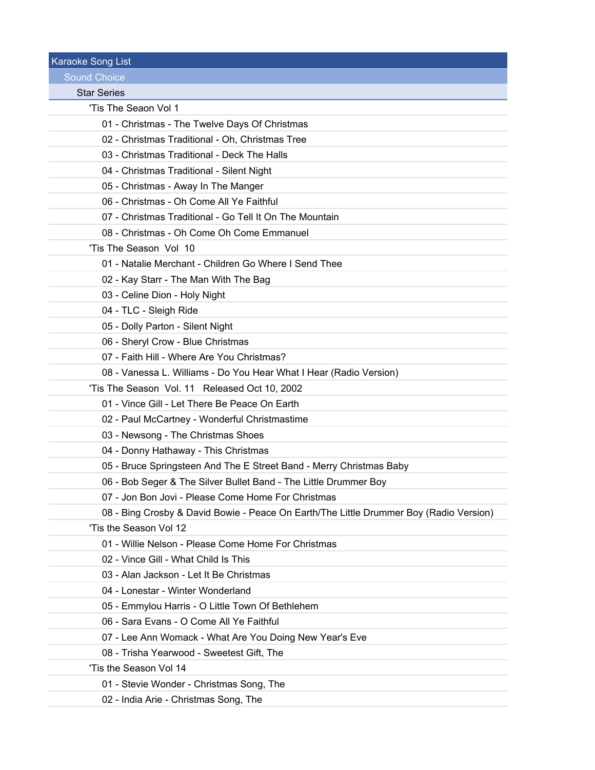# Karaoke Song List

## Sound Choice

### Star Series

#### 'Tis The Seaon Vol 1

- 01 - Christmas - The Twelve Days Of Christmas
- 02 - Christmas Traditional - Oh, Christmas Tree
- 03 - Christmas Traditional - Deck The Halls
- 04 - Christmas Traditional - Silent Night
- 05 - Christmas - Away In The Manger
- 06 - Christmas - Oh Come All Ye Faithful
- 07 - Christmas Traditional - Go Tell It On The Mountain
- 08 - Christmas - Oh Come Oh Come Emmanuel

#### 'Tis The Season Vol 10

- 01 - Natalie Merchant - Children Go Where I Send Thee
- 02 - Kay Starr - The Man With The Bag
- 03 - Celine Dion - Holy Night
- 04 - TLC - Sleigh Ride
- 05 - Dolly Parton - Silent Night
- 06 - Sheryl Crow - Blue Christmas
- 07 - Faith Hill - Where Are You Christmas?
- 08 - Vanessa L. Williams - Do You Hear What I Hear (Radio Version)

#### 'Tis The Season Vol. 11 Released Oct 10, 2002

- 01 - Vince Gill - Let There Be Peace On Earth
- 02 - Paul McCartney - Wonderful Christmastime
- 03 - Newsong - The Christmas Shoes
- 04 - Donny Hathaway - This Christmas
- 05 - Bruce Springsteen And The E Street Band - Merry Christmas Baby
- 06 - Bob Seger & The Silver Bullet Band - The Little Drummer Boy
- 07 - Jon Bon Jovi - Please Come Home For Christmas
- 08 - Bing Crosby & David Bowie - Peace On Earth/The Little Drummer Boy (Radio Version)

#### 'Tis the Season Vol 12

- 01 - Willie Nelson - Please Come Home For Christmas
- 02 - Vince Gill - What Child Is This
- 03 - Alan Jackson - Let It Be Christmas
- 04 - Lonestar - Winter Wonderland
- 05 - Emmylou Harris - O Little Town Of Bethlehem
- 06 - Sara Evans - O Come All Ye Faithful
- 07 - Lee Ann Womack - What Are You Doing New Year's Eve
- 08 - Trisha Yearwood - Sweetest Gift, The

#### 'Tis the Season Vol 14

- 01 - Stevie Wonder - Christmas Song, The
- 02 - India Arie - Christmas Song, The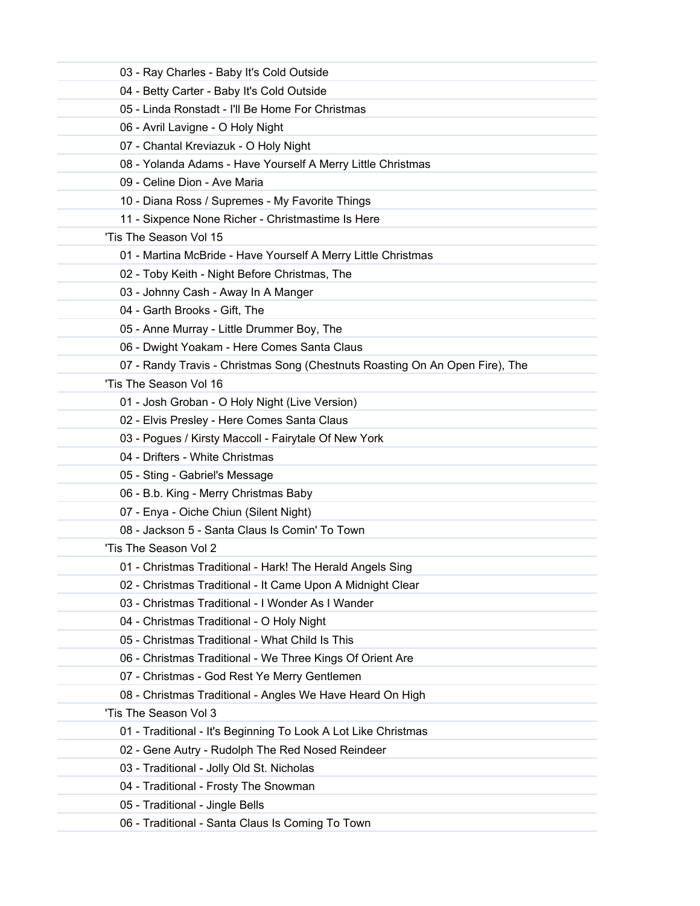03 - Ray Charles - Baby It's Cold Outside
04 - Betty Carter - Baby It's Cold Outside
05 - Linda Ronstadt - I'll Be Home For Christmas
06 - Avril Lavigne - O Holy Night
07 - Chantal Kreviazuk - O Holy Night
08 - Yolanda Adams - Have Yourself A Merry Little Christmas
09 - Celine Dion - Ave Maria
10 - Diana Ross / Supremes - My Favorite Things
11 - Sixpence None Richer - Christmastime Is Here

'Tis The Season Vol 15

01 - Martina McBride - Have Yourself A Merry Little Christmas
02 - Toby Keith - Night Before Christmas, The
03 - Johnny Cash - Away In A Manger
04 - Garth Brooks - Gift, The
05 - Anne Murray - Little Drummer Boy, The
06 - Dwight Yoakam - Here Comes Santa Claus
07 - Randy Travis - Christmas Song (Chestnuts Roasting On An Open Fire), The

'Tis The Season Vol 16

01 - Josh Groban - O Holy Night (Live Version)
02 - Elvis Presley - Here Comes Santa Claus
03 - Pogues / Kirsty Maccoll - Fairytale Of New York
04 - Drifters - White Christmas
05 - Sting - Gabriel's Message
06 - B.b. King - Merry Christmas Baby
07 - Enya - Oiche Chiun (Silent Night)
08 - Jackson 5 - Santa Claus Is Comin' To Town

'Tis The Season Vol 2

01 - Christmas Traditional - Hark! The Herald Angels Sing
02 - Christmas Traditional - It Came Upon A Midnight Clear
03 - Christmas Traditional - I Wonder As I Wander
04 - Christmas Traditional - O Holy Night
05 - Christmas Traditional - What Child Is This
06 - Christmas Traditional - We Three Kings Of Orient Are
07 - Christmas - God Rest Ye Merry Gentlemen
08 - Christmas Traditional - Angles We Have Heard On High

'Tis The Season Vol 3

01 - Traditional - It's Beginning To Look A Lot Like Christmas
02 - Gene Autry - Rudolph The Red Nosed Reindeer
03 - Traditional - Jolly Old St. Nicholas
04 - Traditional - Frosty The Snowman
05 - Traditional - Jingle Bells
06 - Traditional - Santa Claus Is Coming To Town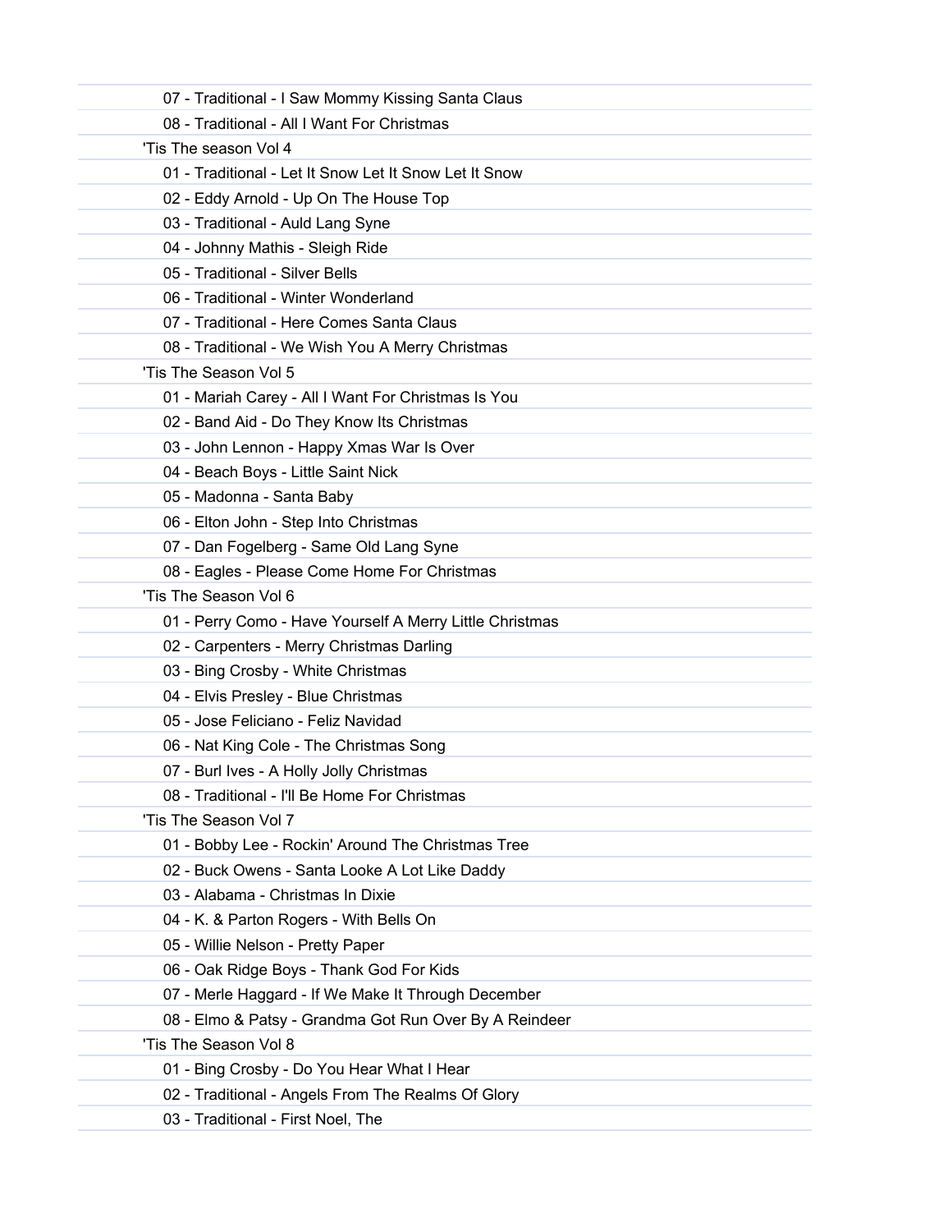07 - Traditional - I Saw Mommy Kissing Santa Claus
08 - Traditional - All I Want For Christmas

'Tis The season Vol 4

- 01 - Traditional - Let It Snow Let It Snow Let It Snow
- 02 - Eddy Arnold - Up On The House Top
- 03 - Traditional - Auld Lang Syne
- 04 - Johnny Mathis - Sleigh Ride
- 05 - Traditional - Silver Bells
- 06 - Traditional - Winter Wonderland
- 07 - Traditional - Here Comes Santa Claus
- 08 - Traditional - We Wish You A Merry Christmas

'Tis The Season Vol 5

- 01 - Mariah Carey - All I Want For Christmas Is You
- 02 - Band Aid - Do They Know Its Christmas
- 03 - John Lennon - Happy Xmas War Is Over
- 04 - Beach Boys - Little Saint Nick
- 05 - Madonna - Santa Baby
- 06 - Elton John - Step Into Christmas
- 07 - Dan Fogelberg - Same Old Lang Syne
- 08 - Eagles - Please Come Home For Christmas

'Tis The Season Vol 6

- 01 - Perry Como - Have Yourself A Merry Little Christmas
- 02 - Carpenters - Merry Christmas Darling
- 03 - Bing Crosby - White Christmas
- 04 - Elvis Presley - Blue Christmas
- 05 - Jose Feliciano - Feliz Navidad
- 06 - Nat King Cole - The Christmas Song
- 07 - Burl Ives - A Holly Jolly Christmas
- 08 - Traditional - I'll Be Home For Christmas

'Tis The Season Vol 7

- 01 - Bobby Lee - Rockin' Around The Christmas Tree
- 02 - Buck Owens - Santa Looke A Lot Like Daddy
- 03 - Alabama - Christmas In Dixie
- 04 - K. & Parton Rogers - With Bells On
- 05 - Willie Nelson - Pretty Paper
- 06 - Oak Ridge Boys - Thank God For Kids
- 07 - Merle Haggard - If We Make It Through December
- 08 - Elmo & Patsy - Grandma Got Run Over By A Reindeer

'Tis The Season Vol 8

- 01 - Bing Crosby - Do You Hear What I Hear
- 02 - Traditional - Angels From The Realms Of Glory
- 03 - Traditional - First Noel, The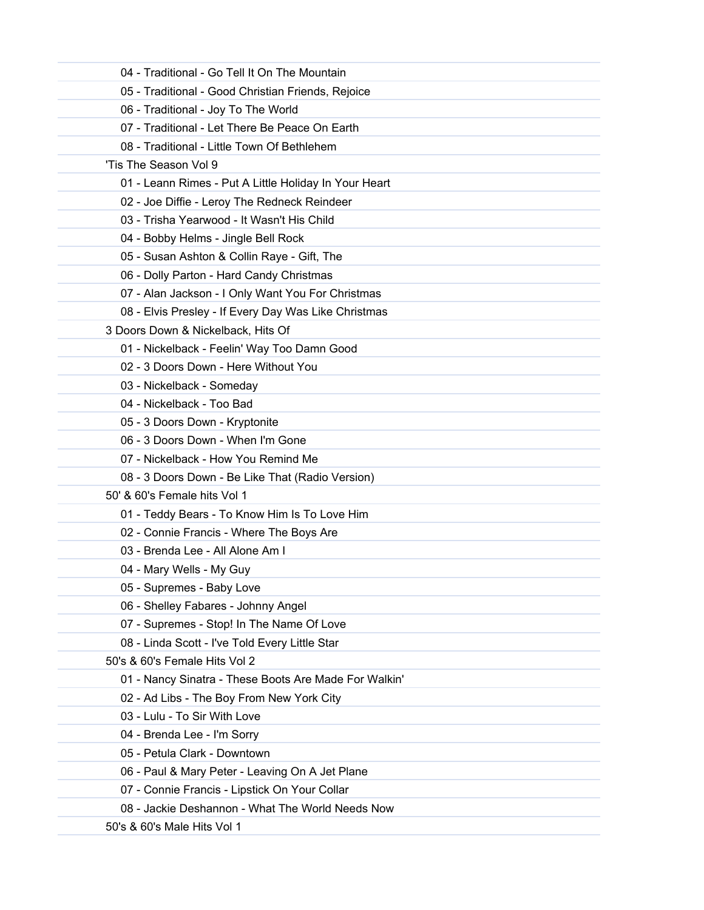04 - Traditional - Go Tell It On The Mountain
05 - Traditional - Good Christian Friends, Rejoice
06 - Traditional - Joy To The World
07 - Traditional - Let There Be Peace On Earth
08 - Traditional - Little Town Of Bethlehem

'Tis The Season Vol 9

01 - Leann Rimes - Put A Little Holiday In Your Heart
02 - Joe Diffie - Leroy The Redneck Reindeer
03 - Trisha Yearwood - It Wasn't His Child
04 - Bobby Helms - Jingle Bell Rock
05 - Susan Ashton & Collin Raye - Gift, The
06 - Dolly Parton - Hard Candy Christmas
07 - Alan Jackson - I Only Want You For Christmas
08 - Elvis Presley - If Every Day Was Like Christmas

3 Doors Down & Nickelback, Hits Of

01 - Nickelback - Feelin' Way Too Damn Good
02 - 3 Doors Down - Here Without You
03 - Nickelback - Someday
04 - Nickelback - Too Bad
05 - 3 Doors Down - Kryptonite
06 - 3 Doors Down - When I'm Gone
07 - Nickelback - How You Remind Me
08 - 3 Doors Down - Be Like That (Radio Version)

50' & 60's Female hits Vol 1

01 - Teddy Bears - To Know Him Is To Love Him
02 - Connie Francis - Where The Boys Are
03 - Brenda Lee - All Alone Am I
04 - Mary Wells - My Guy
05 - Supremes - Baby Love
06 - Shelley Fabares - Johnny Angel
07 - Supremes - Stop! In The Name Of Love
08 - Linda Scott - I've Told Every Little Star

50's & 60's Female Hits Vol 2

01 - Nancy Sinatra - These Boots Are Made For Walkin'
02 - Ad Libs - The Boy From New York City
03 - Lulu - To Sir With Love
04 - Brenda Lee - I'm Sorry
05 - Petula Clark - Downtown
06 - Paul & Mary Peter - Leaving On A Jet Plane
07 - Connie Francis - Lipstick On Your Collar
08 - Jackie Deshannon - What The World Needs Now

50's & 60's Male Hits Vol 1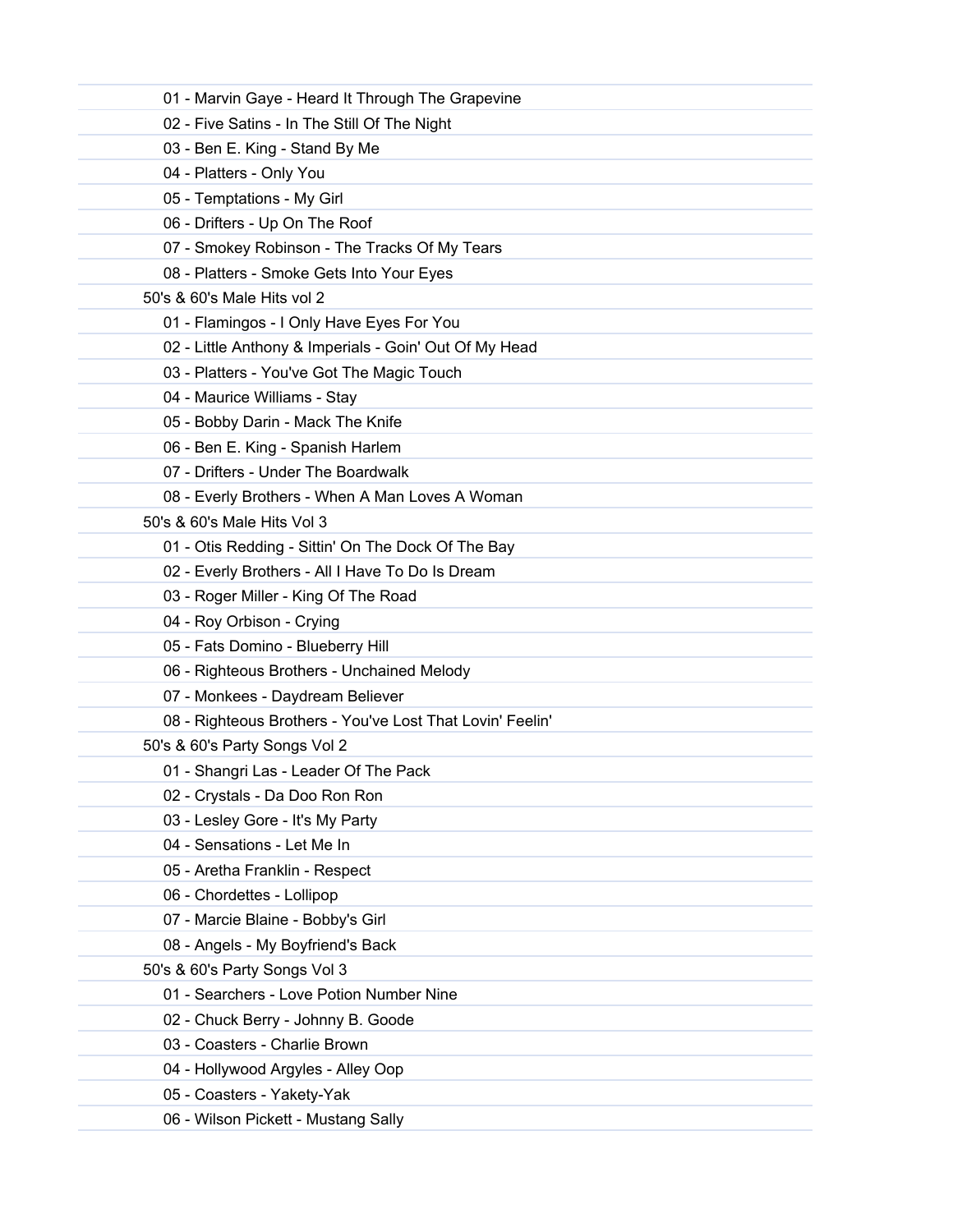- 01 - Marvin Gaye - Heard It Through The Grapevine
- 02 - Five Satins - In The Still Of The Night
- 03 - Ben E. King - Stand By Me
- 04 - Platters - Only You
- 05 - Temptations - My Girl
- 06 - Drifters - Up On The Roof
- 07 - Smokey Robinson - The Tracks Of My Tears
- 08 - Platters - Smoke Gets Into Your Eyes

50's & 60's Male Hits vol 2

- 01 - Flamingos - I Only Have Eyes For You
- 02 - Little Anthony & Imperials - Goin' Out Of My Head
- 03 - Platters - You've Got The Magic Touch
- 04 - Maurice Williams - Stay
- 05 - Bobby Darin - Mack The Knife
- 06 - Ben E. King - Spanish Harlem
- 07 - Drifters - Under The Boardwalk
- 08 - Everly Brothers - When A Man Loves A Woman

50's & 60's Male Hits Vol 3

- 01 - Otis Redding - Sittin' On The Dock Of The Bay
- 02 - Everly Brothers - All I Have To Do Is Dream
- 03 - Roger Miller - King Of The Road
- 04 - Roy Orbison - Crying
- 05 - Fats Domino - Blueberry Hill
- 06 - Righteous Brothers - Unchained Melody
- 07 - Monkees - Daydream Believer
- 08 - Righteous Brothers - You've Lost That Lovin' Feelin'

50's & 60's Party Songs Vol 2

- 01 - Shangri Las - Leader Of The Pack
- 02 - Crystals - Da Doo Ron Ron
- 03 - Lesley Gore - It's My Party
- 04 - Sensations - Let Me In
- 05 - Aretha Franklin - Respect
- 06 - Chordettes - Lollipop
- 07 - Marcie Blaine - Bobby's Girl
- 08 - Angels - My Boyfriend's Back

50's & 60's Party Songs Vol 3

- 01 - Searchers - Love Potion Number Nine
- 02 - Chuck Berry - Johnny B. Goode
- 03 - Coasters - Charlie Brown
- 04 - Hollywood Argyles - Alley Oop
- 05 - Coasters - Yakety-Yak
- 06 - Wilson Pickett - Mustang Sally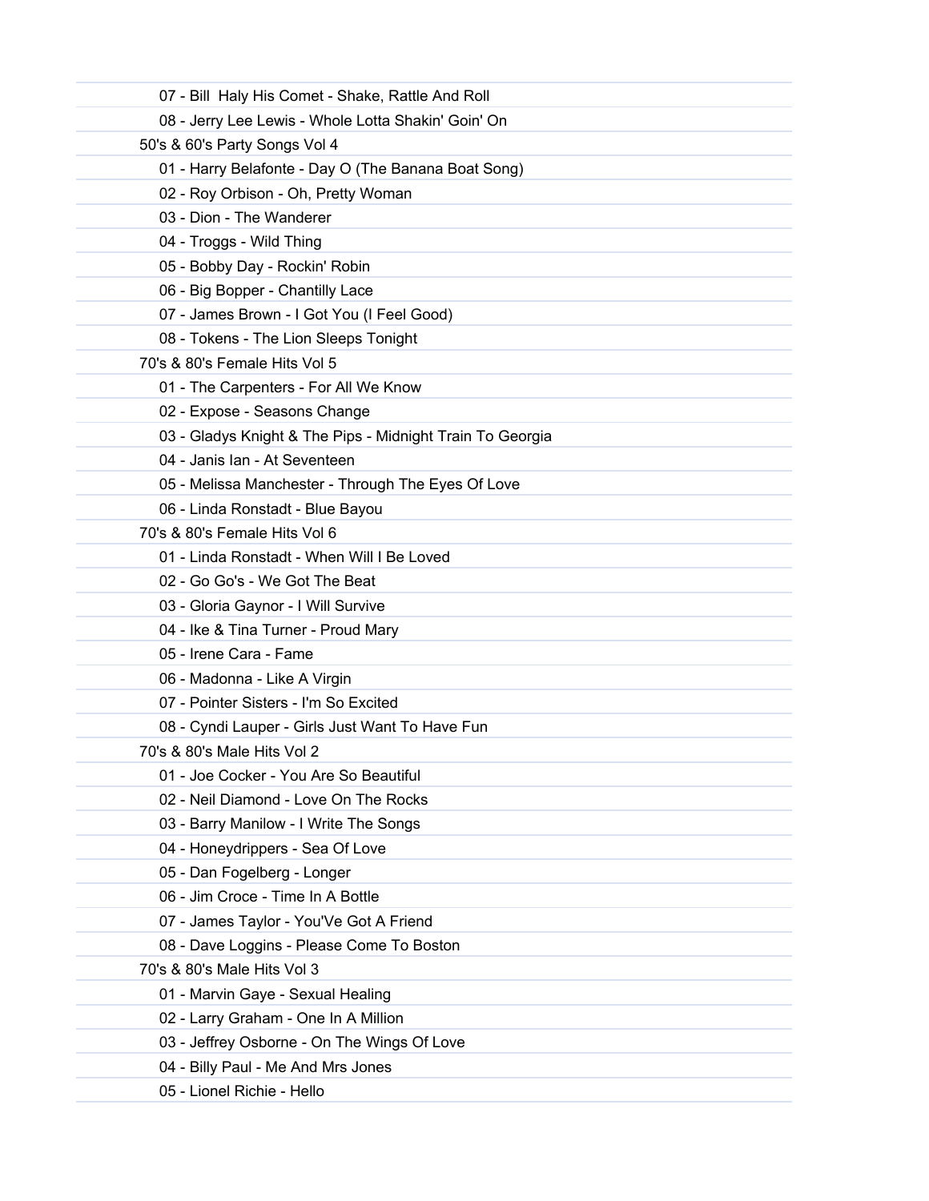07 - Bill  Haly His Comet - Shake, Rattle And Roll

08 - Jerry Lee Lewis - Whole Lotta Shakin' Goin' On

50's & 60's Party Songs Vol 4

01 - Harry Belafonte - Day O (The Banana Boat Song)

02 - Roy Orbison - Oh, Pretty Woman

03 - Dion - The Wanderer

04 - Troggs - Wild Thing

05 - Bobby Day - Rockin' Robin

06 - Big Bopper - Chantilly Lace

07 - James Brown - I Got You (I Feel Good)

08 - Tokens - The Lion Sleeps Tonight

70's & 80's Female Hits Vol 5

01 - The Carpenters - For All We Know

02 - Expose - Seasons Change

03 - Gladys Knight & The Pips - Midnight Train To Georgia

04 - Janis Ian - At Seventeen

05 - Melissa Manchester - Through The Eyes Of Love

06 - Linda Ronstadt - Blue Bayou

70's & 80's Female Hits Vol 6

01 - Linda Ronstadt - When Will I Be Loved

02 - Go Go's - We Got The Beat

03 - Gloria Gaynor - I Will Survive

04 - Ike & Tina Turner - Proud Mary

05 - Irene Cara - Fame

06 - Madonna - Like A Virgin

07 - Pointer Sisters - I'm So Excited

08 - Cyndi Lauper - Girls Just Want To Have Fun

70's & 80's Male Hits Vol 2

01 - Joe Cocker - You Are So Beautiful

02 - Neil Diamond - Love On The Rocks

03 - Barry Manilow - I Write The Songs

04 - Honeydrippers - Sea Of Love

05 - Dan Fogelberg - Longer

06 - Jim Croce - Time In A Bottle

07 - James Taylor - You'Ve Got A Friend

08 - Dave Loggins - Please Come To Boston

70's & 80's Male Hits Vol 3

01 - Marvin Gaye - Sexual Healing

02 - Larry Graham - One In A Million

03 - Jeffrey Osborne - On The Wings Of Love

04 - Billy Paul - Me And Mrs Jones

05 - Lionel Richie - Hello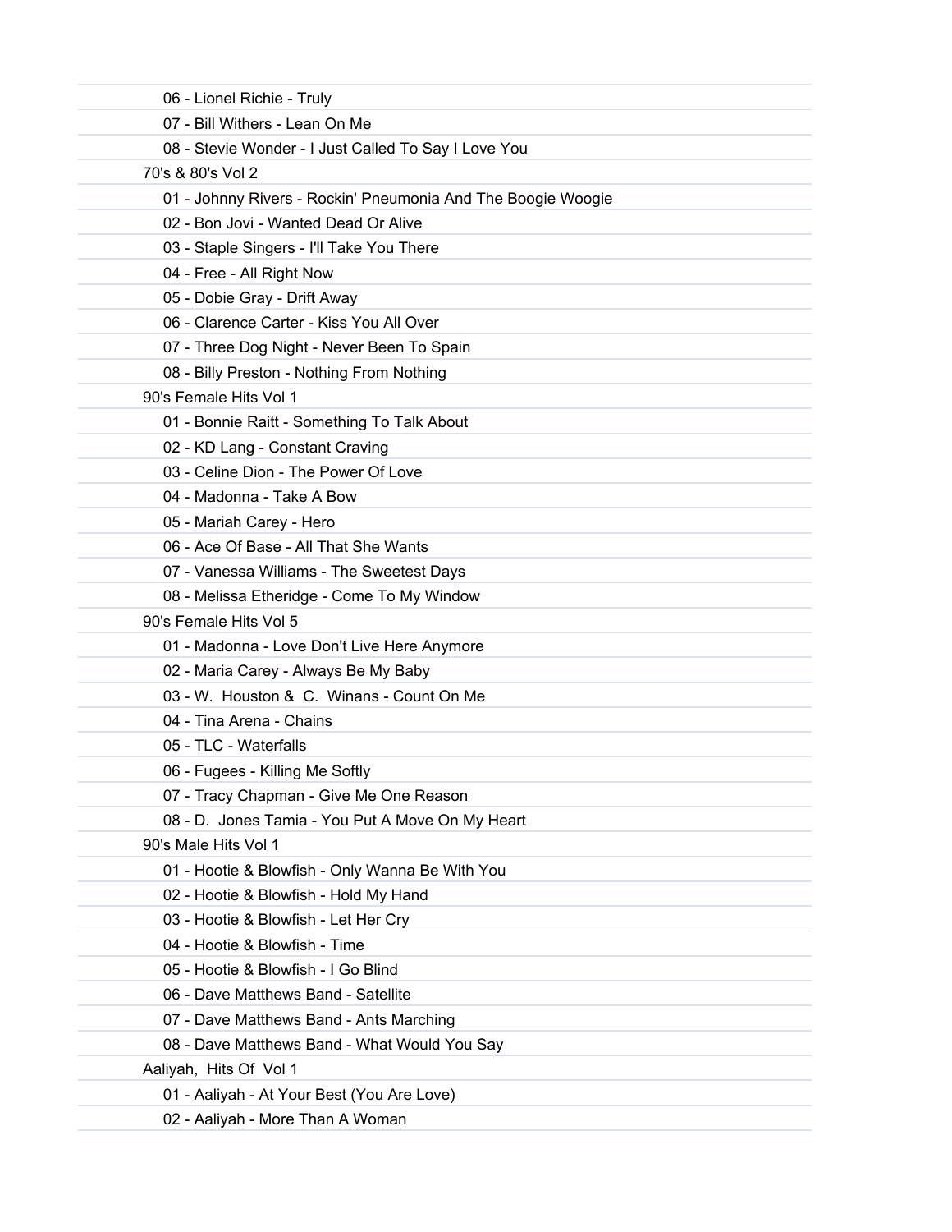06 - Lionel Richie - Truly
07 - Bill Withers - Lean On Me
08 - Stevie Wonder - I Just Called To Say I Love You

70's & 80's Vol 2
01 - Johnny Rivers - Rockin' Pneumonia And The Boogie Woogie
02 - Bon Jovi - Wanted Dead Or Alive
03 - Staple Singers - I'll Take You There
04 - Free - All Right Now
05 - Dobie Gray - Drift Away
06 - Clarence Carter - Kiss You All Over
07 - Three Dog Night - Never Been To Spain
08 - Billy Preston - Nothing From Nothing

90's Female Hits Vol 1
01 - Bonnie Raitt - Something To Talk About
02 - KD Lang - Constant Craving
03 - Celine Dion - The Power Of Love
04 - Madonna - Take A Bow
05 - Mariah Carey - Hero
06 - Ace Of Base - All That She Wants
07 - Vanessa Williams - The Sweetest Days
08 - Melissa Etheridge - Come To My Window

90's Female Hits Vol 5
01 - Madonna - Love Don't Live Here Anymore
02 - Maria Carey - Always Be My Baby
03 - W. Houston & C. Winans - Count On Me
04 - Tina Arena - Chains
05 - TLC - Waterfalls
06 - Fugees - Killing Me Softly
07 - Tracy Chapman - Give Me One Reason
08 - D. Jones Tamia - You Put A Move On My Heart

90's Male Hits Vol 1
01 - Hootie & Blowfish - Only Wanna Be With You
02 - Hootie & Blowfish - Hold My Hand
03 - Hootie & Blowfish - Let Her Cry
04 - Hootie & Blowfish - Time
05 - Hootie & Blowfish - I Go Blind
06 - Dave Matthews Band - Satellite
07 - Dave Matthews Band - Ants Marching
08 - Dave Matthews Band - What Would You Say

Aaliyah, Hits Of Vol 1
01 - Aaliyah - At Your Best (You Are Love)
02 - Aaliyah - More Than A Woman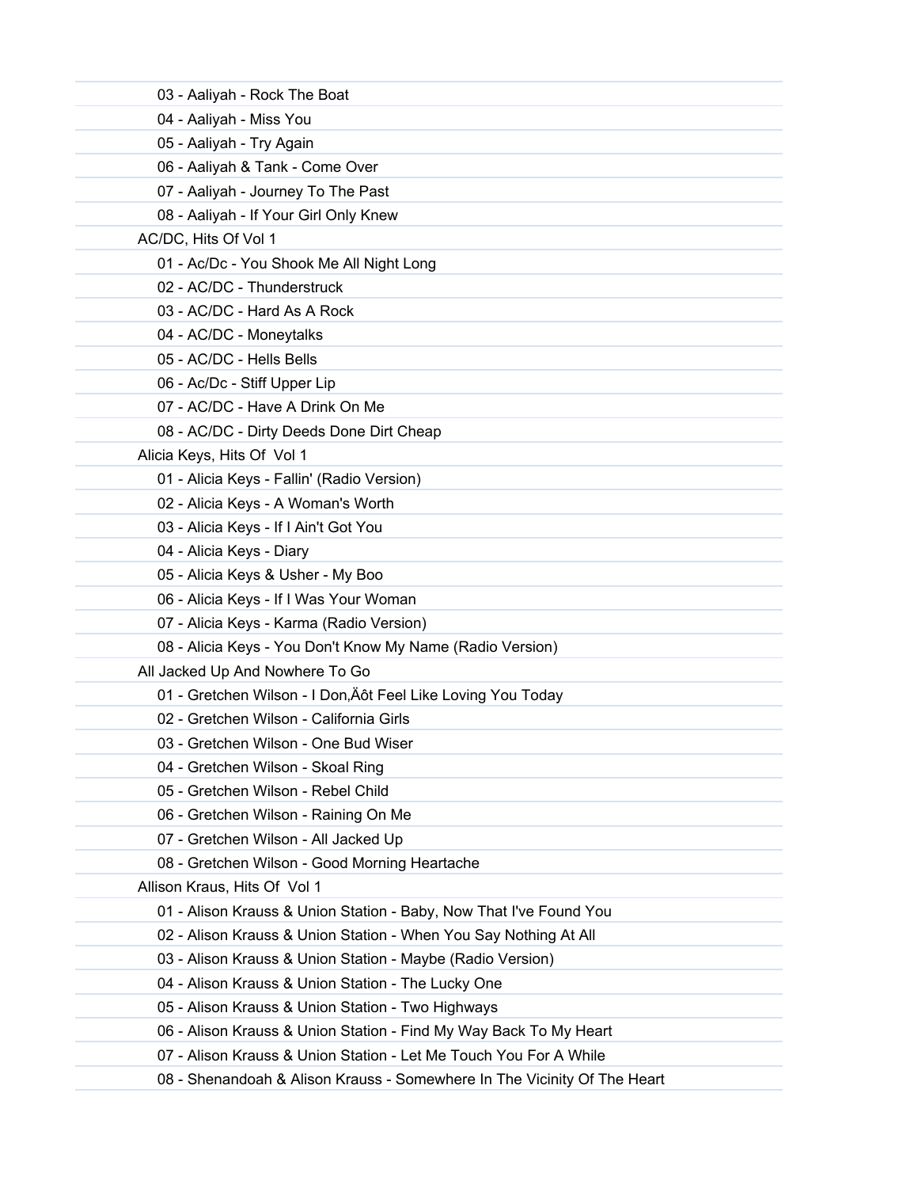03 - Aaliyah - Rock The Boat
04 - Aaliyah - Miss You
05 - Aaliyah - Try Again
06 - Aaliyah & Tank - Come Over
07 - Aaliyah - Journey To The Past
08 - Aaliyah - If Your Girl Only Knew

AC/DC, Hits Of Vol 1
01 - Ac/Dc - You Shook Me All Night Long
02 - AC/DC - Thunderstruck
03 - AC/DC - Hard As A Rock
04 - AC/DC - Moneytalks
05 - AC/DC - Hells Bells
06 - Ac/Dc - Stiff Upper Lip
07 - AC/DC - Have A Drink On Me
08 - AC/DC - Dirty Deeds Done Dirt Cheap

Alicia Keys, Hits Of  Vol 1
01 - Alicia Keys - Fallin' (Radio Version)
02 - Alicia Keys - A Woman's Worth
03 - Alicia Keys - If I Ain't Got You
04 - Alicia Keys - Diary
05 - Alicia Keys & Usher - My Boo
06 - Alicia Keys - If I Was Your Woman
07 - Alicia Keys - Karma (Radio Version)
08 - Alicia Keys - You Don't Know My Name (Radio Version)

All Jacked Up And Nowhere To Go
01 - Gretchen Wilson - I Don‚Äôt Feel Like Loving You Today
02 - Gretchen Wilson - California Girls
03 - Gretchen Wilson - One Bud Wiser
04 - Gretchen Wilson - Skoal Ring
05 - Gretchen Wilson - Rebel Child
06 - Gretchen Wilson - Raining On Me
07 - Gretchen Wilson - All Jacked Up
08 - Gretchen Wilson - Good Morning Heartache

Allison Kraus, Hits Of  Vol 1
01 - Alison Krauss & Union Station - Baby, Now That I've Found You
02 - Alison Krauss & Union Station - When You Say Nothing At All
03 - Alison Krauss & Union Station - Maybe (Radio Version)
04 - Alison Krauss & Union Station - The Lucky One
05 - Alison Krauss & Union Station - Two Highways
06 - Alison Krauss & Union Station - Find My Way Back To My Heart
07 - Alison Krauss & Union Station - Let Me Touch You For A While
08 - Shenandoah & Alison Krauss - Somewhere In The Vicinity Of The Heart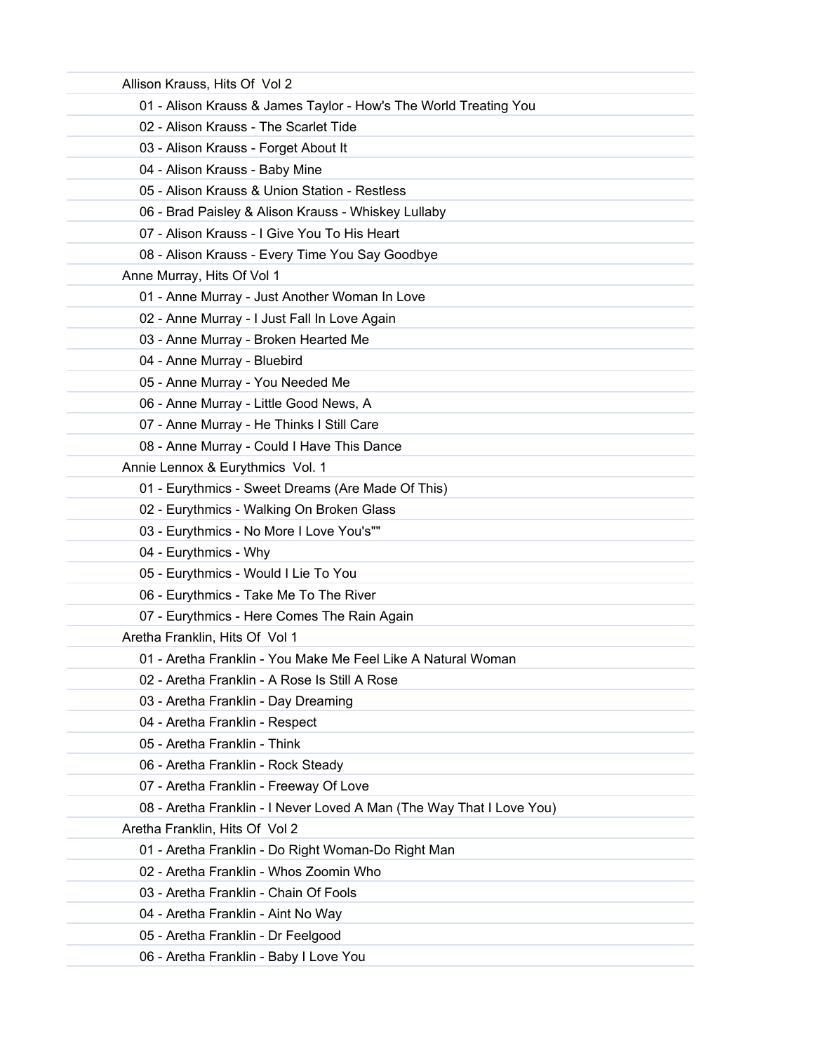Allison Krauss, Hits Of  Vol 2

- 01 - Alison Krauss & James Taylor - How's The World Treating You
- 02 - Alison Krauss - The Scarlet Tide
- 03 - Alison Krauss - Forget About It
- 04 - Alison Krauss - Baby Mine
- 05 - Alison Krauss & Union Station - Restless
- 06 - Brad Paisley & Alison Krauss - Whiskey Lullaby
- 07 - Alison Krauss - I Give You To His Heart
- 08 - Alison Krauss - Every Time You Say Goodbye

Anne Murray, Hits Of Vol 1

- 01 - Anne Murray - Just Another Woman In Love
- 02 - Anne Murray - I Just Fall In Love Again
- 03 - Anne Murray - Broken Hearted Me
- 04 - Anne Murray - Bluebird
- 05 - Anne Murray - You Needed Me
- 06 - Anne Murray - Little Good News, A
- 07 - Anne Murray - He Thinks I Still Care
- 08 - Anne Murray - Could I Have This Dance

Annie Lennox & Eurythmics  Vol. 1

- 01 - Eurythmics - Sweet Dreams (Are Made Of This)
- 02 - Eurythmics - Walking On Broken Glass
- 03 - Eurythmics - No More I Love You's""
- 04 - Eurythmics - Why
- 05 - Eurythmics - Would I Lie To You
- 06 - Eurythmics - Take Me To The River
- 07 - Eurythmics - Here Comes The Rain Again

Aretha Franklin, Hits Of  Vol 1

- 01 - Aretha Franklin - You Make Me Feel Like A Natural Woman
- 02 - Aretha Franklin - A Rose Is Still A Rose
- 03 - Aretha Franklin - Day Dreaming
- 04 - Aretha Franklin - Respect
- 05 - Aretha Franklin - Think
- 06 - Aretha Franklin - Rock Steady
- 07 - Aretha Franklin - Freeway Of Love
- 08 - Aretha Franklin - I Never Loved A Man (The Way That I Love You)

Aretha Franklin, Hits Of  Vol 2

- 01 - Aretha Franklin - Do Right Woman-Do Right Man
- 02 - Aretha Franklin - Whos Zoomin Who
- 03 - Aretha Franklin - Chain Of Fools
- 04 - Aretha Franklin - Aint No Way
- 05 - Aretha Franklin - Dr Feelgood
- 06 - Aretha Franklin - Baby I Love You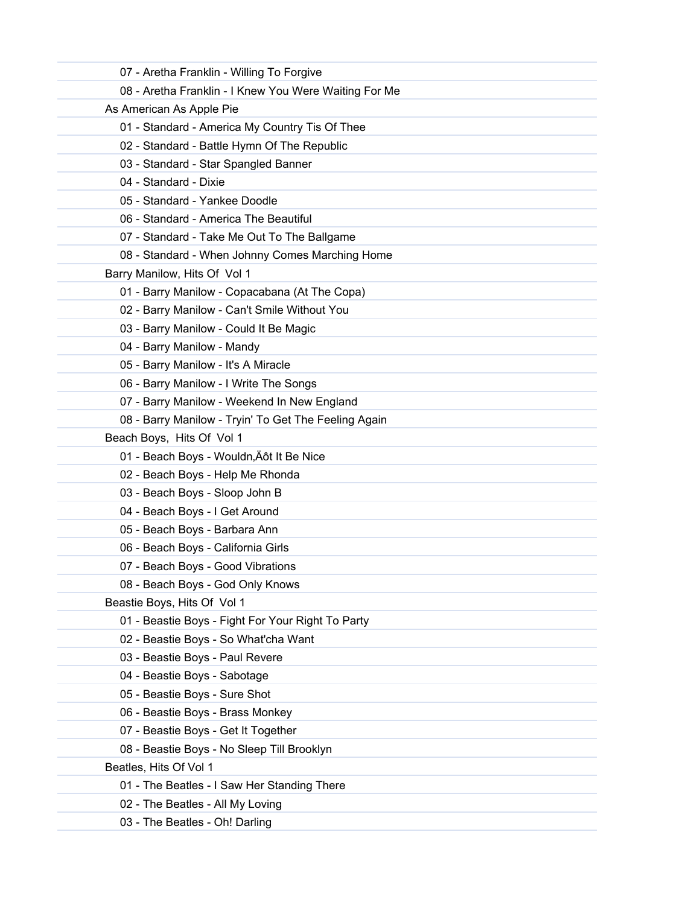07 - Aretha Franklin - Willing To Forgive
08 - Aretha Franklin - I Knew You Were Waiting For Me

As American As Apple Pie

01 - Standard - America My Country Tis Of Thee
02 - Standard - Battle Hymn Of The Republic
03 - Standard - Star Spangled Banner
04 - Standard - Dixie
05 - Standard - Yankee Doodle
06 - Standard - America The Beautiful
07 - Standard - Take Me Out To The Ballgame
08 - Standard - When Johnny Comes Marching Home

Barry Manilow, Hits Of  Vol 1

01 - Barry Manilow - Copacabana (At The Copa)
02 - Barry Manilow - Can't Smile Without You
03 - Barry Manilow - Could It Be Magic
04 - Barry Manilow - Mandy
05 - Barry Manilow - It's A Miracle
06 - Barry Manilow - I Write The Songs
07 - Barry Manilow - Weekend In New England
08 - Barry Manilow - Tryin' To Get The Feeling Again

Beach Boys,  Hits Of  Vol 1

01 - Beach Boys - Wouldn‚Äôt It Be Nice
02 - Beach Boys - Help Me Rhonda
03 - Beach Boys - Sloop John B
04 - Beach Boys - I Get Around
05 - Beach Boys - Barbara Ann
06 - Beach Boys - California Girls
07 - Beach Boys - Good Vibrations
08 - Beach Boys - God Only Knows

Beastie Boys, Hits Of  Vol 1

01 - Beastie Boys - Fight For Your Right To Party
02 - Beastie Boys - So What'cha Want
03 - Beastie Boys - Paul Revere
04 - Beastie Boys - Sabotage
05 - Beastie Boys - Sure Shot
06 - Beastie Boys - Brass Monkey
07 - Beastie Boys - Get It Together
08 - Beastie Boys - No Sleep Till Brooklyn

Beatles, Hits Of Vol 1

01 - The Beatles - I Saw Her Standing There
02 - The Beatles - All My Loving
03 - The Beatles - Oh! Darling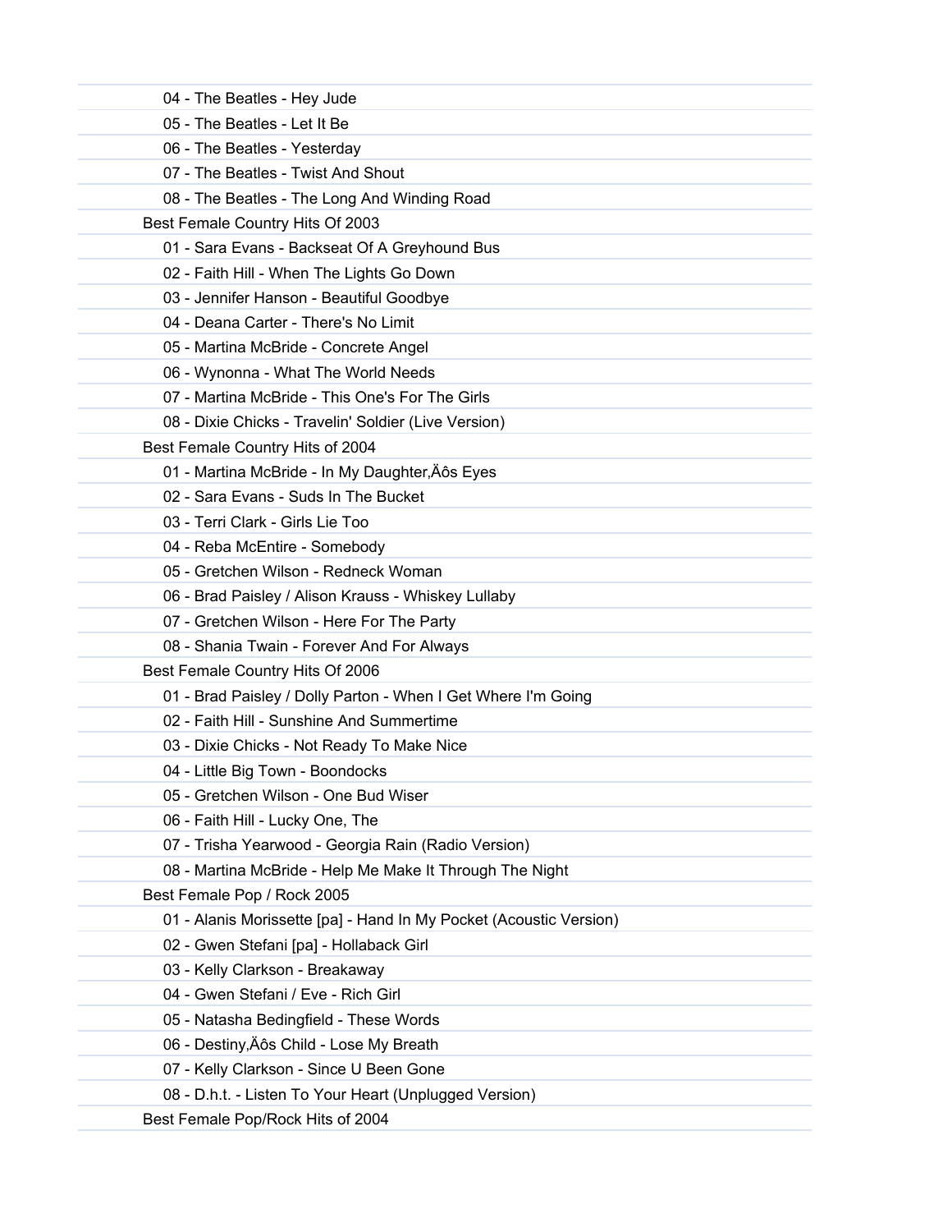04 - The Beatles - Hey Jude
05 - The Beatles - Let It Be
06 - The Beatles - Yesterday
07 - The Beatles - Twist And Shout
08 - The Beatles - The Long And Winding Road

Best Female Country Hits Of 2003

01 - Sara Evans - Backseat Of A Greyhound Bus
02 - Faith Hill - When The Lights Go Down
03 - Jennifer Hanson - Beautiful Goodbye
04 - Deana Carter - There's No Limit
05 - Martina McBride - Concrete Angel
06 - Wynonna - What The World Needs
07 - Martina McBride - This One's For The Girls
08 - Dixie Chicks - Travelin' Soldier (Live Version)

Best Female Country Hits of 2004

01 - Martina McBride - In My Daughter‚Äôs Eyes
02 - Sara Evans - Suds In The Bucket
03 - Terri Clark - Girls Lie Too
04 - Reba McEntire - Somebody
05 - Gretchen Wilson - Redneck Woman
06 - Brad Paisley / Alison Krauss - Whiskey Lullaby
07 - Gretchen Wilson - Here For The Party
08 - Shania Twain - Forever And For Always

Best Female Country Hits Of 2006

01 - Brad Paisley / Dolly Parton - When I Get Where I'm Going
02 - Faith Hill - Sunshine And Summertime
03 - Dixie Chicks - Not Ready To Make Nice
04 - Little Big Town - Boondocks
05 - Gretchen Wilson - One Bud Wiser
06 - Faith Hill - Lucky One, The
07 - Trisha Yearwood - Georgia Rain (Radio Version)
08 - Martina McBride - Help Me Make It Through The Night

Best Female Pop / Rock 2005

01 - Alanis Morissette [pa] - Hand In My Pocket (Acoustic Version)
02 - Gwen Stefani [pa] - Hollaback Girl
03 - Kelly Clarkson - Breakaway
04 - Gwen Stefani / Eve - Rich Girl
05 - Natasha Bedingfield - These Words
06 - Destiny‚Äôs Child - Lose My Breath
07 - Kelly Clarkson - Since U Been Gone
08 - D.h.t. - Listen To Your Heart (Unplugged Version)

Best Female Pop/Rock Hits of 2004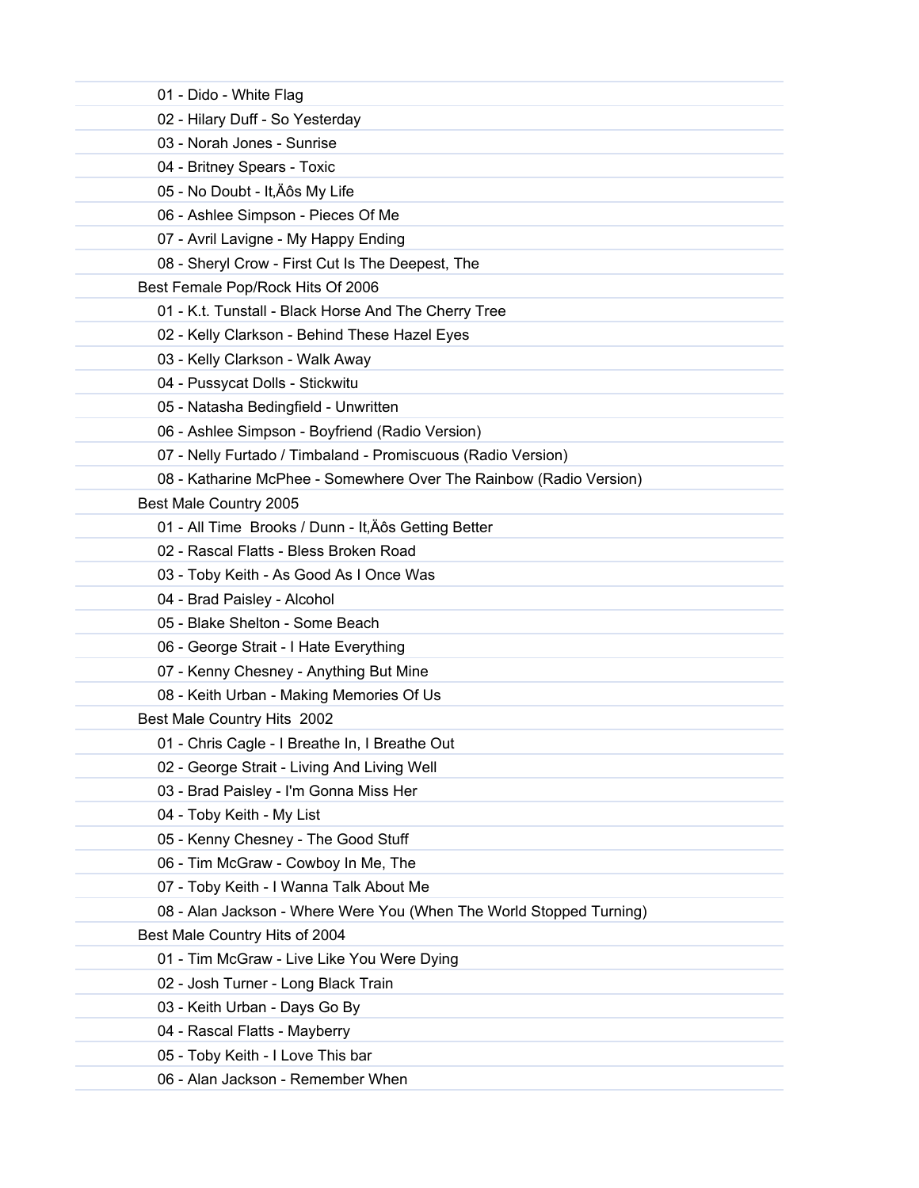01 - Dido - White Flag
02 - Hilary Duff - So Yesterday
03 - Norah Jones - Sunrise
04 - Britney Spears - Toxic
05 - No Doubt - It‚Äôs My Life
06 - Ashlee Simpson - Pieces Of Me
07 - Avril Lavigne - My Happy Ending
08 - Sheryl Crow - First Cut Is The Deepest, The

Best Female Pop/Rock Hits Of 2006

01 - K.t. Tunstall - Black Horse And The Cherry Tree
02 - Kelly Clarkson - Behind These Hazel Eyes
03 - Kelly Clarkson - Walk Away
04 - Pussycat Dolls - Stickwitu
05 - Natasha Bedingfield - Unwritten
06 - Ashlee Simpson - Boyfriend (Radio Version)
07 - Nelly Furtado / Timbaland - Promiscuous (Radio Version)
08 - Katharine McPhee - Somewhere Over The Rainbow (Radio Version)

Best Male Country 2005

01 - All Time Brooks / Dunn - It‚Äôs Getting Better
02 - Rascal Flatts - Bless Broken Road
03 - Toby Keith - As Good As I Once Was
04 - Brad Paisley - Alcohol
05 - Blake Shelton - Some Beach
06 - George Strait - I Hate Everything
07 - Kenny Chesney - Anything But Mine
08 - Keith Urban - Making Memories Of Us

Best Male Country Hits 2002

01 - Chris Cagle - I Breathe In, I Breathe Out
02 - George Strait - Living And Living Well
03 - Brad Paisley - I'm Gonna Miss Her
04 - Toby Keith - My List
05 - Kenny Chesney - The Good Stuff
06 - Tim McGraw - Cowboy In Me, The
07 - Toby Keith - I Wanna Talk About Me
08 - Alan Jackson - Where Were You (When The World Stopped Turning)

Best Male Country Hits of 2004

01 - Tim McGraw - Live Like You Were Dying
02 - Josh Turner - Long Black Train
03 - Keith Urban - Days Go By
04 - Rascal Flatts - Mayberry
05 - Toby Keith - I Love This bar
06 - Alan Jackson - Remember When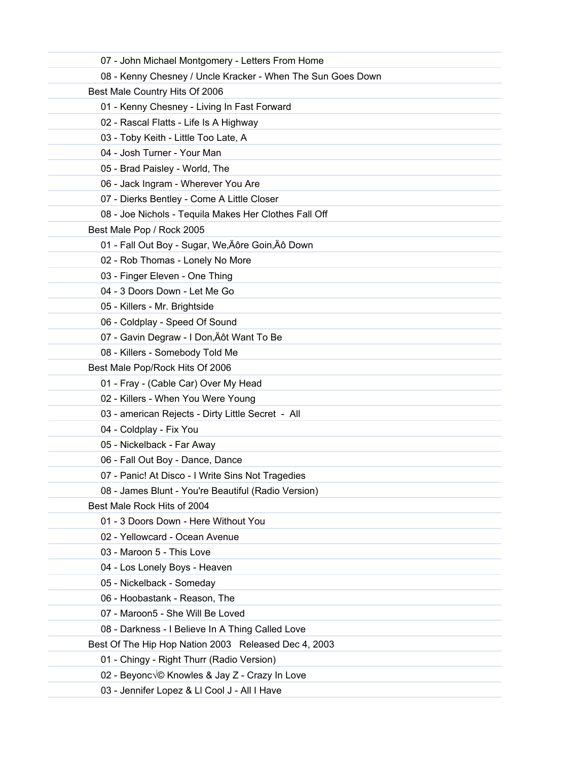07 - John Michael Montgomery - Letters From Home

08 - Kenny Chesney / Uncle Kracker - When The Sun Goes Down

Best Male Country Hits Of 2006

01 - Kenny Chesney - Living In Fast Forward

02 - Rascal Flatts - Life Is A Highway

03 - Toby Keith - Little Too Late, A

04 - Josh Turner - Your Man

05 - Brad Paisley - World, The

06 - Jack Ingram - Wherever You Are

07 - Dierks Bentley - Come A Little Closer

08 - Joe Nichols - Tequila Makes Her Clothes Fall Off

Best Male Pop / Rock 2005

01 - Fall Out Boy - Sugar, We‚Äôre Goin‚Äô Down

02 - Rob Thomas - Lonely No More

03 - Finger Eleven - One Thing

04 - 3 Doors Down - Let Me Go

05 - Killers - Mr. Brightside

06 - Coldplay - Speed Of Sound

07 - Gavin Degraw - I Don‚Äôt Want To Be

08 - Killers - Somebody Told Me

Best Male Pop/Rock Hits Of 2006

01 - Fray - (Cable Car) Over My Head

02 - Killers - When You Were Young

03 - american Rejects - Dirty Little Secret - All

04 - Coldplay - Fix You

05 - Nickelback - Far Away

06 - Fall Out Boy - Dance, Dance

07 - Panic! At Disco - I Write Sins Not Tragedies

08 - James Blunt - You're Beautiful (Radio Version)

Best Male Rock Hits of 2004

01 - 3 Doors Down - Here Without You

02 - Yellowcard - Ocean Avenue

03 - Maroon 5 - This Love

04 - Los Lonely Boys - Heaven

05 - Nickelback - Someday

06 - Hoobastank - Reason, The

07 - Maroon5 - She Will Be Loved

08 - Darkness - I Believe In A Thing Called Love

Best Of The Hip Hop Nation 2003 Released Dec 4, 2003

01 - Chingy - Right Thurr (Radio Version)

02 - Beyonc√© Knowles & Jay Z - Crazy In Love

03 - Jennifer Lopez & Ll Cool J - All I Have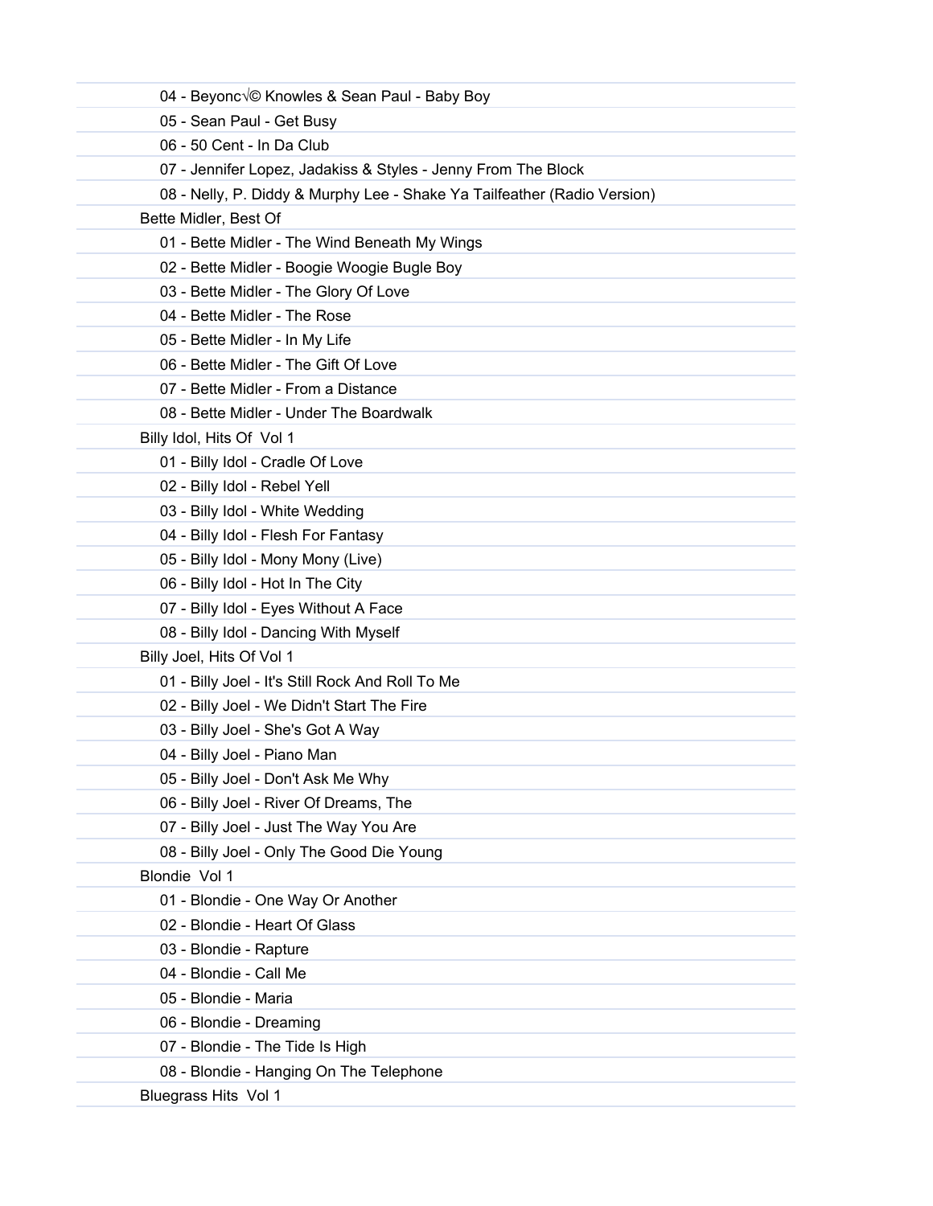04 - Beyonc√© Knowles & Sean Paul - Baby Boy
05 - Sean Paul - Get Busy
06 - 50 Cent - In Da Club
07 - Jennifer Lopez, Jadakiss & Styles - Jenny From The Block
08 - Nelly, P. Diddy & Murphy Lee - Shake Ya Tailfeather (Radio Version)

Bette Midler, Best Of

01 - Bette Midler - The Wind Beneath My Wings
02 - Bette Midler - Boogie Woogie Bugle Boy
03 - Bette Midler - The Glory Of Love
04 - Bette Midler - The Rose
05 - Bette Midler - In My Life
06 - Bette Midler - The Gift Of Love
07 - Bette Midler - From a Distance
08 - Bette Midler - Under The Boardwalk

Billy Idol, Hits Of  Vol 1

01 - Billy Idol - Cradle Of Love
02 - Billy Idol - Rebel Yell
03 - Billy Idol - White Wedding
04 - Billy Idol - Flesh For Fantasy
05 - Billy Idol - Mony Mony (Live)
06 - Billy Idol - Hot In The City
07 - Billy Idol - Eyes Without A Face
08 - Billy Idol - Dancing With Myself

Billy Joel, Hits Of Vol 1

01 - Billy Joel - It's Still Rock And Roll To Me
02 - Billy Joel - We Didn't Start The Fire
03 - Billy Joel - She's Got A Way
04 - Billy Joel - Piano Man
05 - Billy Joel - Don't Ask Me Why
06 - Billy Joel - River Of Dreams, The
07 - Billy Joel - Just The Way You Are
08 - Billy Joel - Only The Good Die Young

Blondie  Vol 1

01 - Blondie - One Way Or Another
02 - Blondie - Heart Of Glass
03 - Blondie - Rapture
04 - Blondie - Call Me
05 - Blondie - Maria
06 - Blondie - Dreaming
07 - Blondie - The Tide Is High
08 - Blondie - Hanging On The Telephone

Bluegrass Hits  Vol 1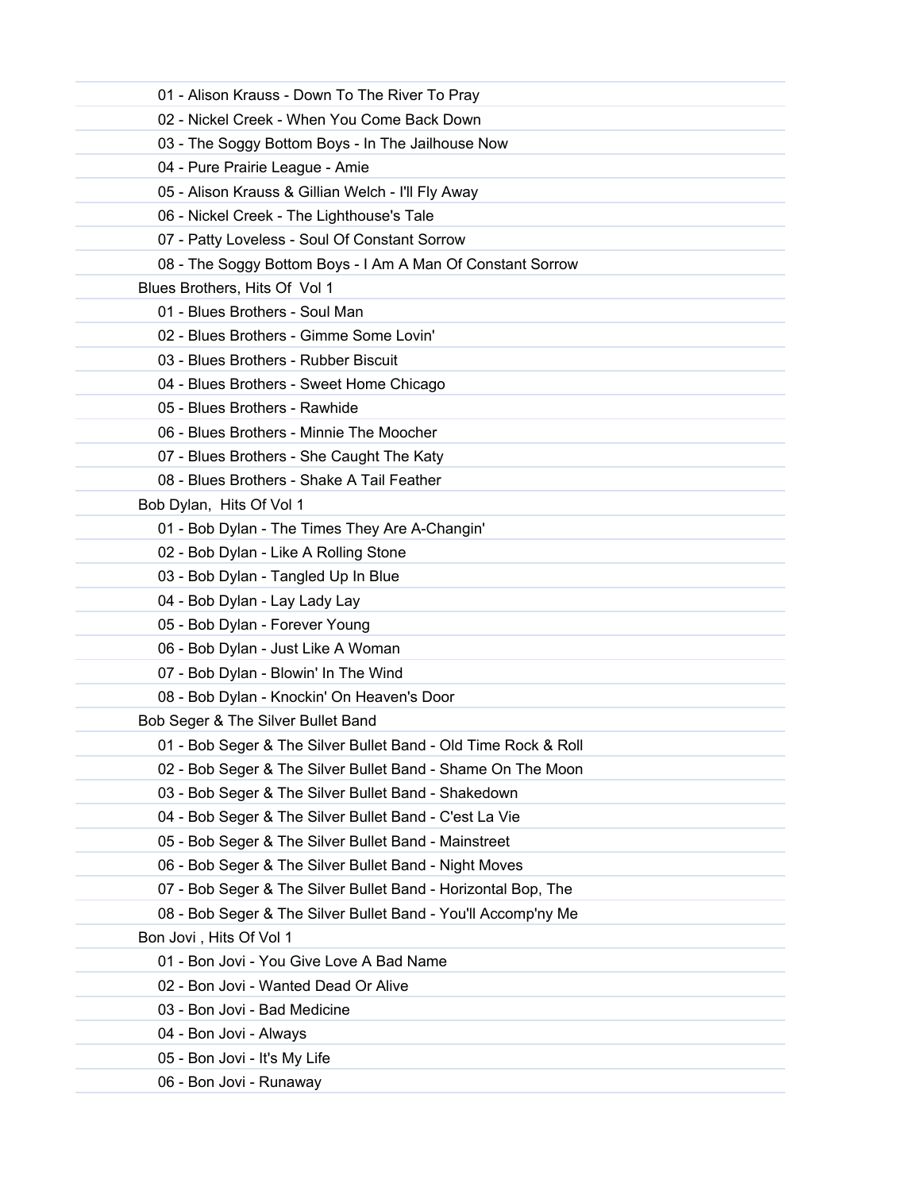01 - Alison Krauss - Down To The River To Pray
02 - Nickel Creek - When You Come Back Down
03 - The Soggy Bottom Boys - In The Jailhouse Now
04 - Pure Prairie League - Amie
05 - Alison Krauss & Gillian Welch - I'll Fly Away
06 - Nickel Creek - The Lighthouse's Tale
07 - Patty Loveless - Soul Of Constant Sorrow
08 - The Soggy Bottom Boys - I Am A Man Of Constant Sorrow

Blues Brothers, Hits Of Vol 1

01 - Blues Brothers - Soul Man
02 - Blues Brothers - Gimme Some Lovin'
03 - Blues Brothers - Rubber Biscuit
04 - Blues Brothers - Sweet Home Chicago
05 - Blues Brothers - Rawhide
06 - Blues Brothers - Minnie The Moocher
07 - Blues Brothers - She Caught The Katy
08 - Blues Brothers - Shake A Tail Feather

Bob Dylan, Hits Of Vol 1

01 - Bob Dylan - The Times They Are A-Changin'
02 - Bob Dylan - Like A Rolling Stone
03 - Bob Dylan - Tangled Up In Blue
04 - Bob Dylan - Lay Lady Lay
05 - Bob Dylan - Forever Young
06 - Bob Dylan - Just Like A Woman
07 - Bob Dylan - Blowin' In The Wind
08 - Bob Dylan - Knockin' On Heaven's Door

Bob Seger & The Silver Bullet Band

01 - Bob Seger & The Silver Bullet Band - Old Time Rock & Roll
02 - Bob Seger & The Silver Bullet Band - Shame On The Moon
03 - Bob Seger & The Silver Bullet Band - Shakedown
04 - Bob Seger & The Silver Bullet Band - C'est La Vie
05 - Bob Seger & The Silver Bullet Band - Mainstreet
06 - Bob Seger & The Silver Bullet Band - Night Moves
07 - Bob Seger & The Silver Bullet Band - Horizontal Bop, The
08 - Bob Seger & The Silver Bullet Band - You'll Accomp'ny Me

Bon Jovi , Hits Of Vol 1

01 - Bon Jovi - You Give Love A Bad Name
02 - Bon Jovi - Wanted Dead Or Alive
03 - Bon Jovi - Bad Medicine
04 - Bon Jovi - Always
05 - Bon Jovi - It's My Life
06 - Bon Jovi - Runaway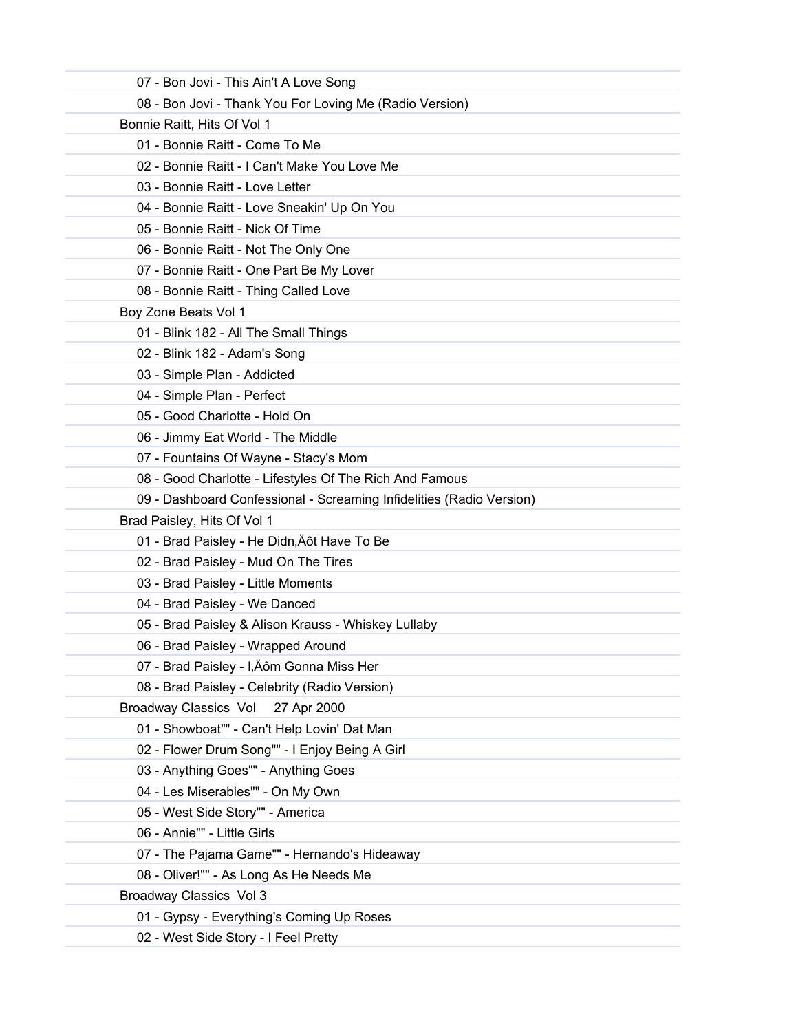07 - Bon Jovi - This Ain't A Love Song

08 - Bon Jovi - Thank You For Loving Me (Radio Version)

Bonnie Raitt, Hits Of Vol 1

01 - Bonnie Raitt - Come To Me

02 - Bonnie Raitt - I Can't Make You Love Me

03 - Bonnie Raitt - Love Letter

04 - Bonnie Raitt - Love Sneakin' Up On You

05 - Bonnie Raitt - Nick Of Time

06 - Bonnie Raitt - Not The Only One

07 - Bonnie Raitt - One Part Be My Lover

08 - Bonnie Raitt - Thing Called Love

Boy Zone Beats Vol 1

01 - Blink 182 - All The Small Things

02 - Blink 182 - Adam's Song

03 - Simple Plan - Addicted

04 - Simple Plan - Perfect

05 - Good Charlotte - Hold On

06 - Jimmy Eat World - The Middle

07 - Fountains Of Wayne - Stacy's Mom

08 - Good Charlotte - Lifestyles Of The Rich And Famous

09 - Dashboard Confessional - Screaming Infidelities (Radio Version)

Brad Paisley, Hits Of Vol 1

01 - Brad Paisley - He Didn‚Äôt Have To Be

02 - Brad Paisley - Mud On The Tires

03 - Brad Paisley - Little Moments

04 - Brad Paisley - We Danced

05 - Brad Paisley & Alison Krauss - Whiskey Lullaby

06 - Brad Paisley - Wrapped Around

07 - Brad Paisley - I‚Äôm Gonna Miss Her

08 - Brad Paisley - Celebrity (Radio Version)

Broadway Classics Vol 27 Apr 2000

01 - Showboat"" - Can't Help Lovin' Dat Man

02 - Flower Drum Song"" - I Enjoy Being A Girl

03 - Anything Goes"" - Anything Goes

04 - Les Miserables"" - On My Own

05 - West Side Story"" - America

06 - Annie"" - Little Girls

07 - The Pajama Game"" - Hernando's Hideaway

08 - Oliver!"" - As Long As He Needs Me

Broadway Classics Vol 3

01 - Gypsy - Everything's Coming Up Roses

02 - West Side Story - I Feel Pretty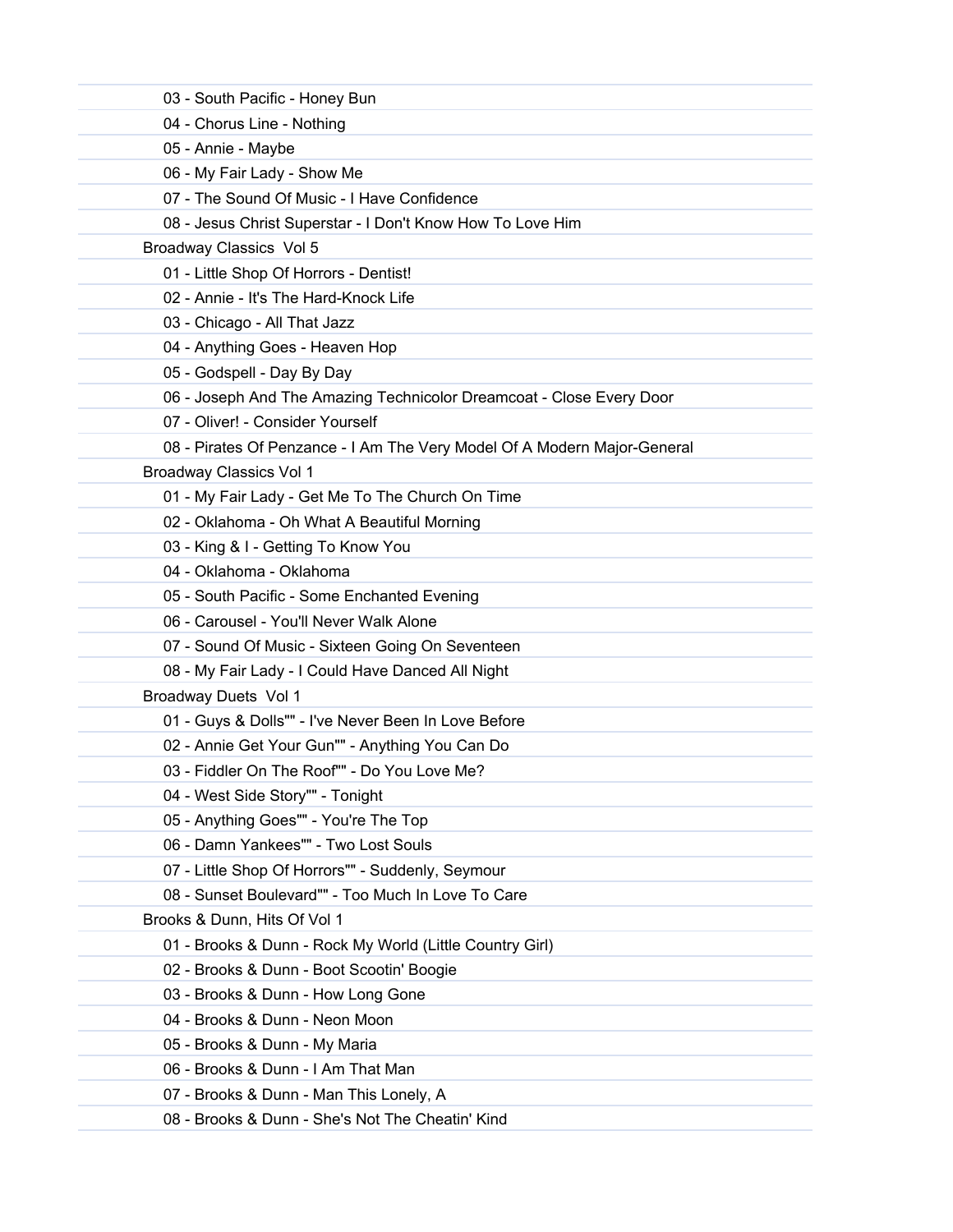03 - South Pacific - Honey Bun

04 - Chorus Line - Nothing

05 - Annie - Maybe

06 - My Fair Lady - Show Me

07 - The Sound Of Music - I Have Confidence

08 - Jesus Christ Superstar - I Don't Know How To Love Him

Broadway Classics  Vol 5

01 - Little Shop Of Horrors - Dentist!

02 - Annie - It's The Hard-Knock Life

03 - Chicago - All That Jazz

04 - Anything Goes - Heaven Hop

05 - Godspell - Day By Day

06 - Joseph And The Amazing Technicolor Dreamcoat - Close Every Door

07 - Oliver! - Consider Yourself

08 - Pirates Of Penzance - I Am The Very Model Of A Modern Major-General

Broadway Classics Vol 1

01 - My Fair Lady - Get Me To The Church On Time

02 - Oklahoma - Oh What A Beautiful Morning

03 - King & I - Getting To Know You

04 - Oklahoma - Oklahoma

05 - South Pacific - Some Enchanted Evening

06 - Carousel - You'll Never Walk Alone

07 - Sound Of Music - Sixteen Going On Seventeen

08 - My Fair Lady - I Could Have Danced All Night

Broadway Duets  Vol 1

01 - Guys & Dolls"" - I've Never Been In Love Before

02 - Annie Get Your Gun"" - Anything You Can Do

03 - Fiddler On The Roof"" - Do You Love Me?

04 - West Side Story"" - Tonight

05 - Anything Goes"" - You're The Top

06 - Damn Yankees"" - Two Lost Souls

07 - Little Shop Of Horrors"" - Suddenly, Seymour

08 - Sunset Boulevard"" - Too Much In Love To Care

Brooks & Dunn, Hits Of Vol 1

01 - Brooks & Dunn - Rock My World (Little Country Girl)

02 - Brooks & Dunn - Boot Scootin' Boogie

03 - Brooks & Dunn - How Long Gone

04 - Brooks & Dunn - Neon Moon

05 - Brooks & Dunn - My Maria

06 - Brooks & Dunn - I Am That Man

07 - Brooks & Dunn - Man This Lonely, A

08 - Brooks & Dunn - She's Not The Cheatin' Kind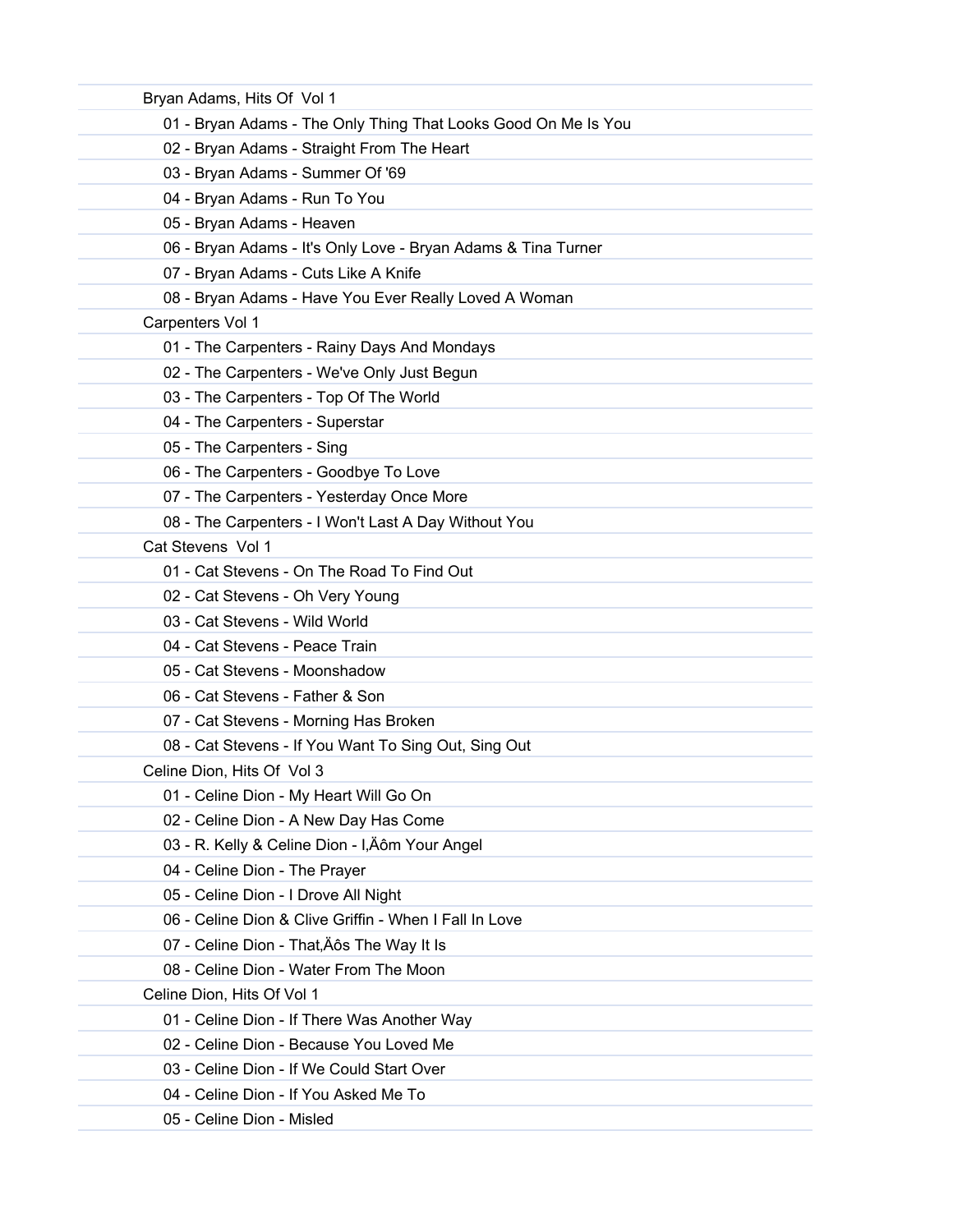Bryan Adams, Hits Of  Vol 1

- 01 - Bryan Adams - The Only Thing That Looks Good On Me Is You
- 02 - Bryan Adams - Straight From The Heart
- 03 - Bryan Adams - Summer Of '69
- 04 - Bryan Adams - Run To You
- 05 - Bryan Adams - Heaven
- 06 - Bryan Adams - It's Only Love - Bryan Adams & Tina Turner
- 07 - Bryan Adams - Cuts Like A Knife
- 08 - Bryan Adams - Have You Ever Really Loved A Woman

Carpenters Vol 1

- 01 - The Carpenters - Rainy Days And Mondays
- 02 - The Carpenters - We've Only Just Begun
- 03 - The Carpenters - Top Of The World
- 04 - The Carpenters - Superstar
- 05 - The Carpenters - Sing
- 06 - The Carpenters - Goodbye To Love
- 07 - The Carpenters - Yesterday Once More
- 08 - The Carpenters - I Won't Last A Day Without You

Cat Stevens  Vol 1

- 01 - Cat Stevens - On The Road To Find Out
- 02 - Cat Stevens - Oh Very Young
- 03 - Cat Stevens - Wild World
- 04 - Cat Stevens - Peace Train
- 05 - Cat Stevens - Moonshadow
- 06 - Cat Stevens - Father & Son
- 07 - Cat Stevens - Morning Has Broken
- 08 - Cat Stevens - If You Want To Sing Out, Sing Out

Celine Dion, Hits Of  Vol 3

- 01 - Celine Dion - My Heart Will Go On
- 02 - Celine Dion - A New Day Has Come
- 03 - R. Kelly & Celine Dion - I‚Äôm Your Angel
- 04 - Celine Dion - The Prayer
- 05 - Celine Dion - I Drove All Night
- 06 - Celine Dion & Clive Griffin - When I Fall In Love
- 07 - Celine Dion - That‚Äôs The Way It Is
- 08 - Celine Dion - Water From The Moon

Celine Dion, Hits Of Vol 1

- 01 - Celine Dion - If There Was Another Way
- 02 - Celine Dion - Because You Loved Me
- 03 - Celine Dion - If We Could Start Over
- 04 - Celine Dion - If You Asked Me To
- 05 - Celine Dion - Misled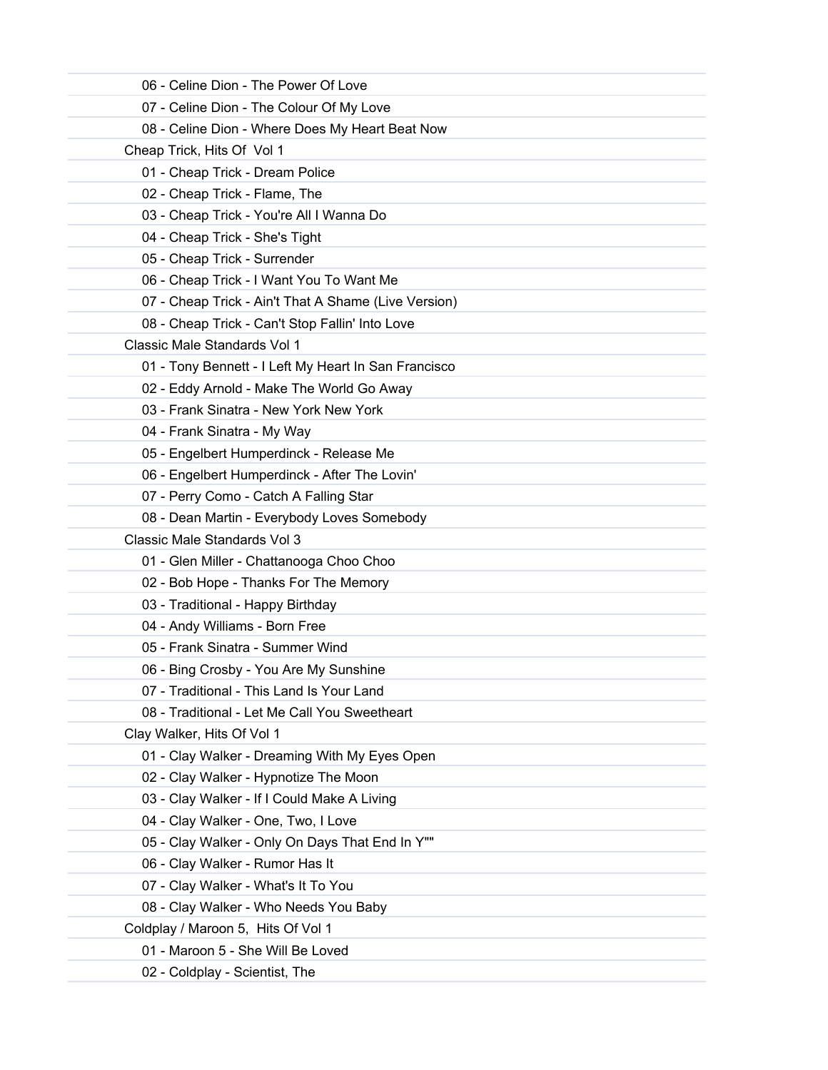06 - Celine Dion - The Power Of Love
07 - Celine Dion - The Colour Of My Love
08 - Celine Dion - Where Does My Heart Beat Now

Cheap Trick, Hits Of  Vol 1
01 - Cheap Trick - Dream Police
02 - Cheap Trick - Flame, The
03 - Cheap Trick - You're All I Wanna Do
04 - Cheap Trick - She's Tight
05 - Cheap Trick - Surrender
06 - Cheap Trick - I Want You To Want Me
07 - Cheap Trick - Ain't That A Shame (Live Version)
08 - Cheap Trick - Can't Stop Fallin' Into Love

Classic Male Standards Vol 1
01 - Tony Bennett - I Left My Heart In San Francisco
02 - Eddy Arnold - Make The World Go Away
03 - Frank Sinatra - New York New York
04 - Frank Sinatra - My Way
05 - Engelbert Humperdinck - Release Me
06 - Engelbert Humperdinck - After The Lovin'
07 - Perry Como - Catch A Falling Star
08 - Dean Martin - Everybody Loves Somebody

Classic Male Standards Vol 3
01 - Glen Miller - Chattanooga Choo Choo
02 - Bob Hope - Thanks For The Memory
03 - Traditional - Happy Birthday
04 - Andy Williams - Born Free
05 - Frank Sinatra - Summer Wind
06 - Bing Crosby - You Are My Sunshine
07 - Traditional - This Land Is Your Land
08 - Traditional - Let Me Call You Sweetheart

Clay Walker, Hits Of Vol 1
01 - Clay Walker - Dreaming With My Eyes Open
02 - Clay Walker - Hypnotize The Moon
03 - Clay Walker - If I Could Make A Living
04 - Clay Walker - One, Two, I Love
05 - Clay Walker - Only On Days That End In Y""
06 - Clay Walker - Rumor Has It
07 - Clay Walker - What's It To You
08 - Clay Walker - Who Needs You Baby

Coldplay / Maroon 5,  Hits Of Vol 1
01 - Maroon 5 - She Will Be Loved
02 - Coldplay - Scientist, The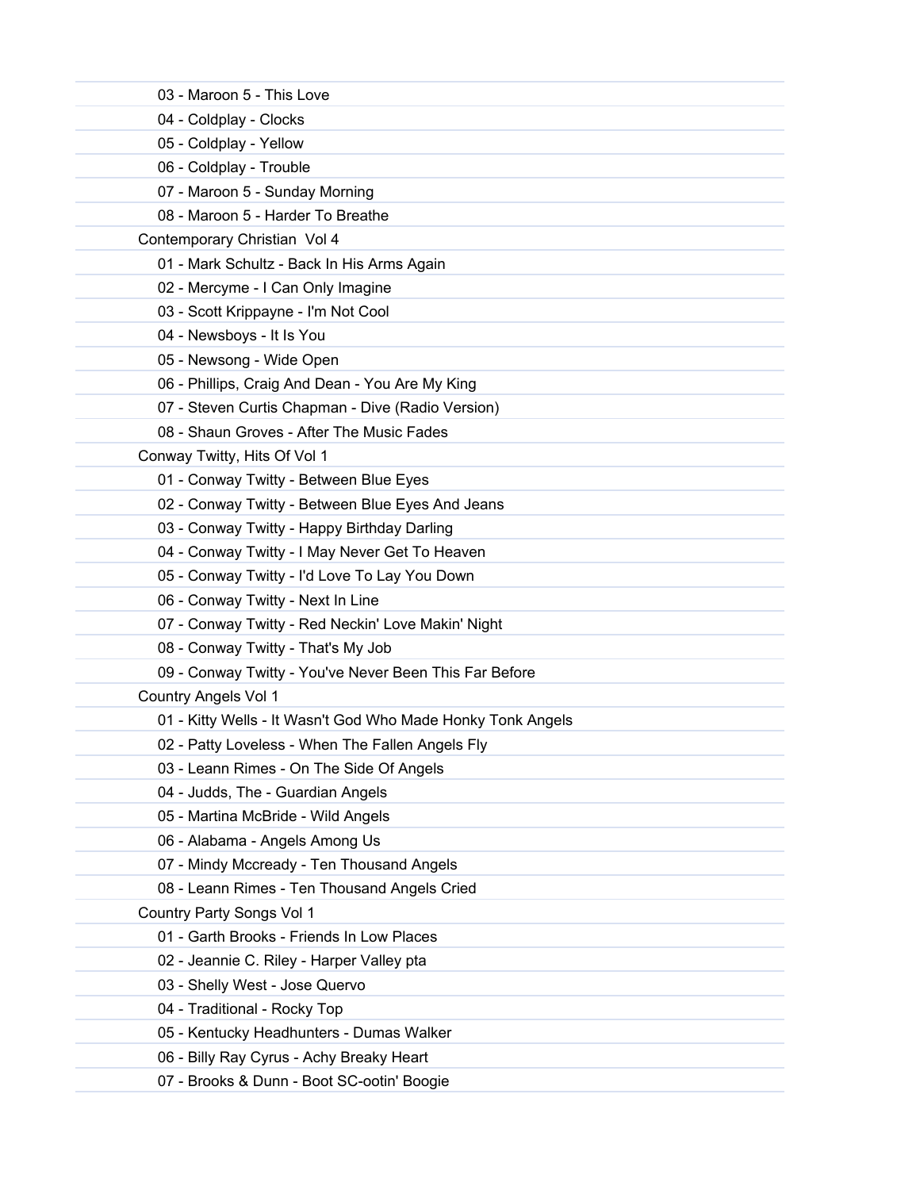03 - Maroon 5 - This Love

04 - Coldplay - Clocks

05 - Coldplay - Yellow

06 - Coldplay - Trouble

07 - Maroon 5 - Sunday Morning

08 - Maroon 5 - Harder To Breathe

Contemporary Christian  Vol 4

01 - Mark Schultz - Back In His Arms Again

02 - Mercyme - I Can Only Imagine

03 - Scott Krippayne - I'm Not Cool

04 - Newsboys - It Is You

05 - Newsong - Wide Open

06 - Phillips, Craig And Dean - You Are My King

07 - Steven Curtis Chapman - Dive (Radio Version)

08 - Shaun Groves - After The Music Fades

Conway Twitty, Hits Of Vol 1

01 - Conway Twitty - Between Blue Eyes

02 - Conway Twitty - Between Blue Eyes And Jeans

03 - Conway Twitty - Happy Birthday Darling

04 - Conway Twitty - I May Never Get To Heaven

05 - Conway Twitty - I'd Love To Lay You Down

06 - Conway Twitty - Next In Line

07 - Conway Twitty - Red Neckin' Love Makin' Night

08 - Conway Twitty - That's My Job

09 - Conway Twitty - You've Never Been This Far Before

Country Angels Vol 1

01 - Kitty Wells - It Wasn't God Who Made Honky Tonk Angels

02 - Patty Loveless - When The Fallen Angels Fly

03 - Leann Rimes - On The Side Of Angels

04 - Judds, The - Guardian Angels

05 - Martina McBride - Wild Angels

06 - Alabama - Angels Among Us

07 - Mindy Mccready - Ten Thousand Angels

08 - Leann Rimes - Ten Thousand Angels Cried

Country Party Songs Vol 1

01 - Garth Brooks - Friends In Low Places

02 - Jeannie C. Riley - Harper Valley pta

03 - Shelly West - Jose Quervo

04 - Traditional - Rocky Top

05 - Kentucky Headhunters - Dumas Walker

06 - Billy Ray Cyrus - Achy Breaky Heart

07 - Brooks & Dunn - Boot SC-ootin' Boogie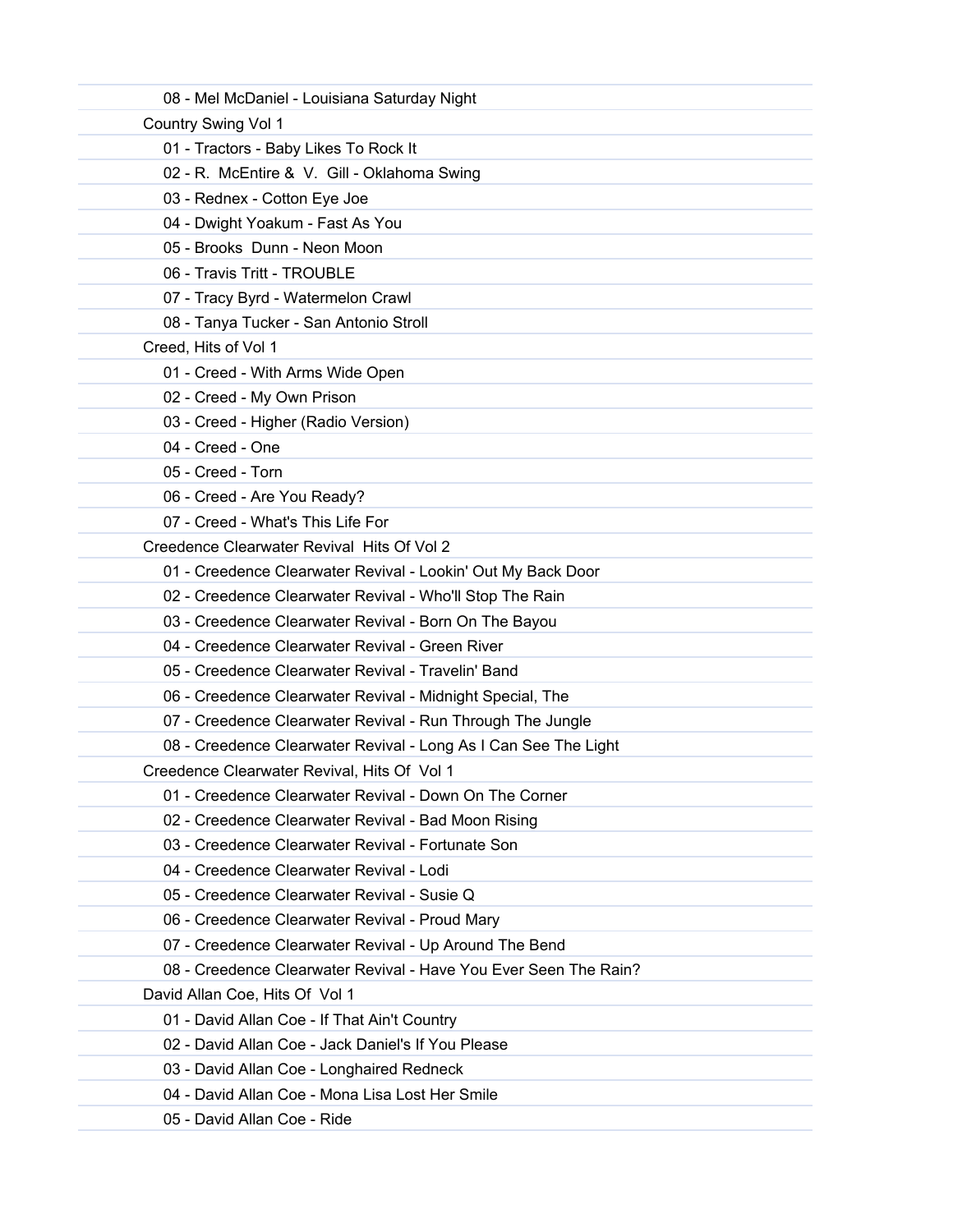- 08 - Mel McDaniel - Louisiana Saturday Night

Country Swing Vol 1

- 01 - Tractors - Baby Likes To Rock It
- 02 - R. McEntire & V. Gill - Oklahoma Swing
- 03 - Rednex - Cotton Eye Joe
- 04 - Dwight Yoakum - Fast As You
- 05 - Brooks Dunn - Neon Moon
- 06 - Travis Tritt - TROUBLE
- 07 - Tracy Byrd - Watermelon Crawl
- 08 - Tanya Tucker - San Antonio Stroll

Creed, Hits of Vol 1

- 01 - Creed - With Arms Wide Open
- 02 - Creed - My Own Prison
- 03 - Creed - Higher (Radio Version)
- 04 - Creed - One
- 05 - Creed - Torn
- 06 - Creed - Are You Ready?
- 07 - Creed - What's This Life For

Creedence Clearwater Revival Hits Of Vol 2

- 01 - Creedence Clearwater Revival - Lookin' Out My Back Door
- 02 - Creedence Clearwater Revival - Who'll Stop The Rain
- 03 - Creedence Clearwater Revival - Born On The Bayou
- 04 - Creedence Clearwater Revival - Green River
- 05 - Creedence Clearwater Revival - Travelin' Band
- 06 - Creedence Clearwater Revival - Midnight Special, The
- 07 - Creedence Clearwater Revival - Run Through The Jungle
- 08 - Creedence Clearwater Revival - Long As I Can See The Light

Creedence Clearwater Revival, Hits Of Vol 1

- 01 - Creedence Clearwater Revival - Down On The Corner
- 02 - Creedence Clearwater Revival - Bad Moon Rising
- 03 - Creedence Clearwater Revival - Fortunate Son
- 04 - Creedence Clearwater Revival - Lodi
- 05 - Creedence Clearwater Revival - Susie Q
- 06 - Creedence Clearwater Revival - Proud Mary
- 07 - Creedence Clearwater Revival - Up Around The Bend
- 08 - Creedence Clearwater Revival - Have You Ever Seen The Rain?

David Allan Coe, Hits Of Vol 1

- 01 - David Allan Coe - If That Ain't Country
- 02 - David Allan Coe - Jack Daniel's If You Please
- 03 - David Allan Coe - Longhaired Redneck
- 04 - David Allan Coe - Mona Lisa Lost Her Smile
- 05 - David Allan Coe - Ride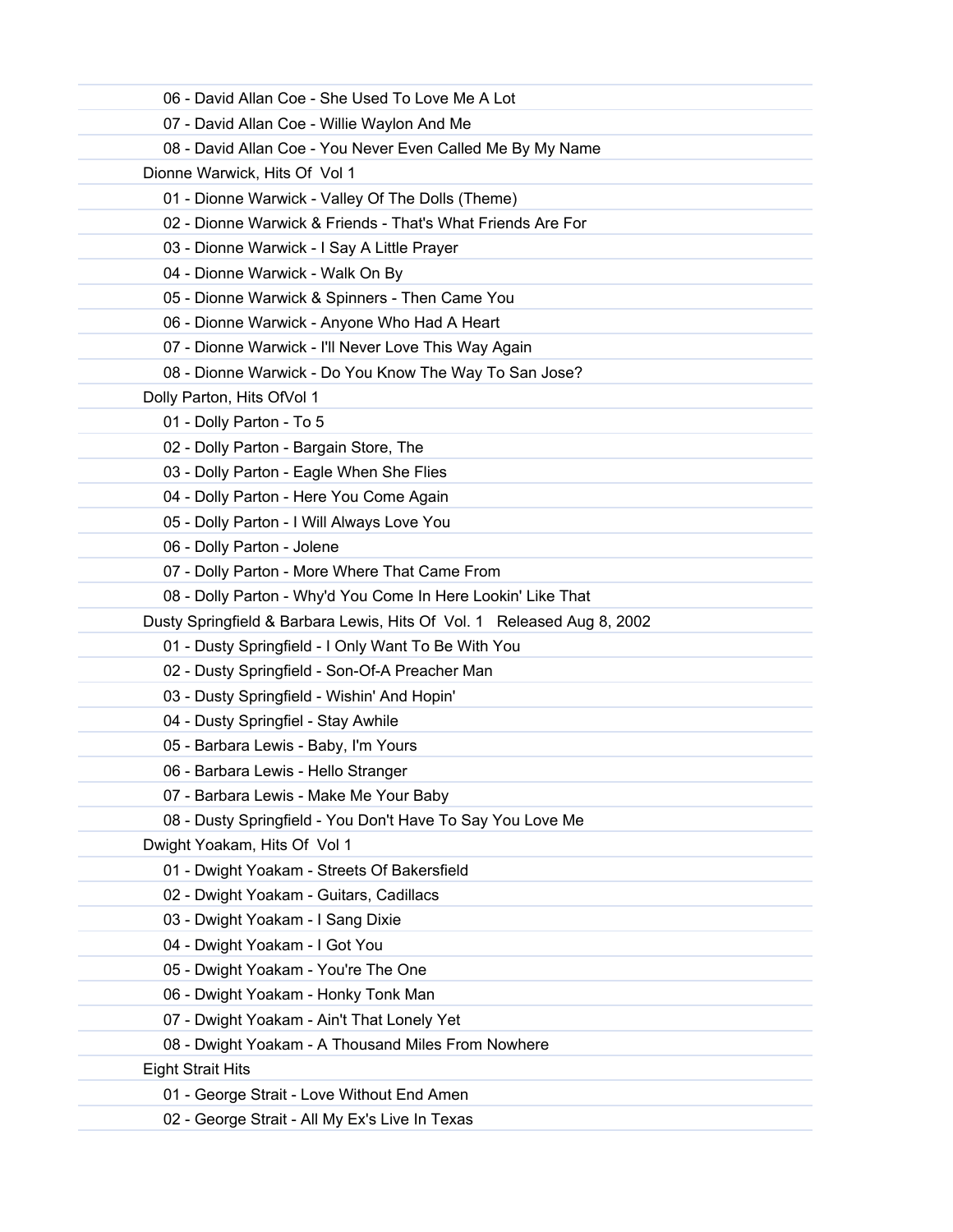06 - David Allan Coe - She Used To Love Me A Lot
07 - David Allan Coe - Willie Waylon And Me
08 - David Allan Coe - You Never Even Called Me By My Name

Dionne Warwick, Hits Of  Vol 1
01 - Dionne Warwick - Valley Of The Dolls (Theme)
02 - Dionne Warwick & Friends - That's What Friends Are For
03 - Dionne Warwick - I Say A Little Prayer
04 - Dionne Warwick - Walk On By
05 - Dionne Warwick & Spinners - Then Came You
06 - Dionne Warwick - Anyone Who Had A Heart
07 - Dionne Warwick - I'll Never Love This Way Again
08 - Dionne Warwick - Do You Know The Way To San Jose?

Dolly Parton, Hits OfVol 1
01 - Dolly Parton - To 5
02 - Dolly Parton - Bargain Store, The
03 - Dolly Parton - Eagle When She Flies
04 - Dolly Parton - Here You Come Again
05 - Dolly Parton - I Will Always Love You
06 - Dolly Parton - Jolene
07 - Dolly Parton - More Where That Came From
08 - Dolly Parton - Why'd You Come In Here Lookin' Like That

Dusty Springfield & Barbara Lewis, Hits Of  Vol. 1   Released Aug 8, 2002
01 - Dusty Springfield - I Only Want To Be With You
02 - Dusty Springfield - Son-Of-A Preacher Man
03 - Dusty Springfield - Wishin' And Hopin'
04 - Dusty Springfiel - Stay Awhile
05 - Barbara Lewis - Baby, I'm Yours
06 - Barbara Lewis - Hello Stranger
07 - Barbara Lewis - Make Me Your Baby
08 - Dusty Springfield - You Don't Have To Say You Love Me

Dwight Yoakam, Hits Of  Vol 1
01 - Dwight Yoakam - Streets Of Bakersfield
02 - Dwight Yoakam - Guitars, Cadillacs
03 - Dwight Yoakam - I Sang Dixie
04 - Dwight Yoakam - I Got You
05 - Dwight Yoakam - You're The One
06 - Dwight Yoakam - Honky Tonk Man
07 - Dwight Yoakam - Ain't That Lonely Yet
08 - Dwight Yoakam - A Thousand Miles From Nowhere

Eight Strait Hits
01 - George Strait - Love Without End Amen
02 - George Strait - All My Ex's Live In Texas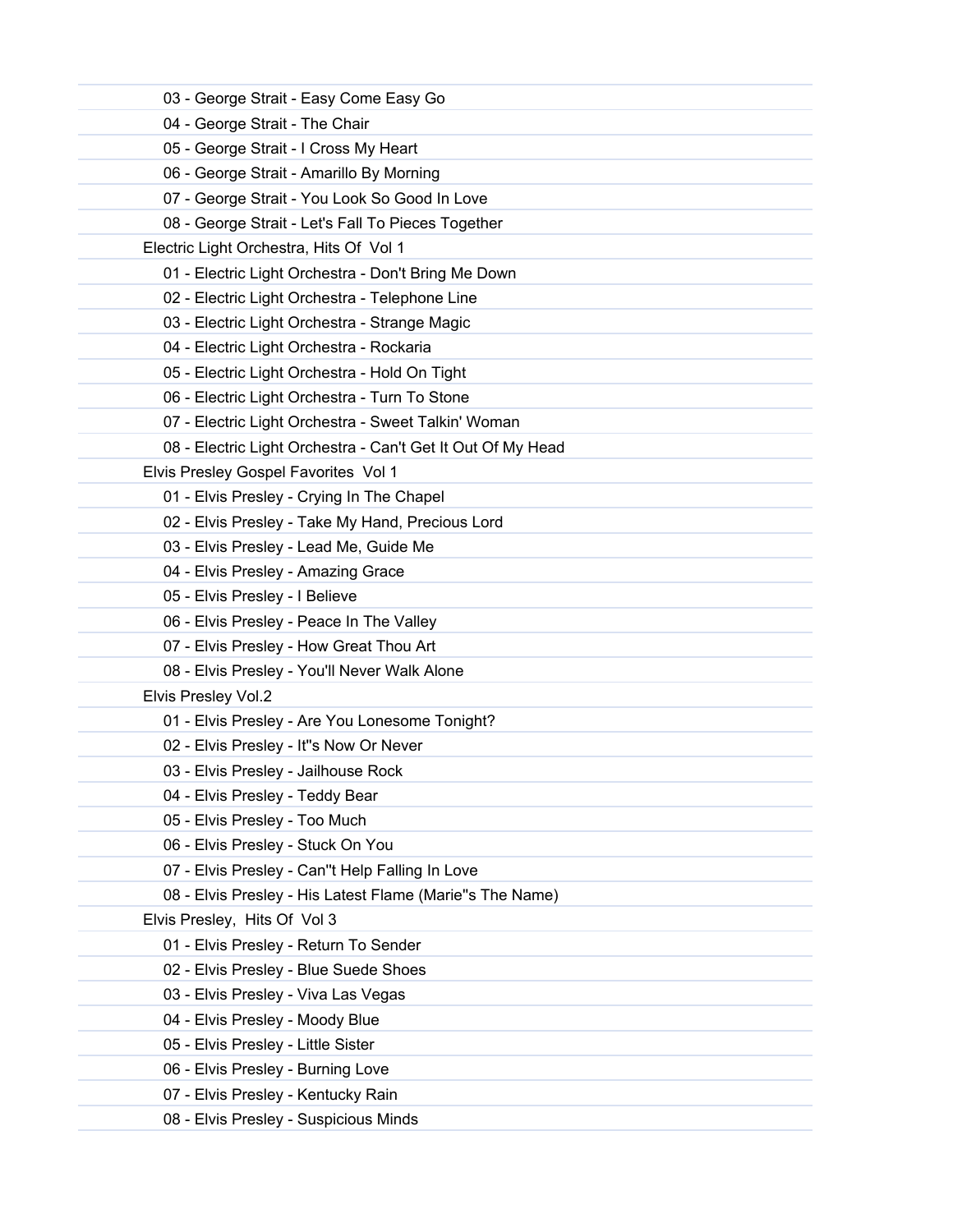03 - George Strait - Easy Come Easy Go
04 - George Strait - The Chair
05 - George Strait - I Cross My Heart
06 - George Strait - Amarillo By Morning
07 - George Strait - You Look So Good In Love
08 - George Strait - Let's Fall To Pieces Together

Electric Light Orchestra, Hits Of  Vol 1

01 - Electric Light Orchestra - Don't Bring Me Down
02 - Electric Light Orchestra - Telephone Line
03 - Electric Light Orchestra - Strange Magic
04 - Electric Light Orchestra - Rockaria
05 - Electric Light Orchestra - Hold On Tight
06 - Electric Light Orchestra - Turn To Stone
07 - Electric Light Orchestra - Sweet Talkin' Woman
08 - Electric Light Orchestra - Can't Get It Out Of My Head

Elvis Presley Gospel Favorites  Vol 1

01 - Elvis Presley - Crying In The Chapel
02 - Elvis Presley - Take My Hand, Precious Lord
03 - Elvis Presley - Lead Me, Guide Me
04 - Elvis Presley - Amazing Grace
05 - Elvis Presley - I Believe
06 - Elvis Presley - Peace In The Valley
07 - Elvis Presley - How Great Thou Art
08 - Elvis Presley - You'll Never Walk Alone

Elvis Presley Vol.2

01 - Elvis Presley - Are You Lonesome Tonight?
02 - Elvis Presley - It''s Now Or Never
03 - Elvis Presley - Jailhouse Rock
04 - Elvis Presley - Teddy Bear
05 - Elvis Presley - Too Much
06 - Elvis Presley - Stuck On You
07 - Elvis Presley - Can''t Help Falling In Love
08 - Elvis Presley - His Latest Flame (Marie''s The Name)

Elvis Presley,  Hits Of  Vol 3

01 - Elvis Presley - Return To Sender
02 - Elvis Presley - Blue Suede Shoes
03 - Elvis Presley - Viva Las Vegas
04 - Elvis Presley - Moody Blue
05 - Elvis Presley - Little Sister
06 - Elvis Presley - Burning Love
07 - Elvis Presley - Kentucky Rain
08 - Elvis Presley - Suspicious Minds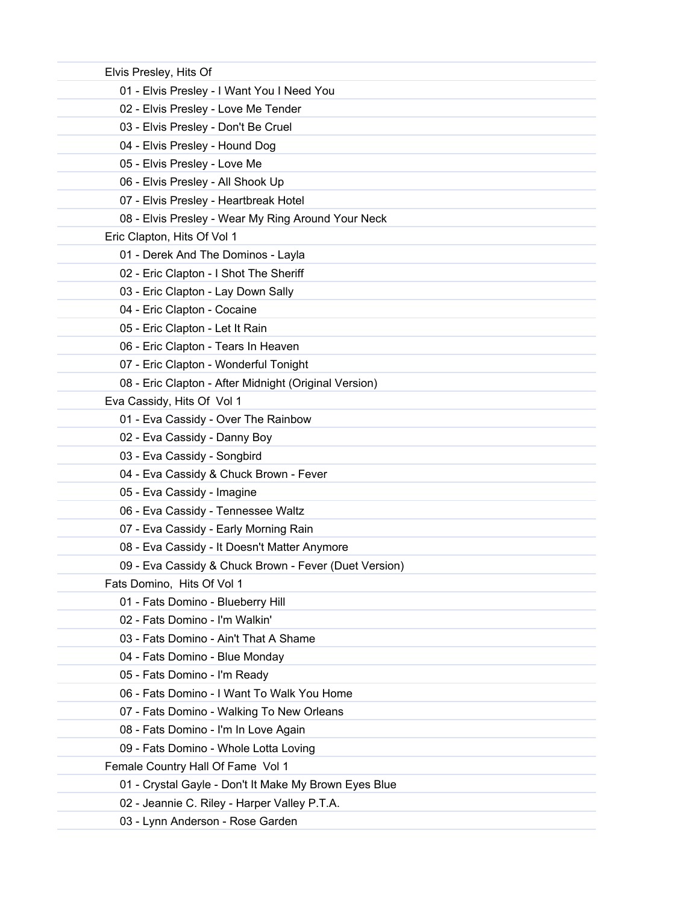Elvis Presley, Hits Of

- 01 - Elvis Presley - I Want You I Need You
- 02 - Elvis Presley - Love Me Tender
- 03 - Elvis Presley - Don't Be Cruel
- 04 - Elvis Presley - Hound Dog
- 05 - Elvis Presley - Love Me
- 06 - Elvis Presley - All Shook Up
- 07 - Elvis Presley - Heartbreak Hotel
- 08 - Elvis Presley - Wear My Ring Around Your Neck

Eric Clapton, Hits Of Vol 1

- 01 - Derek And The Dominos - Layla
- 02 - Eric Clapton - I Shot The Sheriff
- 03 - Eric Clapton - Lay Down Sally
- 04 - Eric Clapton - Cocaine
- 05 - Eric Clapton - Let It Rain
- 06 - Eric Clapton - Tears In Heaven
- 07 - Eric Clapton - Wonderful Tonight
- 08 - Eric Clapton - After Midnight (Original Version)

Eva Cassidy, Hits Of Vol 1

- 01 - Eva Cassidy - Over The Rainbow
- 02 - Eva Cassidy - Danny Boy
- 03 - Eva Cassidy - Songbird
- 04 - Eva Cassidy & Chuck Brown - Fever
- 05 - Eva Cassidy - Imagine
- 06 - Eva Cassidy - Tennessee Waltz
- 07 - Eva Cassidy - Early Morning Rain
- 08 - Eva Cassidy - It Doesn't Matter Anymore
- 09 - Eva Cassidy & Chuck Brown - Fever (Duet Version)

Fats Domino, Hits Of Vol 1

- 01 - Fats Domino - Blueberry Hill
- 02 - Fats Domino - I'm Walkin'
- 03 - Fats Domino - Ain't That A Shame
- 04 - Fats Domino - Blue Monday
- 05 - Fats Domino - I'm Ready
- 06 - Fats Domino - I Want To Walk You Home
- 07 - Fats Domino - Walking To New Orleans
- 08 - Fats Domino - I'm In Love Again
- 09 - Fats Domino - Whole Lotta Loving

Female Country Hall Of Fame Vol 1

- 01 - Crystal Gayle - Don't It Make My Brown Eyes Blue
- 02 - Jeannie C. Riley - Harper Valley P.T.A.
- 03 - Lynn Anderson - Rose Garden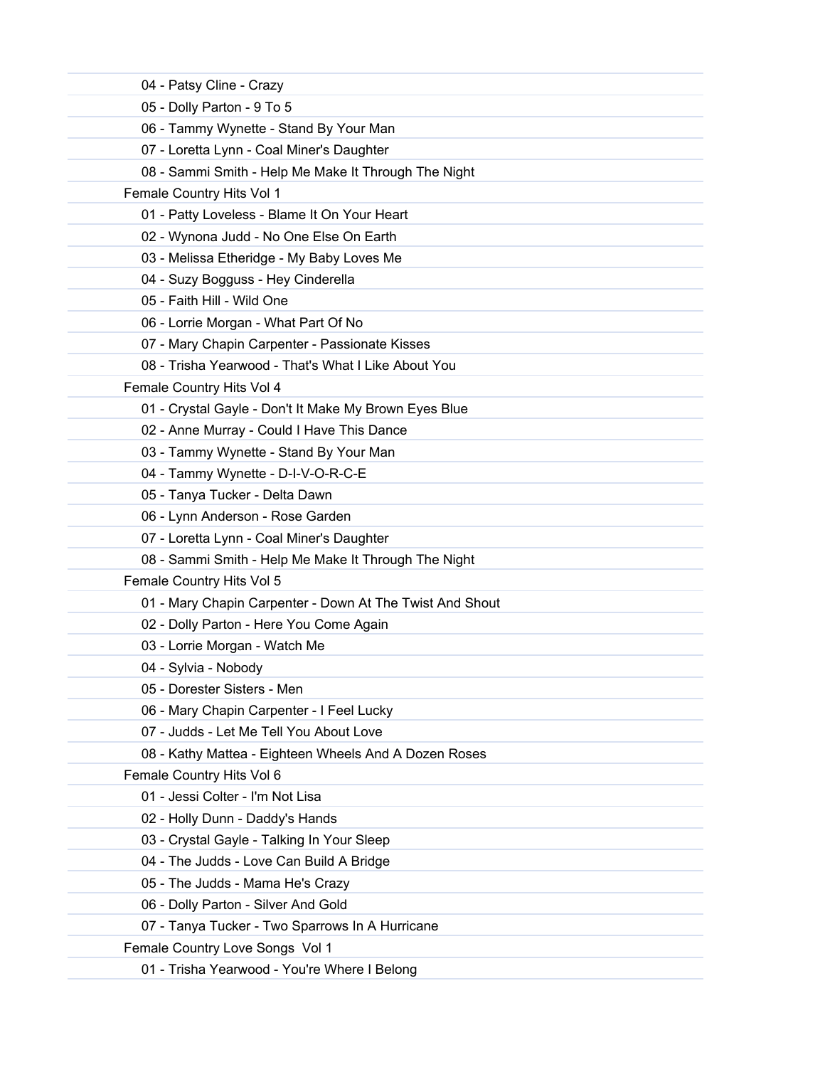04 - Patsy Cline - Crazy
05 - Dolly Parton - 9 To 5
06 - Tammy Wynette - Stand By Your Man
07 - Loretta Lynn - Coal Miner's Daughter
08 - Sammi Smith - Help Me Make It Through The Night

Female Country Hits Vol 1

01 - Patty Loveless - Blame It On Your Heart
02 - Wynona Judd - No One Else On Earth
03 - Melissa Etheridge - My Baby Loves Me
04 - Suzy Bogguss - Hey Cinderella
05 - Faith Hill - Wild One
06 - Lorrie Morgan - What Part Of No
07 - Mary Chapin Carpenter - Passionate Kisses
08 - Trisha Yearwood - That's What I Like About You

Female Country Hits Vol 4

01 - Crystal Gayle - Don't It Make My Brown Eyes Blue
02 - Anne Murray - Could I Have This Dance
03 - Tammy Wynette - Stand By Your Man
04 - Tammy Wynette - D-I-V-O-R-C-E
05 - Tanya Tucker - Delta Dawn
06 - Lynn Anderson - Rose Garden
07 - Loretta Lynn - Coal Miner's Daughter
08 - Sammi Smith - Help Me Make It Through The Night

Female Country Hits Vol 5

01 - Mary Chapin Carpenter - Down At The Twist And Shout
02 - Dolly Parton - Here You Come Again
03 - Lorrie Morgan - Watch Me
04 - Sylvia - Nobody
05 - Dorester Sisters - Men
06 - Mary Chapin Carpenter - I Feel Lucky
07 - Judds - Let Me Tell You About Love
08 - Kathy Mattea - Eighteen Wheels And A Dozen Roses

Female Country Hits Vol 6

01 - Jessi Colter - I'm Not Lisa
02 - Holly Dunn - Daddy's Hands
03 - Crystal Gayle - Talking In Your Sleep
04 - The Judds - Love Can Build A Bridge
05 - The Judds - Mama He's Crazy
06 - Dolly Parton - Silver And Gold
07 - Tanya Tucker - Two Sparrows In A Hurricane

Female Country Love Songs Vol 1

01 - Trisha Yearwood - You're Where I Belong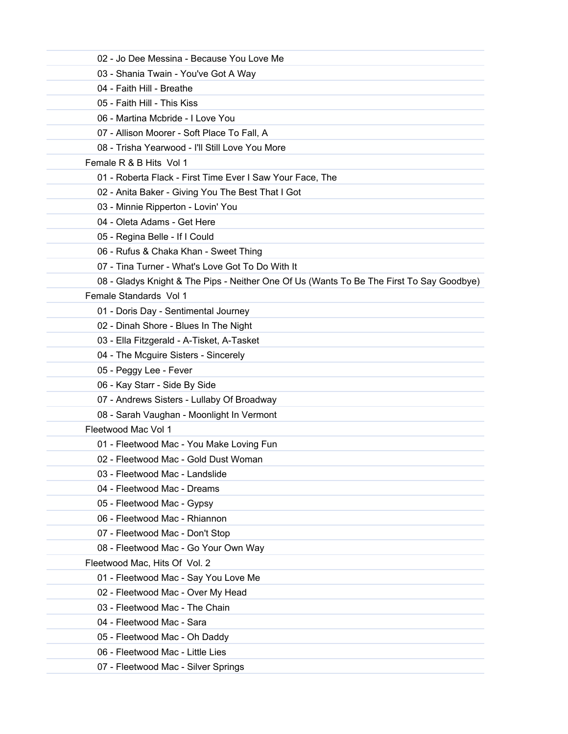02 - Jo Dee Messina - Because You Love Me
03 - Shania Twain - You've Got A Way
04 - Faith Hill - Breathe
05 - Faith Hill - This Kiss
06 - Martina Mcbride - I Love You
07 - Allison Moorer - Soft Place To Fall, A
08 - Trisha Yearwood - I'll Still Love You More

Female R & B Hits Vol 1

01 - Roberta Flack - First Time Ever I Saw Your Face, The
02 - Anita Baker - Giving You The Best That I Got
03 - Minnie Ripperton - Lovin' You
04 - Oleta Adams - Get Here
05 - Regina Belle - If I Could
06 - Rufus & Chaka Khan - Sweet Thing
07 - Tina Turner - What's Love Got To Do With It
08 - Gladys Knight & The Pips - Neither One Of Us (Wants To Be The First To Say Goodbye)

Female Standards Vol 1

01 - Doris Day - Sentimental Journey
02 - Dinah Shore - Blues In The Night
03 - Ella Fitzgerald - A-Tisket, A-Tasket
04 - The Mcguire Sisters - Sincerely
05 - Peggy Lee - Fever
06 - Kay Starr - Side By Side
07 - Andrews Sisters - Lullaby Of Broadway
08 - Sarah Vaughan - Moonlight In Vermont

Fleetwood Mac Vol 1

01 - Fleetwood Mac - You Make Loving Fun
02 - Fleetwood Mac - Gold Dust Woman
03 - Fleetwood Mac - Landslide
04 - Fleetwood Mac - Dreams
05 - Fleetwood Mac - Gypsy
06 - Fleetwood Mac - Rhiannon
07 - Fleetwood Mac - Don't Stop
08 - Fleetwood Mac - Go Your Own Way

Fleetwood Mac, Hits Of Vol. 2

01 - Fleetwood Mac - Say You Love Me
02 - Fleetwood Mac - Over My Head
03 - Fleetwood Mac - The Chain
04 - Fleetwood Mac - Sara
05 - Fleetwood Mac - Oh Daddy
06 - Fleetwood Mac - Little Lies
07 - Fleetwood Mac - Silver Springs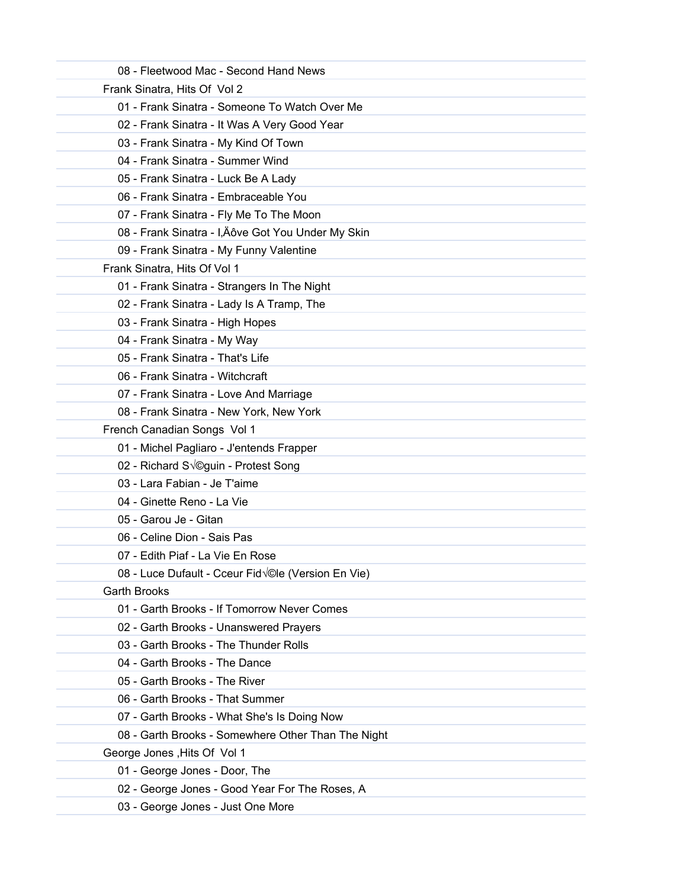08 - Fleetwood Mac - Second Hand News

Frank Sinatra, Hits Of  Vol 2

01 - Frank Sinatra - Someone To Watch Over Me

02 - Frank Sinatra - It Was A Very Good Year

03 - Frank Sinatra - My Kind Of Town

04 - Frank Sinatra - Summer Wind

05 - Frank Sinatra - Luck Be A Lady

06 - Frank Sinatra - Embraceable You

07 - Frank Sinatra - Fly Me To The Moon

08 - Frank Sinatra - I‚Äôve Got You Under My Skin

09 - Frank Sinatra - My Funny Valentine

Frank Sinatra, Hits Of Vol 1

01 - Frank Sinatra - Strangers In The Night

02 - Frank Sinatra - Lady Is A Tramp, The

03 - Frank Sinatra - High Hopes

04 - Frank Sinatra - My Way

05 - Frank Sinatra - That's Life

06 - Frank Sinatra - Witchcraft

07 - Frank Sinatra - Love And Marriage

08 - Frank Sinatra - New York, New York

French Canadian Songs  Vol 1

01 - Michel Pagliaro - J'entends Frapper

02 - Richard S√©guin - Protest Song

03 - Lara Fabian - Je T'aime

04 - Ginette Reno - La Vie

05 - Garou Je - Gitan

06 - Celine Dion - Sais Pas

07 - Edith Piaf - La Vie En Rose

08 - Luce Dufault - Cceur Fid√©le (Version En Vie)

Garth Brooks

01 - Garth Brooks - If Tomorrow Never Comes

02 - Garth Brooks - Unanswered Prayers

03 - Garth Brooks - The Thunder Rolls

04 - Garth Brooks - The Dance

05 - Garth Brooks - The River

06 - Garth Brooks - That Summer

07 - Garth Brooks - What She's Is Doing Now

08 - Garth Brooks - Somewhere Other Than The Night

George Jones ,Hits Of  Vol 1

01 - George Jones - Door, The

02 - George Jones - Good Year For The Roses, A

03 - George Jones - Just One More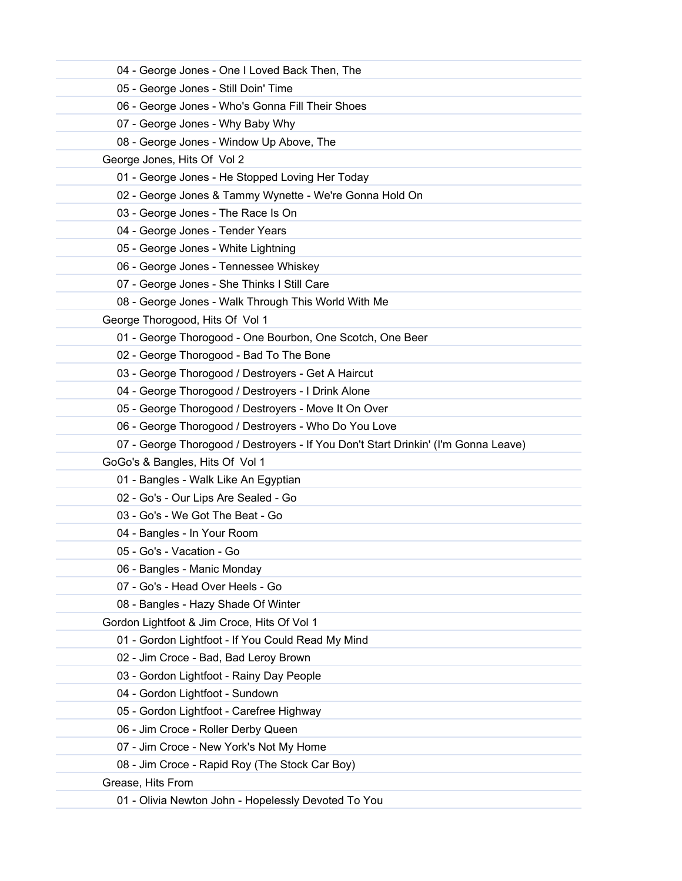04 - George Jones - One I Loved Back Then, The

05 - George Jones - Still Doin' Time

06 - George Jones - Who's Gonna Fill Their Shoes

07 - George Jones - Why Baby Why

08 - George Jones - Window Up Above, The

George Jones, Hits Of  Vol 2

01 - George Jones - He Stopped Loving Her Today

02 - George Jones & Tammy Wynette - We're Gonna Hold On

03 - George Jones - The Race Is On

04 - George Jones - Tender Years

05 - George Jones - White Lightning

06 - George Jones - Tennessee Whiskey

07 - George Jones - She Thinks I Still Care

08 - George Jones - Walk Through This World With Me

George Thorogood, Hits Of  Vol 1

01 - George Thorogood - One Bourbon, One Scotch, One Beer

02 - George Thorogood - Bad To The Bone

03 - George Thorogood / Destroyers - Get A Haircut

04 - George Thorogood / Destroyers - I Drink Alone

05 - George Thorogood / Destroyers - Move It On Over

06 - George Thorogood / Destroyers - Who Do You Love

07 - George Thorogood / Destroyers - If You Don't Start Drinkin' (I'm Gonna Leave)

GoGo's & Bangles, Hits Of  Vol 1

01 - Bangles - Walk Like An Egyptian

02 - Go's - Our Lips Are Sealed - Go

03 - Go's - We Got The Beat - Go

04 - Bangles - In Your Room

05 - Go's - Vacation - Go

06 - Bangles - Manic Monday

07 - Go's - Head Over Heels - Go

08 - Bangles - Hazy Shade Of Winter

Gordon Lightfoot & Jim Croce, Hits Of Vol 1

01 - Gordon Lightfoot - If You Could Read My Mind

02 - Jim Croce - Bad, Bad Leroy Brown

03 - Gordon Lightfoot - Rainy Day People

04 - Gordon Lightfoot - Sundown

05 - Gordon Lightfoot - Carefree Highway

06 - Jim Croce - Roller Derby Queen

07 - Jim Croce - New York's Not My Home

08 - Jim Croce - Rapid Roy (The Stock Car Boy)

Grease, Hits From

01 - Olivia Newton John - Hopelessly Devoted To You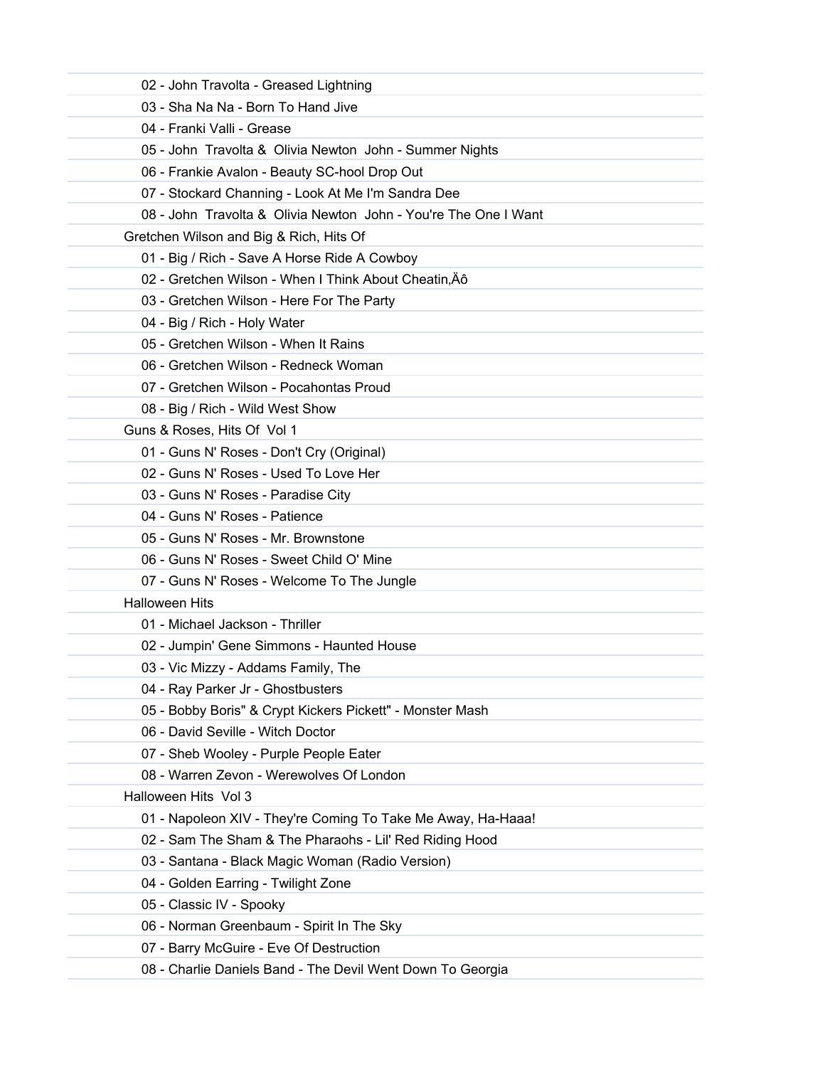02 - John Travolta - Greased Lightning
03 - Sha Na Na - Born To Hand Jive
04 - Franki Valli - Grease
05 - John  Travolta &  Olivia Newton  John - Summer Nights
06 - Frankie Avalon - Beauty SC-hool Drop Out
07 - Stockard Channing - Look At Me I'm Sandra Dee
08 - John  Travolta &  Olivia Newton  John - You're The One I Want

Gretchen Wilson and Big & Rich, Hits Of

01 - Big / Rich - Save A Horse Ride A Cowboy
02 - Gretchen Wilson - When I Think About Cheatin,Äô
03 - Gretchen Wilson - Here For The Party
04 - Big / Rich - Holy Water
05 - Gretchen Wilson - When It Rains
06 - Gretchen Wilson - Redneck Woman
07 - Gretchen Wilson - Pocahontas Proud
08 - Big / Rich - Wild West Show

Guns & Roses, Hits Of  Vol 1

01 - Guns N' Roses - Don't Cry (Original)
02 - Guns N' Roses - Used To Love Her
03 - Guns N' Roses - Paradise City
04 - Guns N' Roses - Patience
05 - Guns N' Roses - Mr. Brownstone
06 - Guns N' Roses - Sweet Child O' Mine
07 - Guns N' Roses - Welcome To The Jungle

Halloween Hits

01 - Michael Jackson - Thriller
02 - Jumpin' Gene Simmons - Haunted House
03 - Vic Mizzy - Addams Family, The
04 - Ray Parker Jr - Ghostbusters
05 - Bobby Boris" & Crypt Kickers Pickett" - Monster Mash
06 - David Seville - Witch Doctor
07 - Sheb Wooley - Purple People Eater
08 - Warren Zevon - Werewolves Of London

Halloween Hits  Vol 3

01 - Napoleon XIV - They're Coming To Take Me Away, Ha-Haaa!
02 - Sam The Sham & The Pharaohs - Lil' Red Riding Hood
03 - Santana - Black Magic Woman (Radio Version)
04 - Golden Earring - Twilight Zone
05 - Classic IV - Spooky
06 - Norman Greenbaum - Spirit In The Sky
07 - Barry McGuire - Eve Of Destruction
08 - Charlie Daniels Band - The Devil Went Down To Georgia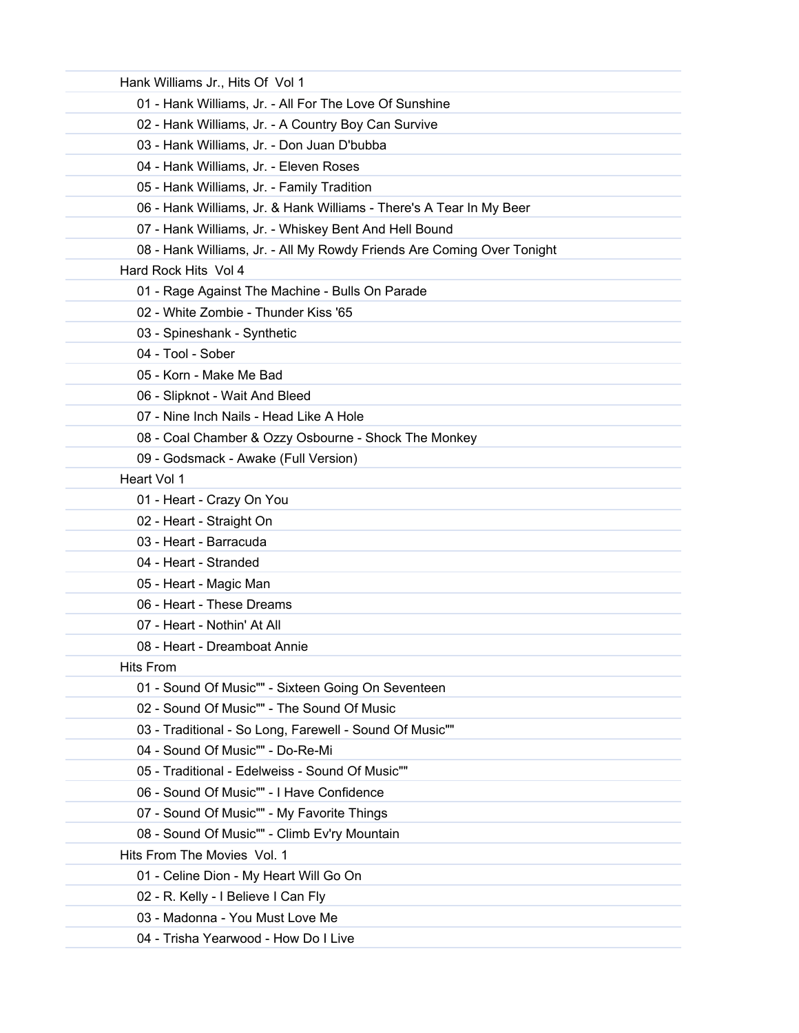Hank Williams Jr., Hits Of  Vol 1

- 01 - Hank Williams, Jr. - All For The Love Of Sunshine
- 02 - Hank Williams, Jr. - A Country Boy Can Survive
- 03 - Hank Williams, Jr. - Don Juan D'bubba
- 04 - Hank Williams, Jr. - Eleven Roses
- 05 - Hank Williams, Jr. - Family Tradition
- 06 - Hank Williams, Jr. & Hank Williams - There's A Tear In My Beer
- 07 - Hank Williams, Jr. - Whiskey Bent And Hell Bound
- 08 - Hank Williams, Jr. - All My Rowdy Friends Are Coming Over Tonight

Hard Rock Hits  Vol 4

- 01 - Rage Against The Machine - Bulls On Parade
- 02 - White Zombie - Thunder Kiss '65
- 03 - Spineshank - Synthetic
- 04 - Tool - Sober
- 05 - Korn - Make Me Bad
- 06 - Slipknot - Wait And Bleed
- 07 - Nine Inch Nails - Head Like A Hole
- 08 - Coal Chamber & Ozzy Osbourne - Shock The Monkey
- 09 - Godsmack - Awake (Full Version)

Heart Vol 1

- 01 - Heart - Crazy On You
- 02 - Heart - Straight On
- 03 - Heart - Barracuda
- 04 - Heart - Stranded
- 05 - Heart - Magic Man
- 06 - Heart - These Dreams
- 07 - Heart - Nothin' At All
- 08 - Heart - Dreamboat Annie

Hits From

- 01 - Sound Of Music"" - Sixteen Going On Seventeen
- 02 - Sound Of Music"" - The Sound Of Music
- 03 - Traditional - So Long, Farewell - Sound Of Music""
- 04 - Sound Of Music"" - Do-Re-Mi
- 05 - Traditional - Edelweiss - Sound Of Music""
- 06 - Sound Of Music"" - I Have Confidence
- 07 - Sound Of Music"" - My Favorite Things
- 08 - Sound Of Music"" - Climb Ev'ry Mountain

Hits From The Movies  Vol. 1

- 01 - Celine Dion - My Heart Will Go On
- 02 - R. Kelly - I Believe I Can Fly
- 03 - Madonna - You Must Love Me
- 04 - Trisha Yearwood - How Do I Live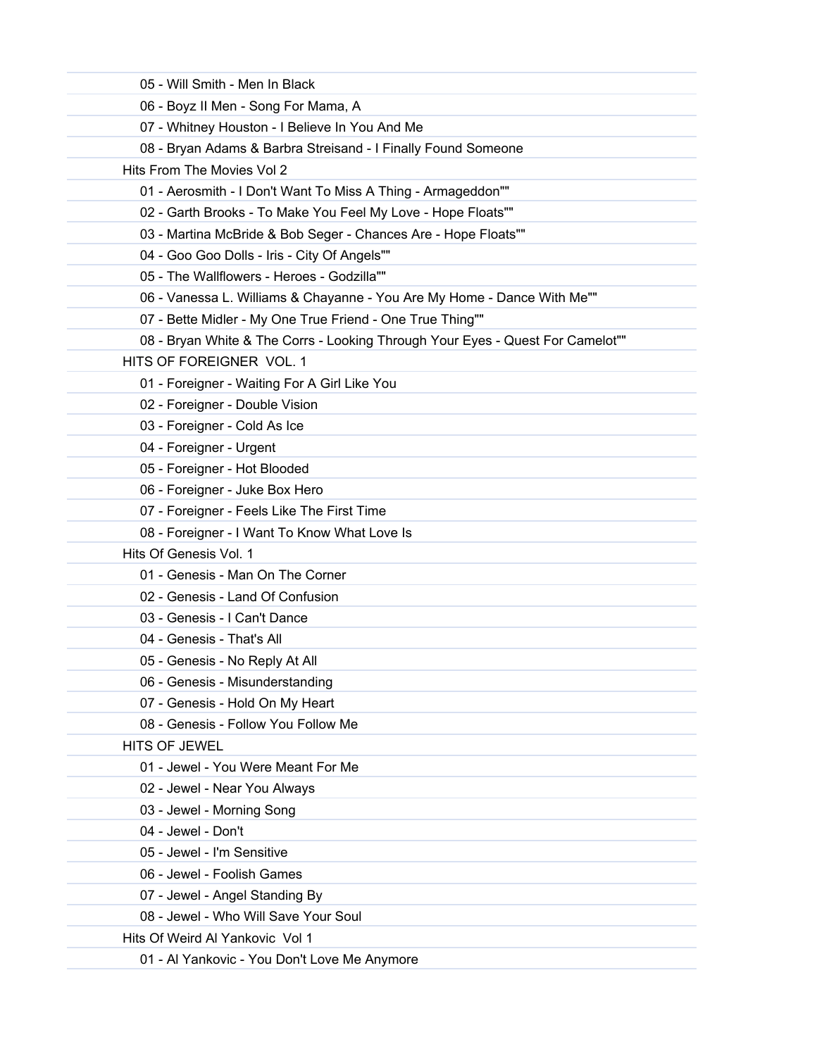05 - Will Smith - Men In Black

06 - Boyz II Men - Song For Mama, A

07 - Whitney Houston - I Believe In You And Me

08 - Bryan Adams & Barbra Streisand - I Finally Found Someone

Hits From The Movies Vol 2

01 - Aerosmith - I Don't Want To Miss A Thing - Armageddon""

02 - Garth Brooks - To Make You Feel My Love - Hope Floats""

03 - Martina McBride & Bob Seger - Chances Are - Hope Floats""

04 - Goo Goo Dolls - Iris - City Of Angels""

05 - The Wallflowers - Heroes - Godzilla""

06 - Vanessa L. Williams & Chayanne - You Are My Home - Dance With Me""

07 - Bette Midler - My One True Friend - One True Thing""

08 - Bryan White & The Corrs - Looking Through Your Eyes - Quest For Camelot""

HITS OF FOREIGNER VOL. 1

01 - Foreigner - Waiting For A Girl Like You

02 - Foreigner - Double Vision

03 - Foreigner - Cold As Ice

04 - Foreigner - Urgent

05 - Foreigner - Hot Blooded

06 - Foreigner - Juke Box Hero

07 - Foreigner - Feels Like The First Time

08 - Foreigner - I Want To Know What Love Is

Hits Of Genesis Vol. 1

01 - Genesis - Man On The Corner

02 - Genesis - Land Of Confusion

03 - Genesis - I Can't Dance

04 - Genesis - That's All

05 - Genesis - No Reply At All

06 - Genesis - Misunderstanding

07 - Genesis - Hold On My Heart

08 - Genesis - Follow You Follow Me

HITS OF JEWEL

01 - Jewel - You Were Meant For Me

02 - Jewel - Near You Always

03 - Jewel - Morning Song

04 - Jewel - Don't

05 - Jewel - I'm Sensitive

06 - Jewel - Foolish Games

07 - Jewel - Angel Standing By

08 - Jewel - Who Will Save Your Soul

Hits Of Weird Al Yankovic Vol 1

01 - Al Yankovic - You Don't Love Me Anymore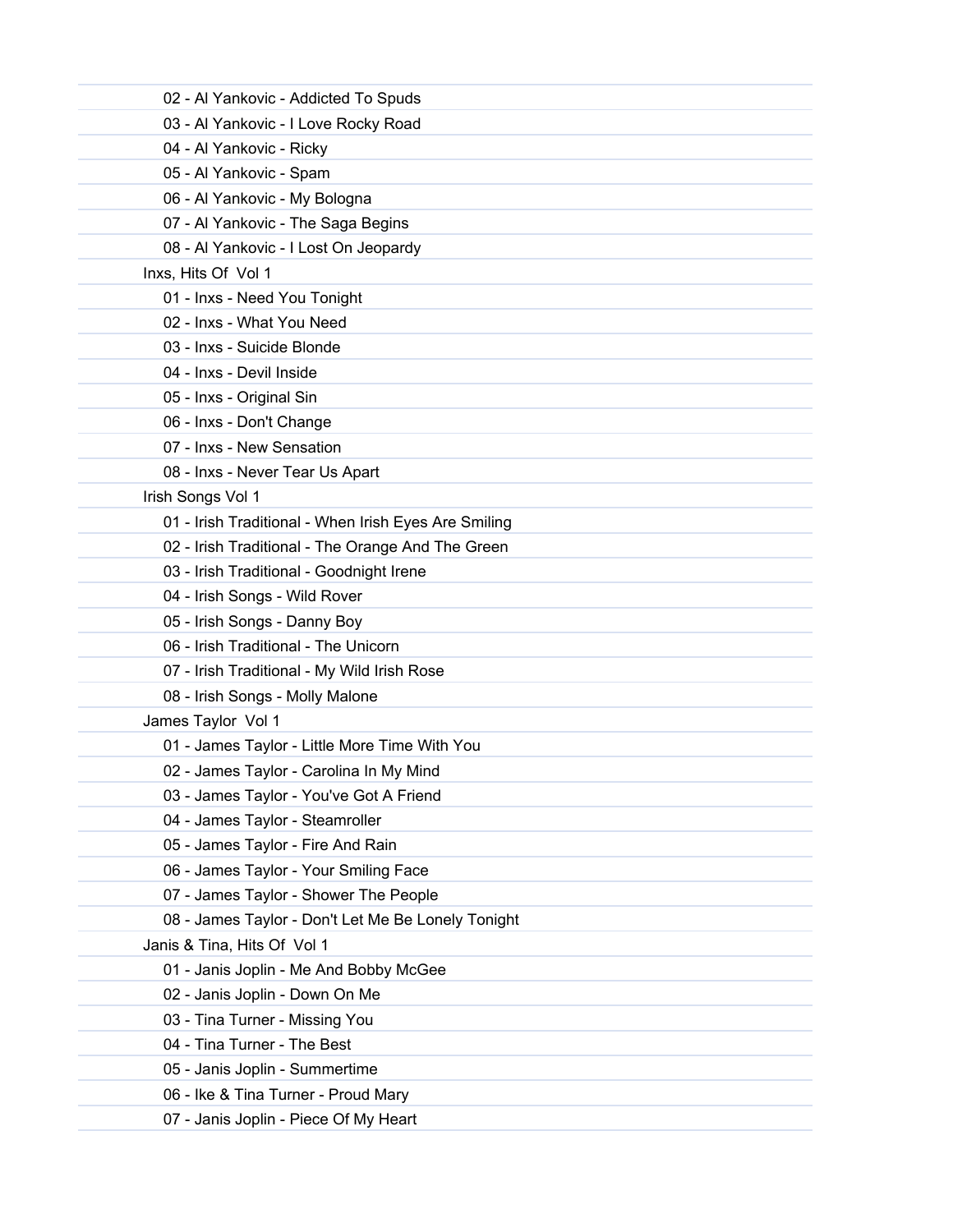02 - Al Yankovic - Addicted To Spuds
03 - Al Yankovic - I Love Rocky Road
04 - Al Yankovic - Ricky
05 - Al Yankovic - Spam
06 - Al Yankovic - My Bologna
07 - Al Yankovic - The Saga Begins
08 - Al Yankovic - I Lost On Jeopardy

Inxs, Hits Of  Vol 1

01 - Inxs - Need You Tonight
02 - Inxs - What You Need
03 - Inxs - Suicide Blonde
04 - Inxs - Devil Inside
05 - Inxs - Original Sin
06 - Inxs - Don't Change
07 - Inxs - New Sensation
08 - Inxs - Never Tear Us Apart

Irish Songs Vol 1

01 - Irish Traditional - When Irish Eyes Are Smiling
02 - Irish Traditional - The Orange And The Green
03 - Irish Traditional - Goodnight Irene
04 - Irish Songs - Wild Rover
05 - Irish Songs - Danny Boy
06 - Irish Traditional - The Unicorn
07 - Irish Traditional - My Wild Irish Rose
08 - Irish Songs - Molly Malone

James Taylor  Vol 1

01 - James Taylor - Little More Time With You
02 - James Taylor - Carolina In My Mind
03 - James Taylor - You've Got A Friend
04 - James Taylor - Steamroller
05 - James Taylor - Fire And Rain
06 - James Taylor - Your Smiling Face
07 - James Taylor - Shower The People
08 - James Taylor - Don't Let Me Be Lonely Tonight

Janis & Tina, Hits Of  Vol 1

01 - Janis Joplin - Me And Bobby McGee
02 - Janis Joplin - Down On Me
03 - Tina Turner - Missing You
04 - Tina Turner - The Best
05 - Janis Joplin - Summertime
06 - Ike & Tina Turner - Proud Mary
07 - Janis Joplin - Piece Of My Heart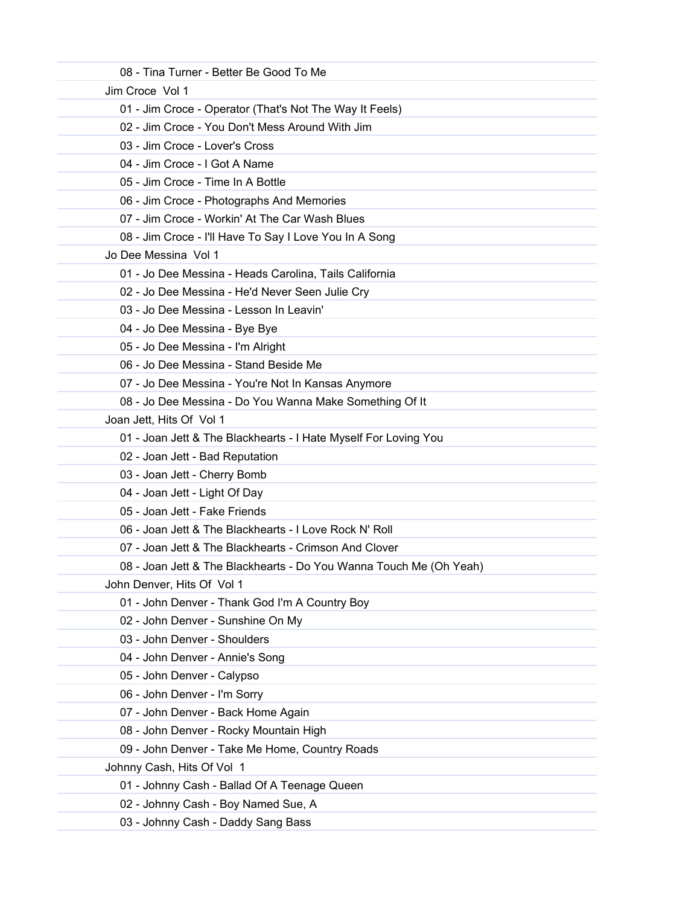08 - Tina Turner - Better Be Good To Me

Jim Croce  Vol 1

01 - Jim Croce - Operator (That's Not The Way It Feels)
02 - Jim Croce - You Don't Mess Around With Jim
03 - Jim Croce - Lover's Cross
04 - Jim Croce - I Got A Name
05 - Jim Croce - Time In A Bottle
06 - Jim Croce - Photographs And Memories
07 - Jim Croce - Workin' At The Car Wash Blues
08 - Jim Croce - I'll Have To Say I Love You In A Song

Jo Dee Messina  Vol 1

01 - Jo Dee Messina - Heads Carolina, Tails California
02 - Jo Dee Messina - He'd Never Seen Julie Cry
03 - Jo Dee Messina - Lesson In Leavin'
04 - Jo Dee Messina - Bye Bye
05 - Jo Dee Messina - I'm Alright
06 - Jo Dee Messina - Stand Beside Me
07 - Jo Dee Messina - You're Not In Kansas Anymore
08 - Jo Dee Messina - Do You Wanna Make Something Of It

Joan Jett, Hits Of  Vol 1

01 - Joan Jett & The Blackhearts - I Hate Myself For Loving You
02 - Joan Jett - Bad Reputation
03 - Joan Jett - Cherry Bomb
04 - Joan Jett - Light Of Day
05 - Joan Jett - Fake Friends
06 - Joan Jett & The Blackhearts - I Love Rock N' Roll
07 - Joan Jett & The Blackhearts - Crimson And Clover
08 - Joan Jett & The Blackhearts - Do You Wanna Touch Me (Oh Yeah)

John Denver, Hits Of  Vol 1

01 - John Denver - Thank God I'm A Country Boy
02 - John Denver - Sunshine On My
03 - John Denver - Shoulders
04 - John Denver - Annie's Song
05 - John Denver - Calypso
06 - John Denver - I'm Sorry
07 - John Denver - Back Home Again
08 - John Denver - Rocky Mountain High
09 - John Denver - Take Me Home, Country Roads

Johnny Cash, Hits Of Vol  1

01 - Johnny Cash - Ballad Of A Teenage Queen
02 - Johnny Cash - Boy Named Sue, A
03 - Johnny Cash - Daddy Sang Bass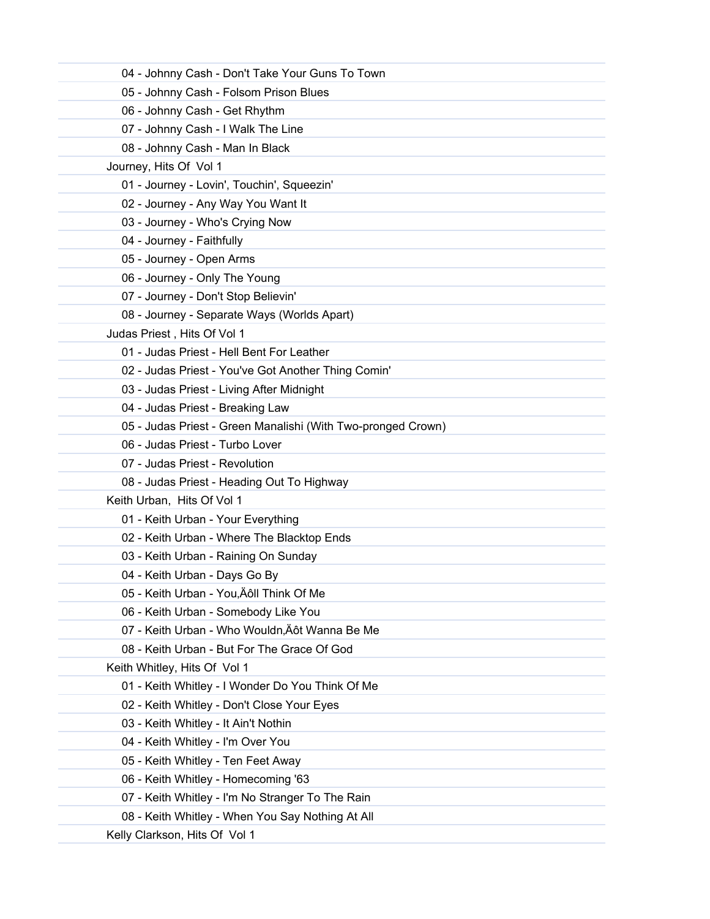04 - Johnny Cash - Don't Take Your Guns To Town
05 - Johnny Cash - Folsom Prison Blues
06 - Johnny Cash - Get Rhythm
07 - Johnny Cash - I Walk The Line
08 - Johnny Cash - Man In Black

Journey, Hits Of  Vol 1

01 - Journey - Lovin', Touchin', Squeezin'
02 - Journey - Any Way You Want It
03 - Journey - Who's Crying Now
04 - Journey - Faithfully
05 - Journey - Open Arms
06 - Journey - Only The Young
07 - Journey - Don't Stop Believin'
08 - Journey - Separate Ways (Worlds Apart)

Judas Priest , Hits Of Vol 1

01 - Judas Priest - Hell Bent For Leather
02 - Judas Priest - You've Got Another Thing Comin'
03 - Judas Priest - Living After Midnight
04 - Judas Priest - Breaking Law
05 - Judas Priest - Green Manalishi (With Two-pronged Crown)
06 - Judas Priest - Turbo Lover
07 - Judas Priest - Revolution
08 - Judas Priest - Heading Out To Highway

Keith Urban,  Hits Of Vol 1

01 - Keith Urban - Your Everything
02 - Keith Urban - Where The Blacktop Ends
03 - Keith Urban - Raining On Sunday
04 - Keith Urban - Days Go By
05 - Keith Urban - You‚Äôll Think Of Me
06 - Keith Urban - Somebody Like You
07 - Keith Urban - Who Wouldn‚Äôt Wanna Be Me
08 - Keith Urban - But For The Grace Of God

Keith Whitley, Hits Of  Vol 1

01 - Keith Whitley - I Wonder Do You Think Of Me
02 - Keith Whitley - Don't Close Your Eyes
03 - Keith Whitley - It Ain't Nothin
04 - Keith Whitley - I'm Over You
05 - Keith Whitley - Ten Feet Away
06 - Keith Whitley - Homecoming '63
07 - Keith Whitley - I'm No Stranger To The Rain
08 - Keith Whitley - When You Say Nothing At All

Kelly Clarkson, Hits Of  Vol 1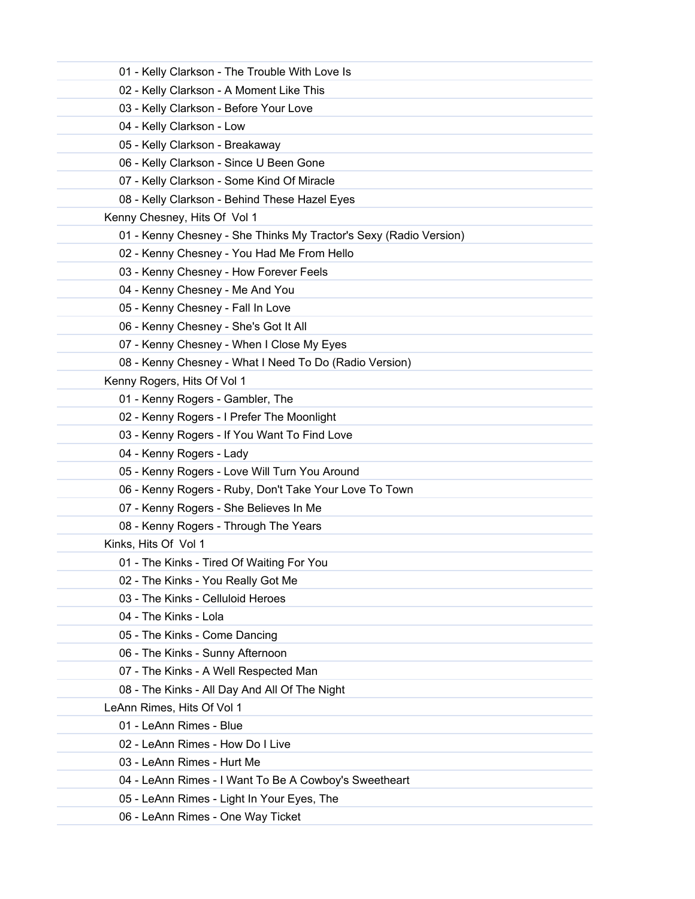- 01 - Kelly Clarkson - The Trouble With Love Is
- 02 - Kelly Clarkson - A Moment Like This
- 03 - Kelly Clarkson - Before Your Love
- 04 - Kelly Clarkson - Low
- 05 - Kelly Clarkson - Breakaway
- 06 - Kelly Clarkson - Since U Been Gone
- 07 - Kelly Clarkson - Some Kind Of Miracle
- 08 - Kelly Clarkson - Behind These Hazel Eyes

Kenny Chesney, Hits Of  Vol 1

- 01 - Kenny Chesney - She Thinks My Tractor's Sexy (Radio Version)
- 02 - Kenny Chesney - You Had Me From Hello
- 03 - Kenny Chesney - How Forever Feels
- 04 - Kenny Chesney - Me And You
- 05 - Kenny Chesney - Fall In Love
- 06 - Kenny Chesney - She's Got It All
- 07 - Kenny Chesney - When I Close My Eyes
- 08 - Kenny Chesney - What I Need To Do (Radio Version)

Kenny Rogers, Hits Of Vol 1

- 01 - Kenny Rogers - Gambler, The
- 02 - Kenny Rogers - I Prefer The Moonlight
- 03 - Kenny Rogers - If You Want To Find Love
- 04 - Kenny Rogers - Lady
- 05 - Kenny Rogers - Love Will Turn You Around
- 06 - Kenny Rogers - Ruby, Don't Take Your Love To Town
- 07 - Kenny Rogers - She Believes In Me
- 08 - Kenny Rogers - Through The Years

Kinks, Hits Of  Vol 1

- 01 - The Kinks - Tired Of Waiting For You
- 02 - The Kinks - You Really Got Me
- 03 - The Kinks - Celluloid Heroes
- 04 - The Kinks - Lola
- 05 - The Kinks - Come Dancing
- 06 - The Kinks - Sunny Afternoon
- 07 - The Kinks - A Well Respected Man
- 08 - The Kinks - All Day And All Of The Night

LeAnn Rimes, Hits Of Vol 1

- 01 - LeAnn Rimes - Blue
- 02 - LeAnn Rimes - How Do I Live
- 03 - LeAnn Rimes - Hurt Me
- 04 - LeAnn Rimes - I Want To Be A Cowboy's Sweetheart
- 05 - LeAnn Rimes - Light In Your Eyes, The
- 06 - LeAnn Rimes - One Way Ticket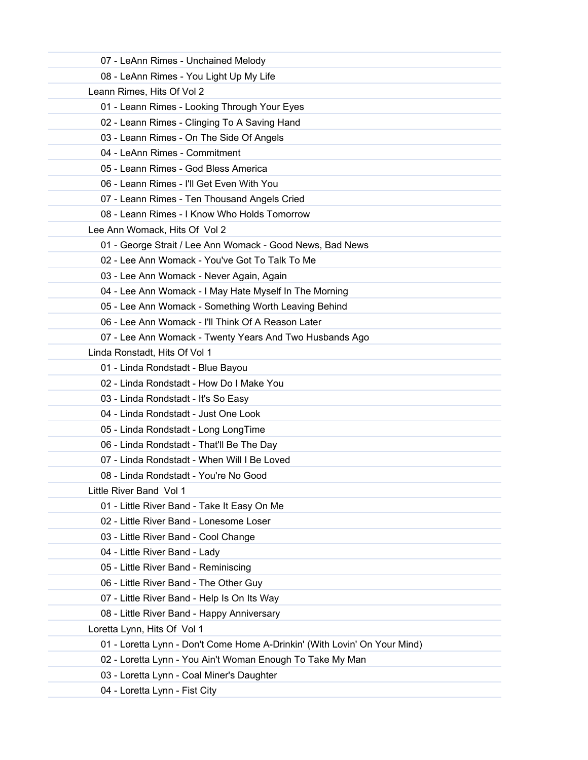07 - LeAnn Rimes - Unchained Melody
08 - LeAnn Rimes - You Light Up My Life

Leann Rimes, Hits Of Vol 2

01 - Leann Rimes - Looking Through Your Eyes
02 - Leann Rimes - Clinging To A Saving Hand
03 - Leann Rimes - On The Side Of Angels
04 - LeAnn Rimes - Commitment
05 - Leann Rimes - God Bless America
06 - Leann Rimes - I'll Get Even With You
07 - Leann Rimes - Ten Thousand Angels Cried
08 - Leann Rimes - I Know Who Holds Tomorrow

Lee Ann Womack, Hits Of  Vol 2

01 - George Strait / Lee Ann Womack - Good News, Bad News
02 - Lee Ann Womack - You've Got To Talk To Me
03 - Lee Ann Womack - Never Again, Again
04 - Lee Ann Womack - I May Hate Myself In The Morning
05 - Lee Ann Womack - Something Worth Leaving Behind
06 - Lee Ann Womack - I'll Think Of A Reason Later
07 - Lee Ann Womack - Twenty Years And Two Husbands Ago

Linda Ronstadt, Hits Of Vol 1

01 - Linda Rondstadt - Blue Bayou
02 - Linda Rondstadt - How Do I Make You
03 - Linda Rondstadt - It's So Easy
04 - Linda Rondstadt - Just One Look
05 - Linda Rondstadt - Long LongTime
06 - Linda Rondstadt - That'll Be The Day
07 - Linda Rondstadt - When Will I Be Loved
08 - Linda Rondstadt - You're No Good

Little River Band  Vol 1

01 - Little River Band - Take It Easy On Me
02 - Little River Band - Lonesome Loser
03 - Little River Band - Cool Change
04 - Little River Band - Lady
05 - Little River Band - Reminiscing
06 - Little River Band - The Other Guy
07 - Little River Band - Help Is On Its Way
08 - Little River Band - Happy Anniversary

Loretta Lynn, Hits Of  Vol 1

01 - Loretta Lynn - Don't Come Home A-Drinkin' (With Lovin' On Your Mind)
02 - Loretta Lynn - You Ain't Woman Enough To Take My Man
03 - Loretta Lynn - Coal Miner's Daughter
04 - Loretta Lynn - Fist City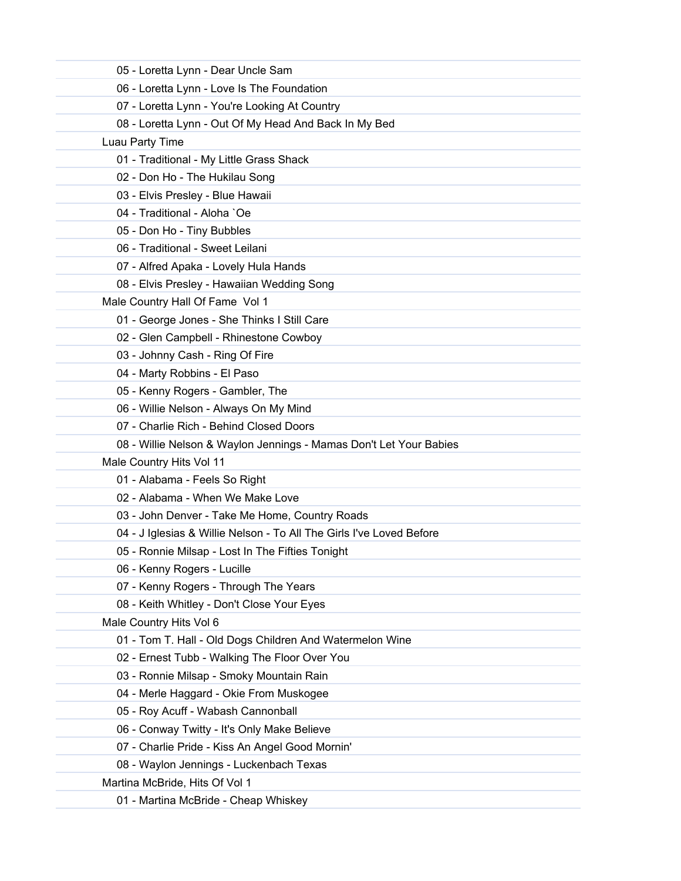05 - Loretta Lynn - Dear Uncle Sam
06 - Loretta Lynn - Love Is The Foundation
07 - Loretta Lynn - You're Looking At Country
08 - Loretta Lynn - Out Of My Head And Back In My Bed

Luau Party Time

01 - Traditional - My Little Grass Shack
02 - Don Ho - The Hukilau Song
03 - Elvis Presley - Blue Hawaii
04 - Traditional - Aloha `Oe
05 - Don Ho - Tiny Bubbles
06 - Traditional - Sweet Leilani
07 - Alfred Apaka - Lovely Hula Hands
08 - Elvis Presley - Hawaiian Wedding Song

Male Country Hall Of Fame Vol 1

01 - George Jones - She Thinks I Still Care
02 - Glen Campbell - Rhinestone Cowboy
03 - Johnny Cash - Ring Of Fire
04 - Marty Robbins - El Paso
05 - Kenny Rogers - Gambler, The
06 - Willie Nelson - Always On My Mind
07 - Charlie Rich - Behind Closed Doors
08 - Willie Nelson & Waylon Jennings - Mamas Don't Let Your Babies

Male Country Hits Vol 11

01 - Alabama - Feels So Right
02 - Alabama - When We Make Love
03 - John Denver - Take Me Home, Country Roads
04 - J Iglesias & Willie Nelson - To All The Girls I've Loved Before
05 - Ronnie Milsap - Lost In The Fifties Tonight
06 - Kenny Rogers - Lucille
07 - Kenny Rogers - Through The Years
08 - Keith Whitley - Don't Close Your Eyes

Male Country Hits Vol 6

01 - Tom T. Hall - Old Dogs Children And Watermelon Wine
02 - Ernest Tubb - Walking The Floor Over You
03 - Ronnie Milsap - Smoky Mountain Rain
04 - Merle Haggard - Okie From Muskogee
05 - Roy Acuff - Wabash Cannonball
06 - Conway Twitty - It's Only Make Believe
07 - Charlie Pride - Kiss An Angel Good Mornin'
08 - Waylon Jennings - Luckenbach Texas

Martina McBride, Hits Of Vol 1

01 - Martina McBride - Cheap Whiskey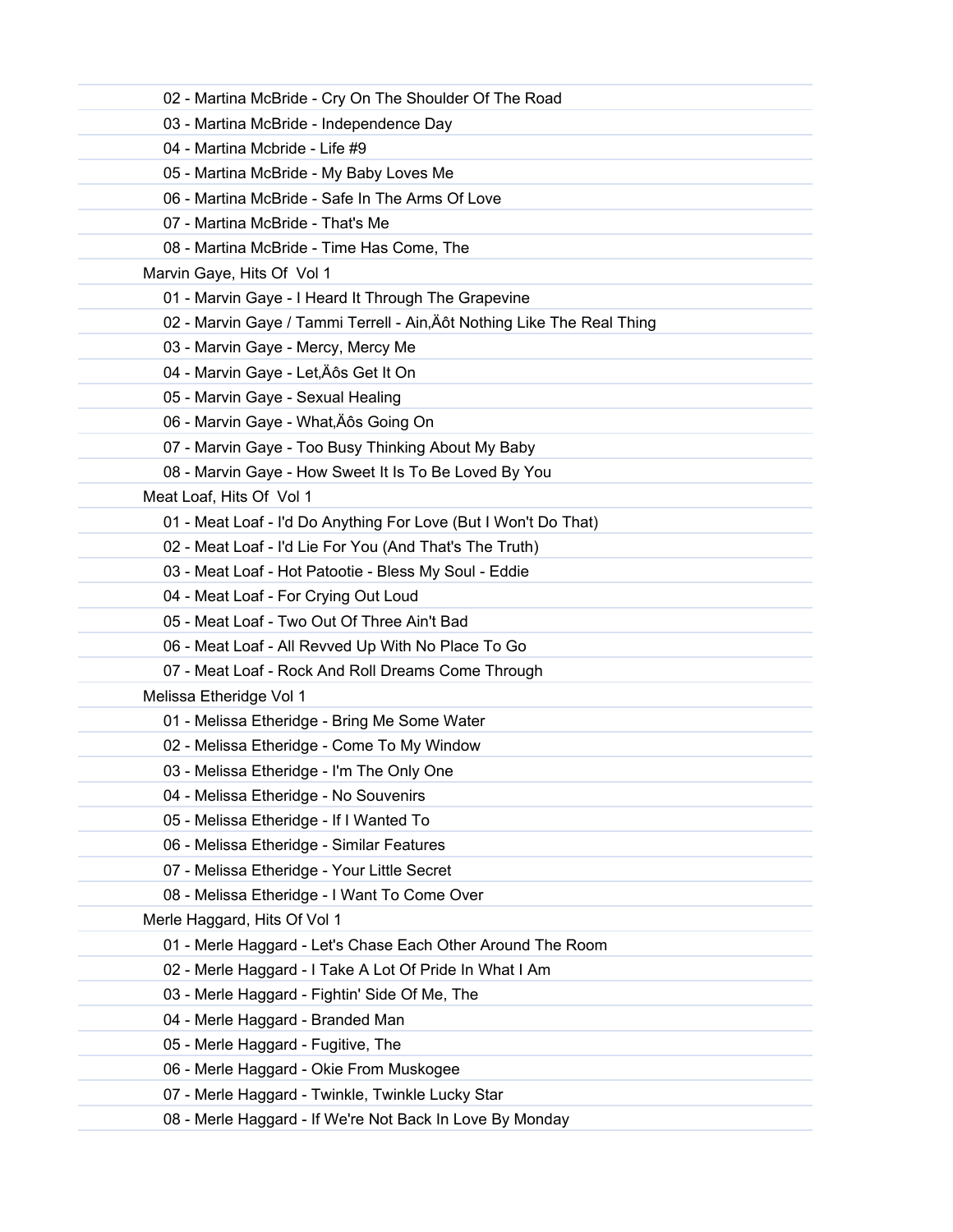02 - Martina McBride - Cry On The Shoulder Of The Road
03 - Martina McBride - Independence Day
04 - Martina Mcbride - Life #9
05 - Martina McBride - My Baby Loves Me
06 - Martina McBride - Safe In The Arms Of Love
07 - Martina McBride - That's Me
08 - Martina McBride - Time Has Come, The

Marvin Gaye, Hits Of  Vol 1

01 - Marvin Gaye - I Heard It Through The Grapevine
02 - Marvin Gaye / Tammi Terrell - Ain‚Äôt Nothing Like The Real Thing
03 - Marvin Gaye - Mercy, Mercy Me
04 - Marvin Gaye - Let‚Äôs Get It On
05 - Marvin Gaye - Sexual Healing
06 - Marvin Gaye - What‚Äôs Going On
07 - Marvin Gaye - Too Busy Thinking About My Baby
08 - Marvin Gaye - How Sweet It Is To Be Loved By You

Meat Loaf, Hits Of  Vol 1

01 - Meat Loaf - I'd Do Anything For Love (But I Won't Do That)
02 - Meat Loaf - I'd Lie For You (And That's The Truth)
03 - Meat Loaf - Hot Patootie - Bless My Soul - Eddie
04 - Meat Loaf - For Crying Out Loud
05 - Meat Loaf - Two Out Of Three Ain't Bad
06 - Meat Loaf - All Revved Up With No Place To Go
07 - Meat Loaf - Rock And Roll Dreams Come Through

Melissa Etheridge Vol 1

01 - Melissa Etheridge - Bring Me Some Water
02 - Melissa Etheridge - Come To My Window
03 - Melissa Etheridge - I'm The Only One
04 - Melissa Etheridge - No Souvenirs
05 - Melissa Etheridge - If I Wanted To
06 - Melissa Etheridge - Similar Features
07 - Melissa Etheridge - Your Little Secret
08 - Melissa Etheridge - I Want To Come Over

Merle Haggard, Hits Of Vol 1

01 - Merle Haggard - Let's Chase Each Other Around The Room
02 - Merle Haggard - I Take A Lot Of Pride In What I Am
03 - Merle Haggard - Fightin' Side Of Me, The
04 - Merle Haggard - Branded Man
05 - Merle Haggard - Fugitive, The
06 - Merle Haggard - Okie From Muskogee
07 - Merle Haggard - Twinkle, Twinkle Lucky Star
08 - Merle Haggard - If We're Not Back In Love By Monday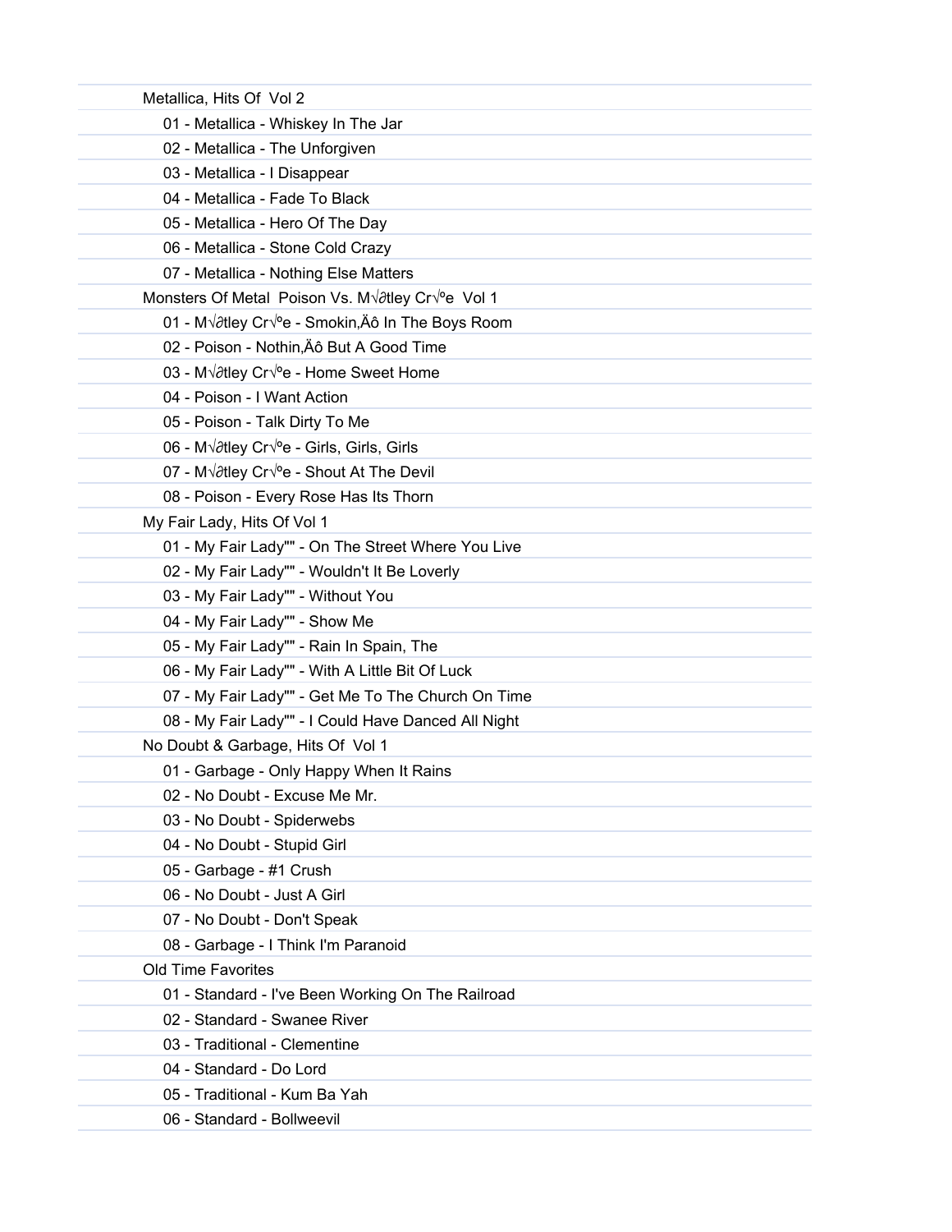Metallica, Hits Of  Vol 2

- 01 - Metallica - Whiskey In The Jar
- 02 - Metallica - The Unforgiven
- 03 - Metallica - I Disappear
- 04 - Metallica - Fade To Black
- 05 - Metallica - Hero Of The Day
- 06 - Metallica - Stone Cold Crazy
- 07 - Metallica - Nothing Else Matters

Monsters Of Metal  Poison Vs. M√∂tley Cr√ºe  Vol 1

- 01 - M√∂tley Cr√ºe - Smokin,Äô In The Boys Room
- 02 - Poison - Nothin,Äô But A Good Time
- 03 - M√∂tley Cr√ºe - Home Sweet Home
- 04 - Poison - I Want Action
- 05 - Poison - Talk Dirty To Me
- 06 - M√∂tley Cr√ºe - Girls, Girls, Girls
- 07 - M√∂tley Cr√ºe - Shout At The Devil
- 08 - Poison - Every Rose Has Its Thorn

My Fair Lady, Hits Of Vol 1

- 01 - My Fair Lady"" - On The Street Where You Live
- 02 - My Fair Lady"" - Wouldn't It Be Loverly
- 03 - My Fair Lady"" - Without You
- 04 - My Fair Lady"" - Show Me
- 05 - My Fair Lady"" - Rain In Spain, The
- 06 - My Fair Lady"" - With A Little Bit Of Luck
- 07 - My Fair Lady"" - Get Me To The Church On Time
- 08 - My Fair Lady"" - I Could Have Danced All Night

No Doubt & Garbage, Hits Of  Vol 1

- 01 - Garbage - Only Happy When It Rains
- 02 - No Doubt - Excuse Me Mr.
- 03 - No Doubt - Spiderwebs
- 04 - No Doubt - Stupid Girl
- 05 - Garbage - #1 Crush
- 06 - No Doubt - Just A Girl
- 07 - No Doubt - Don't Speak
- 08 - Garbage - I Think I'm Paranoid

Old Time Favorites

- 01 - Standard - I've Been Working On The Railroad
- 02 - Standard - Swanee River
- 03 - Traditional - Clementine
- 04 - Standard - Do Lord
- 05 - Traditional - Kum Ba Yah
- 06 - Standard - Bollweevil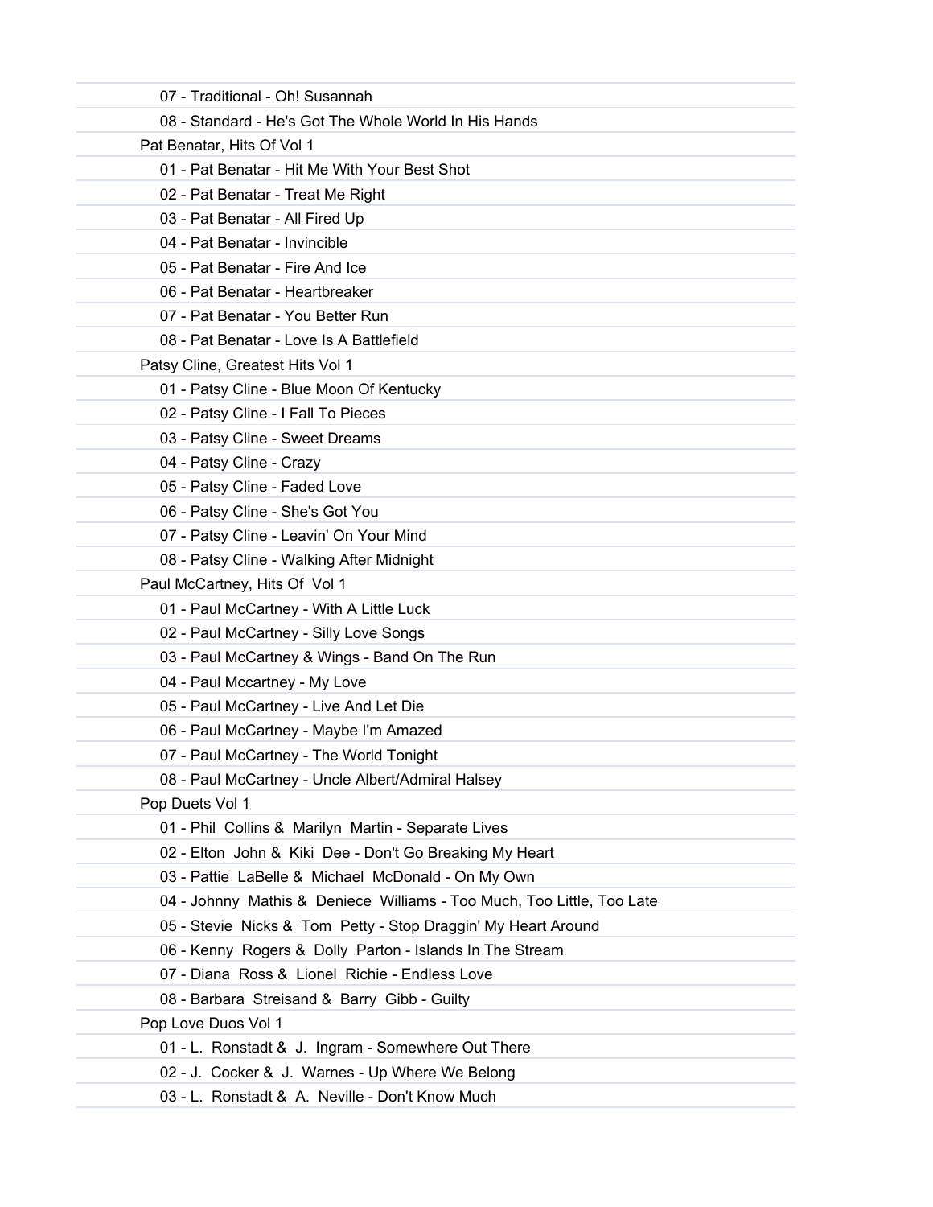07 - Traditional - Oh! Susannah

08 - Standard - He's Got The Whole World In His Hands

Pat Benatar, Hits Of Vol 1

01 - Pat Benatar - Hit Me With Your Best Shot

02 - Pat Benatar - Treat Me Right

03 - Pat Benatar - All Fired Up

04 - Pat Benatar - Invincible

05 - Pat Benatar - Fire And Ice

06 - Pat Benatar - Heartbreaker

07 - Pat Benatar - You Better Run

08 - Pat Benatar - Love Is A Battlefield

Patsy Cline, Greatest Hits Vol 1

01 - Patsy Cline - Blue Moon Of Kentucky

02 - Patsy Cline - I Fall To Pieces

03 - Patsy Cline - Sweet Dreams

04 - Patsy Cline - Crazy

05 - Patsy Cline - Faded Love

06 - Patsy Cline - She's Got You

07 - Patsy Cline - Leavin' On Your Mind

08 - Patsy Cline - Walking After Midnight

Paul McCartney, Hits Of Vol 1

01 - Paul McCartney - With A Little Luck

02 - Paul McCartney - Silly Love Songs

03 - Paul McCartney & Wings - Band On The Run

04 - Paul Mccartney - My Love

05 - Paul McCartney - Live And Let Die

06 - Paul McCartney - Maybe I'm Amazed

07 - Paul McCartney - The World Tonight

08 - Paul McCartney - Uncle Albert/Admiral Halsey

Pop Duets Vol 1

01 - Phil Collins & Marilyn Martin - Separate Lives

02 - Elton John & Kiki Dee - Don't Go Breaking My Heart

03 - Pattie LaBelle & Michael McDonald - On My Own

04 - Johnny Mathis & Deniece Williams - Too Much, Too Little, Too Late

05 - Stevie Nicks & Tom Petty - Stop Draggin' My Heart Around

06 - Kenny Rogers & Dolly Parton - Islands In The Stream

07 - Diana Ross & Lionel Richie - Endless Love

08 - Barbara Streisand & Barry Gibb - Guilty

Pop Love Duos Vol 1

01 - L. Ronstadt & J. Ingram - Somewhere Out There

02 - J. Cocker & J. Warnes - Up Where We Belong

03 - L. Ronstadt & A. Neville - Don't Know Much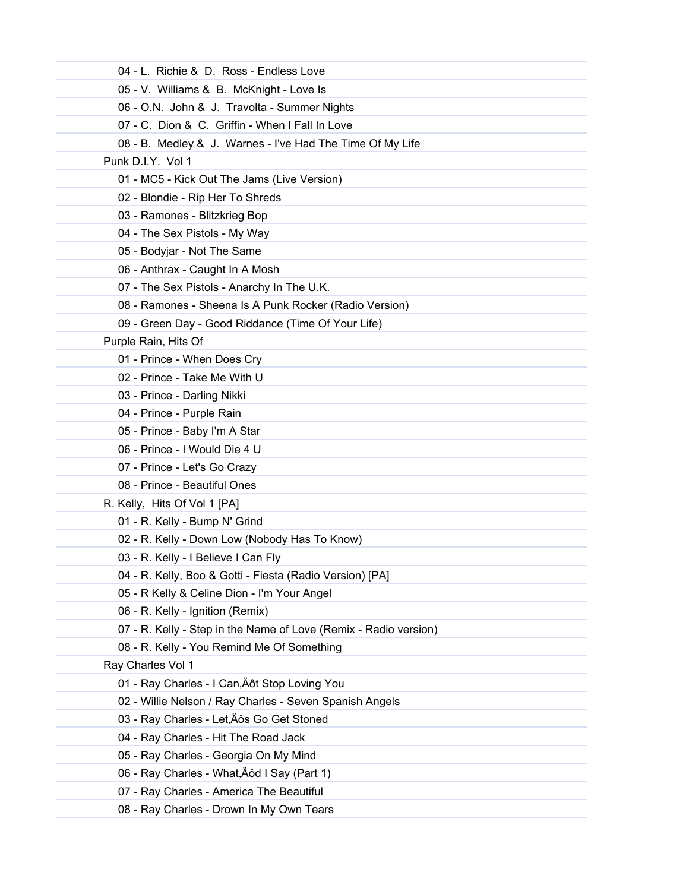04 - L.  Richie &  D.  Ross - Endless Love
05 - V.  Williams &  B.  McKnight - Love Is
06 - O.N.  John &  J.  Travolta - Summer Nights
07 - C.  Dion &  C.  Griffin - When I Fall In Love
08 - B.  Medley &  J.  Warnes - I've Had The Time Of My Life

Punk D.I.Y.  Vol 1

01 - MC5 - Kick Out The Jams (Live Version)
02 - Blondie - Rip Her To Shreds
03 - Ramones - Blitzkrieg Bop
04 - The Sex Pistols - My Way
05 - Bodyjar - Not The Same
06 - Anthrax - Caught In A Mosh
07 - The Sex Pistols - Anarchy In The U.K.
08 - Ramones - Sheena Is A Punk Rocker (Radio Version)
09 - Green Day - Good Riddance (Time Of Your Life)

Purple Rain, Hits Of

01 - Prince - When Does Cry
02 - Prince - Take Me With U
03 - Prince - Darling Nikki
04 - Prince - Purple Rain
05 - Prince - Baby I'm A Star
06 - Prince - I Would Die 4 U
07 - Prince - Let's Go Crazy
08 - Prince - Beautiful Ones

R. Kelly,  Hits Of Vol 1 [PA]

01 - R. Kelly - Bump N' Grind
02 - R. Kelly - Down Low (Nobody Has To Know)
03 - R. Kelly - I Believe I Can Fly
04 - R. Kelly, Boo & Gotti - Fiesta (Radio Version) [PA]
05 - R Kelly & Celine Dion - I'm Your Angel
06 - R. Kelly - Ignition (Remix)
07 - R. Kelly - Step in the Name of Love (Remix - Radio version)
08 - R. Kelly - You Remind Me Of Something

Ray Charles Vol 1

01 - Ray Charles - I Can‚Äôt Stop Loving You
02 - Willie Nelson / Ray Charles - Seven Spanish Angels
03 - Ray Charles - Let‚Äôs Go Get Stoned
04 - Ray Charles - Hit The Road Jack
05 - Ray Charles - Georgia On My Mind
06 - Ray Charles - What‚Äôd I Say (Part 1)
07 - Ray Charles - America The Beautiful
08 - Ray Charles - Drown In My Own Tears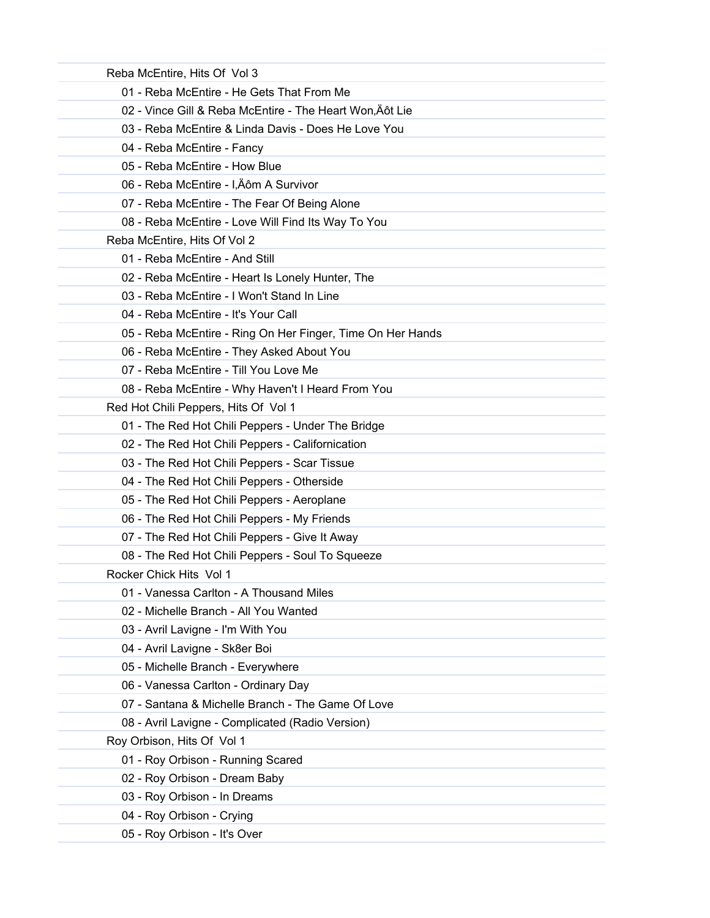Reba McEntire, Hits Of  Vol 3

- 01 - Reba McEntire - He Gets That From Me
- 02 - Vince Gill & Reba McEntire - The Heart Won‚Äôt Lie
- 03 - Reba McEntire & Linda Davis - Does He Love You
- 04 - Reba McEntire - Fancy
- 05 - Reba McEntire - How Blue
- 06 - Reba McEntire - I‚Äôm A Survivor
- 07 - Reba McEntire - The Fear Of Being Alone
- 08 - Reba McEntire - Love Will Find Its Way To You

Reba McEntire, Hits Of Vol 2

- 01 - Reba McEntire - And Still
- 02 - Reba McEntire - Heart Is Lonely Hunter, The
- 03 - Reba McEntire - I Won't Stand In Line
- 04 - Reba McEntire - It's Your Call
- 05 - Reba McEntire - Ring On Her Finger, Time On Her Hands
- 06 - Reba McEntire - They Asked About You
- 07 - Reba McEntire - Till You Love Me
- 08 - Reba McEntire - Why Haven't I Heard From You

Red Hot Chili Peppers, Hits Of  Vol 1

- 01 - The Red Hot Chili Peppers - Under The Bridge
- 02 - The Red Hot Chili Peppers - Californication
- 03 - The Red Hot Chili Peppers - Scar Tissue
- 04 - The Red Hot Chili Peppers - Otherside
- 05 - The Red Hot Chili Peppers - Aeroplane
- 06 - The Red Hot Chili Peppers - My Friends
- 07 - The Red Hot Chili Peppers - Give It Away
- 08 - The Red Hot Chili Peppers - Soul To Squeeze

Rocker Chick Hits  Vol 1

- 01 - Vanessa Carlton - A Thousand Miles
- 02 - Michelle Branch - All You Wanted
- 03 - Avril Lavigne - I'm With You
- 04 - Avril Lavigne - Sk8er Boi
- 05 - Michelle Branch - Everywhere
- 06 - Vanessa Carlton - Ordinary Day
- 07 - Santana & Michelle Branch - The Game Of Love
- 08 - Avril Lavigne - Complicated (Radio Version)

Roy Orbison, Hits Of  Vol 1

- 01 - Roy Orbison - Running Scared
- 02 - Roy Orbison - Dream Baby
- 03 - Roy Orbison - In Dreams
- 04 - Roy Orbison - Crying
- 05 - Roy Orbison - It's Over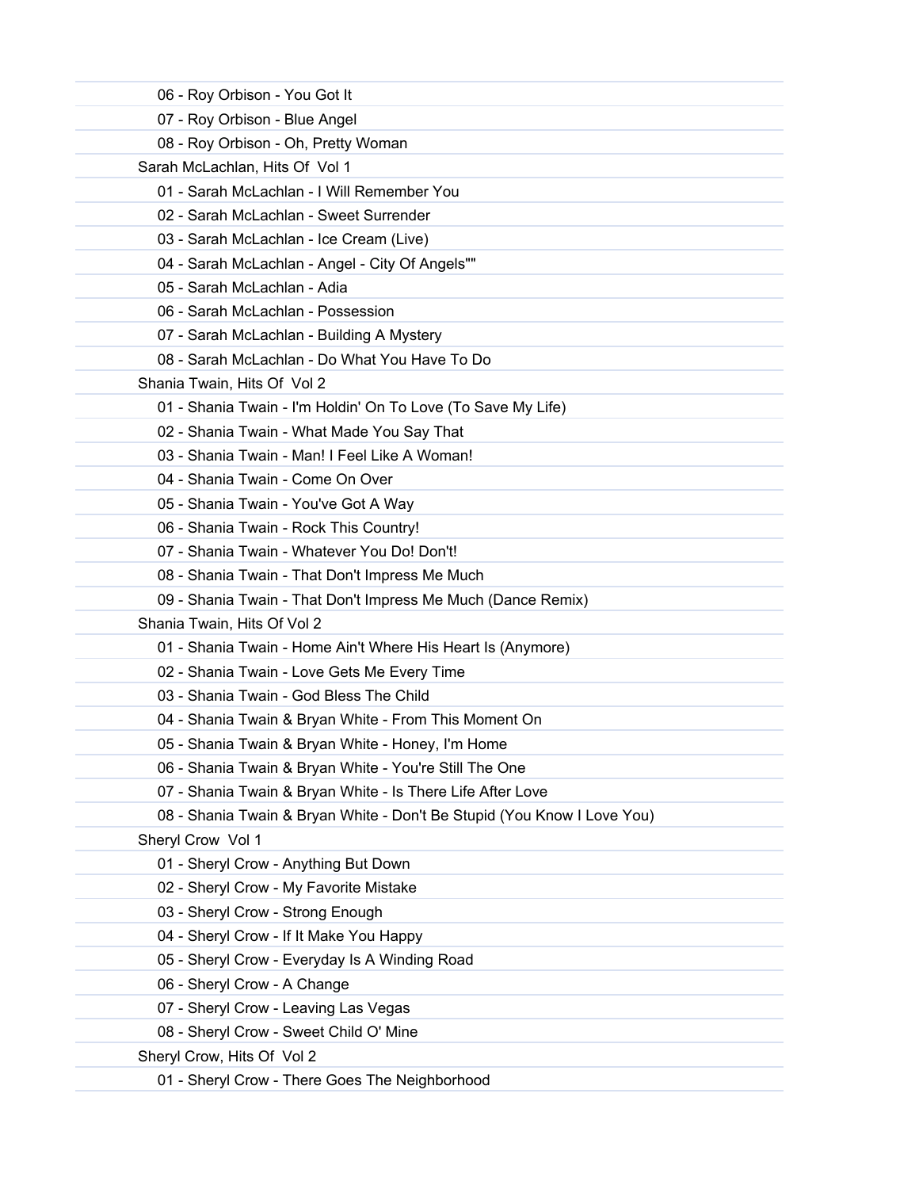06 - Roy Orbison - You Got It

07 - Roy Orbison - Blue Angel

08 - Roy Orbison - Oh, Pretty Woman

Sarah McLachlan, Hits Of  Vol 1

01 - Sarah McLachlan - I Will Remember You

02 - Sarah McLachlan - Sweet Surrender

03 - Sarah McLachlan - Ice Cream (Live)

04 - Sarah McLachlan - Angel - City Of Angels""

05 - Sarah McLachlan - Adia

06 - Sarah McLachlan - Possession

07 - Sarah McLachlan - Building A Mystery

08 - Sarah McLachlan - Do What You Have To Do

Shania Twain, Hits Of  Vol 2

01 - Shania Twain - I'm Holdin' On To Love (To Save My Life)

02 - Shania Twain - What Made You Say That

03 - Shania Twain - Man! I Feel Like A Woman!

04 - Shania Twain - Come On Over

05 - Shania Twain - You've Got A Way

06 - Shania Twain - Rock This Country!

07 - Shania Twain - Whatever You Do! Don't!

08 - Shania Twain - That Don't Impress Me Much

09 - Shania Twain - That Don't Impress Me Much (Dance Remix)

Shania Twain, Hits Of Vol 2

01 - Shania Twain - Home Ain't Where His Heart Is (Anymore)

02 - Shania Twain - Love Gets Me Every Time

03 - Shania Twain - God Bless The Child

04 - Shania Twain & Bryan White - From This Moment On

05 - Shania Twain & Bryan White - Honey, I'm Home

06 - Shania Twain & Bryan White - You're Still The One

07 - Shania Twain & Bryan White - Is There Life After Love

08 - Shania Twain & Bryan White - Don't Be Stupid (You Know I Love You)

Sheryl Crow  Vol 1

01 - Sheryl Crow - Anything But Down

02 - Sheryl Crow - My Favorite Mistake

03 - Sheryl Crow - Strong Enough

04 - Sheryl Crow - If It Make You Happy

05 - Sheryl Crow - Everyday Is A Winding Road

06 - Sheryl Crow - A Change

07 - Sheryl Crow - Leaving Las Vegas

08 - Sheryl Crow - Sweet Child O' Mine

Sheryl Crow, Hits Of  Vol 2

01 - Sheryl Crow - There Goes The Neighborhood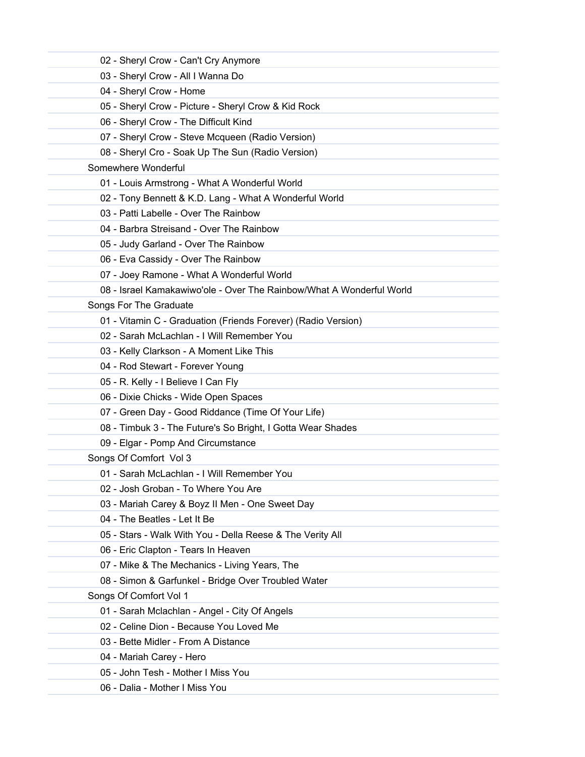02 - Sheryl Crow - Can't Cry Anymore
03 - Sheryl Crow - All I Wanna Do
04 - Sheryl Crow - Home
05 - Sheryl Crow - Picture - Sheryl Crow & Kid Rock
06 - Sheryl Crow - The Difficult Kind
07 - Sheryl Crow - Steve Mcqueen (Radio Version)
08 - Sheryl Cro - Soak Up The Sun (Radio Version)

Somewhere Wonderful

01 - Louis Armstrong - What A Wonderful World
02 - Tony Bennett & K.D. Lang - What A Wonderful World
03 - Patti Labelle - Over The Rainbow
04 - Barbra Streisand - Over The Rainbow
05 - Judy Garland - Over The Rainbow
06 - Eva Cassidy - Over The Rainbow
07 - Joey Ramone - What A Wonderful World
08 - Israel Kamakawiwo'ole - Over The Rainbow/What A Wonderful World

Songs For The Graduate

01 - Vitamin C - Graduation (Friends Forever) (Radio Version)
02 - Sarah McLachlan - I Will Remember You
03 - Kelly Clarkson - A Moment Like This
04 - Rod Stewart - Forever Young
05 - R. Kelly - I Believe I Can Fly
06 - Dixie Chicks - Wide Open Spaces
07 - Green Day - Good Riddance (Time Of Your Life)
08 - Timbuk 3 - The Future's So Bright, I Gotta Wear Shades
09 - Elgar - Pomp And Circumstance

Songs Of Comfort  Vol 3

01 - Sarah McLachlan - I Will Remember You
02 - Josh Groban - To Where You Are
03 - Mariah Carey & Boyz II Men - One Sweet Day
04 - The Beatles - Let It Be
05 - Stars - Walk With You - Della Reese & The Verity All
06 - Eric Clapton - Tears In Heaven
07 - Mike & The Mechanics - Living Years, The
08 - Simon & Garfunkel - Bridge Over Troubled Water

Songs Of Comfort Vol 1

01 - Sarah Mclachlan - Angel - City Of Angels
02 - Celine Dion - Because You Loved Me
03 - Bette Midler - From A Distance
04 - Mariah Carey - Hero
05 - John Tesh - Mother I Miss You
06 - Dalia - Mother I Miss You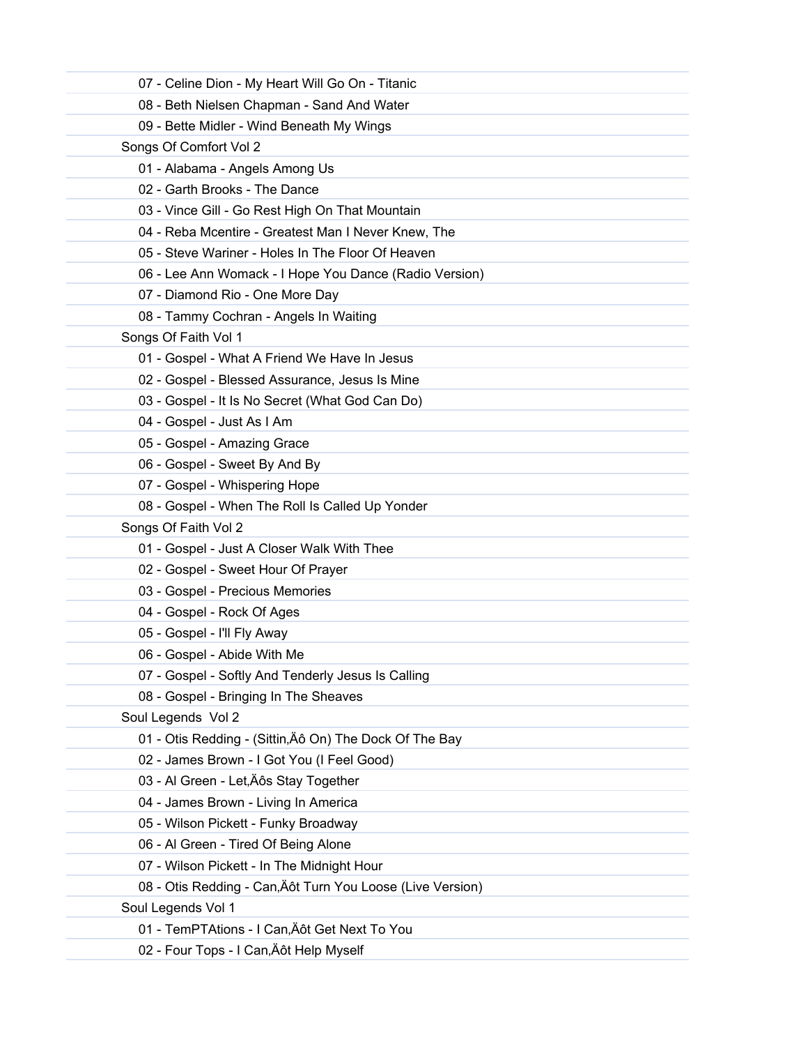07 - Celine Dion - My Heart Will Go On - Titanic

08 - Beth Nielsen Chapman - Sand And Water

09 - Bette Midler - Wind Beneath My Wings

Songs Of Comfort Vol 2

01 - Alabama - Angels Among Us

02 - Garth Brooks - The Dance

03 - Vince Gill - Go Rest High On That Mountain

04 - Reba Mcentire - Greatest Man I Never Knew, The

05 - Steve Wariner - Holes In The Floor Of Heaven

06 - Lee Ann Womack - I Hope You Dance (Radio Version)

07 - Diamond Rio - One More Day

08 - Tammy Cochran - Angels In Waiting

Songs Of Faith Vol 1

01 - Gospel - What A Friend We Have In Jesus

02 - Gospel - Blessed Assurance, Jesus Is Mine

03 - Gospel - It Is No Secret (What God Can Do)

04 - Gospel - Just As I Am

05 - Gospel - Amazing Grace

06 - Gospel - Sweet By And By

07 - Gospel - Whispering Hope

08 - Gospel - When The Roll Is Called Up Yonder

Songs Of Faith Vol 2

01 - Gospel - Just A Closer Walk With Thee

02 - Gospel - Sweet Hour Of Prayer

03 - Gospel - Precious Memories

04 - Gospel - Rock Of Ages

05 - Gospel - I'll Fly Away

06 - Gospel - Abide With Me

07 - Gospel - Softly And Tenderly Jesus Is Calling

08 - Gospel - Bringing In The Sheaves

Soul Legends  Vol 2

01 - Otis Redding - (Sittin,Äô On) The Dock Of The Bay

02 - James Brown - I Got You (I Feel Good)

03 - Al Green - Let,Äôs Stay Together

04 - James Brown - Living In America

05 - Wilson Pickett - Funky Broadway

06 - Al Green - Tired Of Being Alone

07 - Wilson Pickett - In The Midnight Hour

08 - Otis Redding - Can,Äôt Turn You Loose (Live Version)

Soul Legends Vol 1

01 - TemPTAtions - I Can,Äôt Get Next To You

02 - Four Tops - I Can,Äôt Help Myself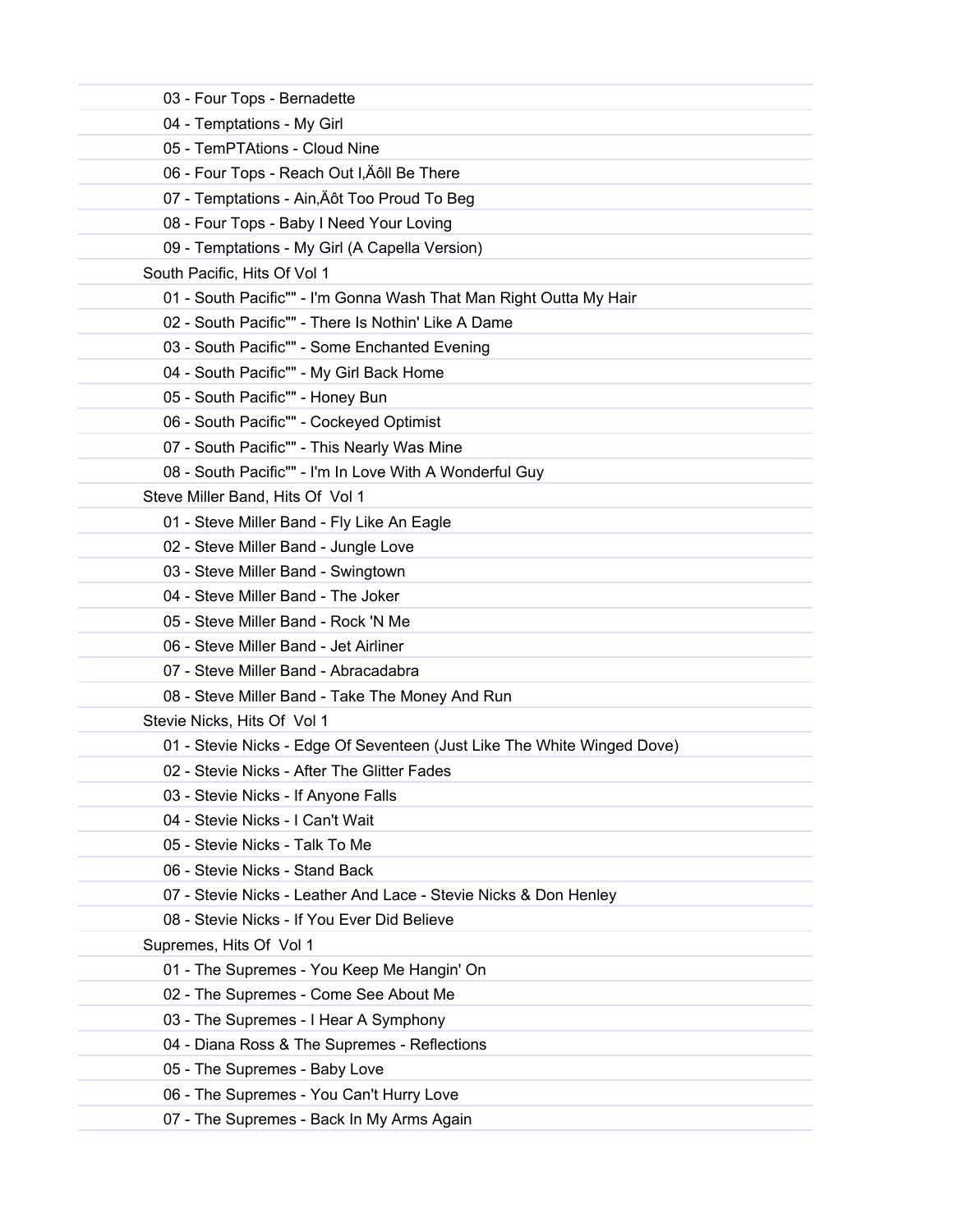03 - Four Tops - Bernadette
04 - Temptations - My Girl
05 - TemPTAtions - Cloud Nine
06 - Four Tops - Reach Out I‚Äôll Be There
07 - Temptations - Ain‚Äôt Too Proud To Beg
08 - Four Tops - Baby I Need Your Loving
09 - Temptations - My Girl (A Capella Version)

South Pacific, Hits Of Vol 1

01 - South Pacific"" - I'm Gonna Wash That Man Right Outta My Hair
02 - South Pacific"" - There Is Nothin' Like A Dame
03 - South Pacific"" - Some Enchanted Evening
04 - South Pacific"" - My Girl Back Home
05 - South Pacific"" - Honey Bun
06 - South Pacific"" - Cockeyed Optimist
07 - South Pacific"" - This Nearly Was Mine
08 - South Pacific"" - I'm In Love With A Wonderful Guy

Steve Miller Band, Hits Of Vol 1

01 - Steve Miller Band - Fly Like An Eagle
02 - Steve Miller Band - Jungle Love
03 - Steve Miller Band - Swingtown
04 - Steve Miller Band - The Joker
05 - Steve Miller Band - Rock 'N Me
06 - Steve Miller Band - Jet Airliner
07 - Steve Miller Band - Abracadabra
08 - Steve Miller Band - Take The Money And Run

Stevie Nicks, Hits Of Vol 1

01 - Stevie Nicks - Edge Of Seventeen (Just Like The White Winged Dove)
02 - Stevie Nicks - After The Glitter Fades
03 - Stevie Nicks - If Anyone Falls
04 - Stevie Nicks - I Can't Wait
05 - Stevie Nicks - Talk To Me
06 - Stevie Nicks - Stand Back
07 - Stevie Nicks - Leather And Lace - Stevie Nicks & Don Henley
08 - Stevie Nicks - If You Ever Did Believe

Supremes, Hits Of Vol 1

01 - The Supremes - You Keep Me Hangin' On
02 - The Supremes - Come See About Me
03 - The Supremes - I Hear A Symphony
04 - Diana Ross & The Supremes - Reflections
05 - The Supremes - Baby Love
06 - The Supremes - You Can't Hurry Love
07 - The Supremes - Back In My Arms Again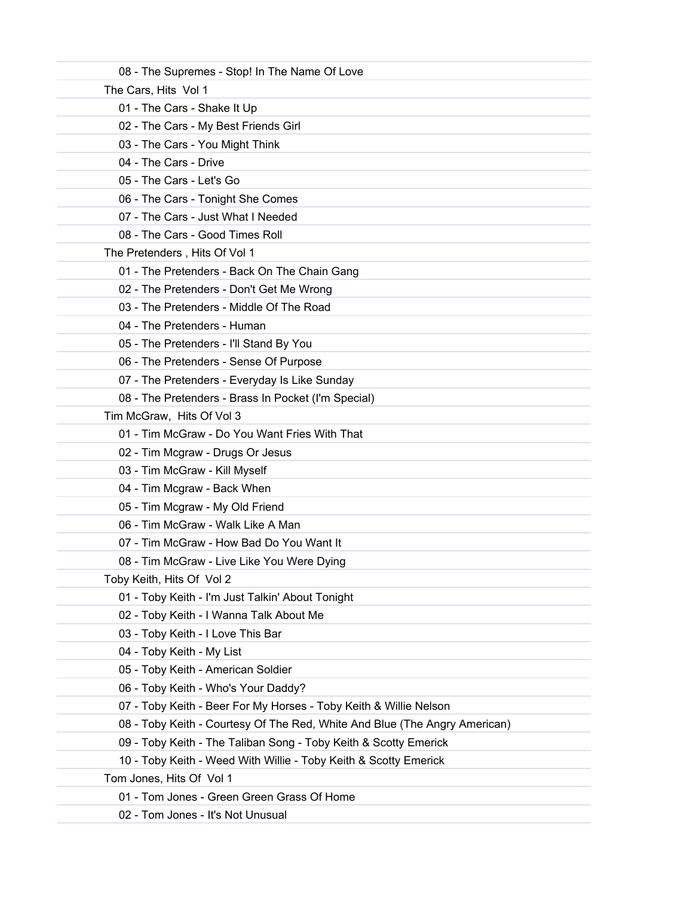- 08 - The Supremes - Stop! In The Name Of Love

The Cars, Hits  Vol 1

- 01 - The Cars - Shake It Up
- 02 - The Cars - My Best Friends Girl
- 03 - The Cars - You Might Think
- 04 - The Cars - Drive
- 05 - The Cars - Let's Go
- 06 - The Cars - Tonight She Comes
- 07 - The Cars - Just What I Needed
- 08 - The Cars - Good Times Roll

The Pretenders , Hits Of Vol 1

- 01 - The Pretenders - Back On The Chain Gang
- 02 - The Pretenders - Don't Get Me Wrong
- 03 - The Pretenders - Middle Of The Road
- 04 - The Pretenders - Human
- 05 - The Pretenders - I'll Stand By You
- 06 - The Pretenders - Sense Of Purpose
- 07 - The Pretenders - Everyday Is Like Sunday
- 08 - The Pretenders - Brass In Pocket (I'm Special)

Tim McGraw,  Hits Of Vol 3

- 01 - Tim McGraw - Do You Want Fries With That
- 02 - Tim Mcgraw - Drugs Or Jesus
- 03 - Tim McGraw - Kill Myself
- 04 - Tim Mcgraw - Back When
- 05 - Tim Mcgraw - My Old Friend
- 06 - Tim McGraw - Walk Like A Man
- 07 - Tim McGraw - How Bad Do You Want It
- 08 - Tim McGraw - Live Like You Were Dying

Toby Keith, Hits Of  Vol 2

- 01 - Toby Keith - I'm Just Talkin' About Tonight
- 02 - Toby Keith - I Wanna Talk About Me
- 03 - Toby Keith - I Love This Bar
- 04 - Toby Keith - My List
- 05 - Toby Keith - American Soldier
- 06 - Toby Keith - Who's Your Daddy?
- 07 - Toby Keith - Beer For My Horses - Toby Keith & Willie Nelson
- 08 - Toby Keith - Courtesy Of The Red, White And Blue (The Angry American)
- 09 - Toby Keith - The Taliban Song - Toby Keith & Scotty Emerick
- 10 - Toby Keith - Weed With Willie - Toby Keith & Scotty Emerick

Tom Jones, Hits Of  Vol 1

- 01 - Tom Jones - Green Green Grass Of Home
- 02 - Tom Jones - It's Not Unusual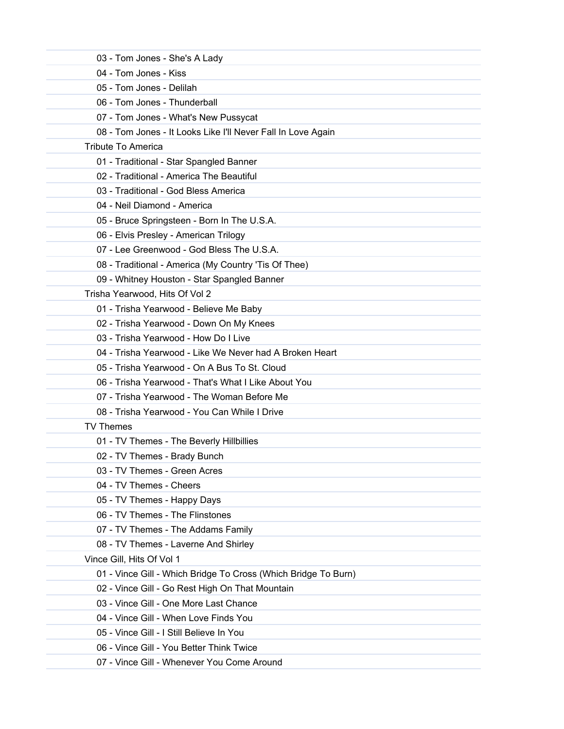03 - Tom Jones - She's A Lady
04 - Tom Jones - Kiss
05 - Tom Jones - Delilah
06 - Tom Jones - Thunderball
07 - Tom Jones - What's New Pussycat
08 - Tom Jones - It Looks Like I'll Never Fall In Love Again

Tribute To America

01 - Traditional - Star Spangled Banner
02 - Traditional - America The Beautiful
03 - Traditional - God Bless America
04 - Neil Diamond - America
05 - Bruce Springsteen - Born In The U.S.A.
06 - Elvis Presley - American Trilogy
07 - Lee Greenwood - God Bless The U.S.A.
08 - Traditional - America (My Country 'Tis Of Thee)
09 - Whitney Houston - Star Spangled Banner

Trisha Yearwood, Hits Of Vol 2

01 - Trisha Yearwood - Believe Me Baby
02 - Trisha Yearwood - Down On My Knees
03 - Trisha Yearwood - How Do I Live
04 - Trisha Yearwood - Like We Never had A Broken Heart
05 - Trisha Yearwood - On A Bus To St. Cloud
06 - Trisha Yearwood - That's What I Like About You
07 - Trisha Yearwood - The Woman Before Me
08 - Trisha Yearwood - You Can While I Drive

TV Themes

01 - TV Themes - The Beverly Hillbillies
02 - TV Themes - Brady Bunch
03 - TV Themes - Green Acres
04 - TV Themes - Cheers
05 - TV Themes - Happy Days
06 - TV Themes - The Flinstones
07 - TV Themes - The Addams Family
08 - TV Themes - Laverne And Shirley

Vince Gill, Hits Of Vol 1

01 - Vince Gill - Which Bridge To Cross (Which Bridge To Burn)
02 - Vince Gill - Go Rest High On That Mountain
03 - Vince Gill - One More Last Chance
04 - Vince Gill - When Love Finds You
05 - Vince Gill - I Still Believe In You
06 - Vince Gill - You Better Think Twice
07 - Vince Gill - Whenever You Come Around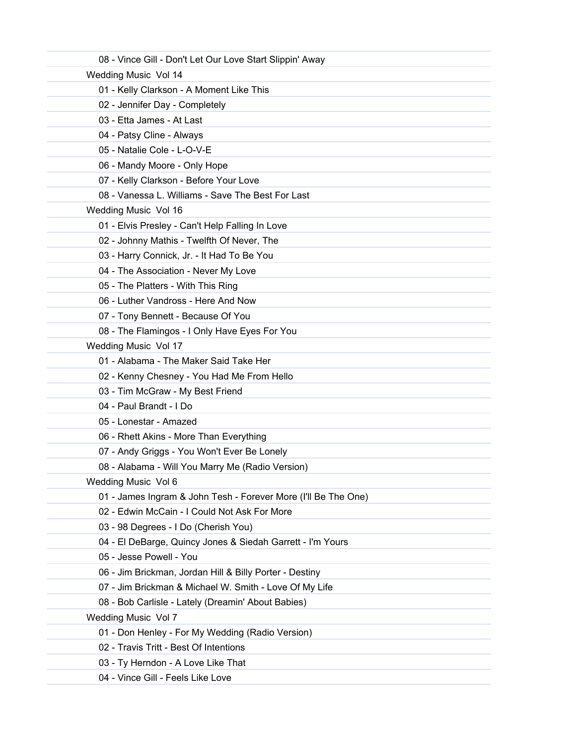08 - Vince Gill - Don't Let Our Love Start Slippin' Away

Wedding Music Vol 14

01 - Kelly Clarkson - A Moment Like This

02 - Jennifer Day - Completely

03 - Etta James - At Last

04 - Patsy Cline - Always

05 - Natalie Cole - L-O-V-E

06 - Mandy Moore - Only Hope

07 - Kelly Clarkson - Before Your Love

08 - Vanessa L. Williams - Save The Best For Last

Wedding Music Vol 16

01 - Elvis Presley - Can't Help Falling In Love

02 - Johnny Mathis - Twelfth Of Never, The

03 - Harry Connick, Jr. - It Had To Be You

04 - The Association - Never My Love

05 - The Platters - With This Ring

06 - Luther Vandross - Here And Now

07 - Tony Bennett - Because Of You

08 - The Flamingos - I Only Have Eyes For You

Wedding Music Vol 17

01 - Alabama - The Maker Said Take Her

02 - Kenny Chesney - You Had Me From Hello

03 - Tim McGraw - My Best Friend

04 - Paul Brandt - I Do

05 - Lonestar - Amazed

06 - Rhett Akins - More Than Everything

07 - Andy Griggs - You Won't Ever Be Lonely

08 - Alabama - Will You Marry Me (Radio Version)

Wedding Music Vol 6

01 - James Ingram & John Tesh - Forever More (I'll Be The One)

02 - Edwin McCain - I Could Not Ask For More

03 - 98 Degrees - I Do (Cherish You)

04 - El DeBarge, Quincy Jones & Siedah Garrett - I'm Yours

05 - Jesse Powell - You

06 - Jim Brickman, Jordan Hill & Billy Porter - Destiny

07 - Jim Brickman & Michael W. Smith - Love Of My Life

08 - Bob Carlisle - Lately (Dreamin' About Babies)

Wedding Music Vol 7

01 - Don Henley - For My Wedding (Radio Version)

02 - Travis Tritt - Best Of Intentions

03 - Ty Herndon - A Love Like That

04 - Vince Gill - Feels Like Love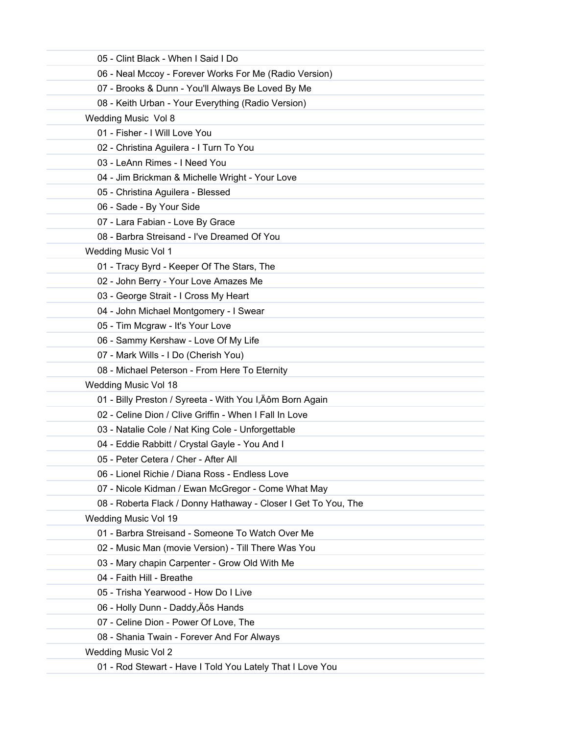05 - Clint Black - When I Said I Do

06 - Neal Mccoy - Forever Works For Me (Radio Version)

07 - Brooks & Dunn - You'll Always Be Loved By Me

08 - Keith Urban - Your Everything (Radio Version)

Wedding Music  Vol 8

01 - Fisher - I Will Love You

02 - Christina Aguilera - I Turn To You

03 - LeAnn Rimes - I Need You

04 - Jim Brickman & Michelle Wright - Your Love

05 - Christina Aguilera - Blessed

06 - Sade - By Your Side

07 - Lara Fabian - Love By Grace

08 - Barbra Streisand - I've Dreamed Of You

Wedding Music Vol 1

01 - Tracy Byrd - Keeper Of The Stars, The

02 - John Berry - Your Love Amazes Me

03 - George Strait - I Cross My Heart

04 - John Michael Montgomery - I Swear

05 - Tim Mcgraw - It's Your Love

06 - Sammy Kershaw - Love Of My Life

07 - Mark Wills - I Do (Cherish You)

08 - Michael Peterson - From Here To Eternity

Wedding Music Vol 18

01 - Billy Preston / Syreeta - With You I‚Äôm Born Again

02 - Celine Dion / Clive Griffin - When I Fall In Love

03 - Natalie Cole / Nat King Cole - Unforgettable

04 - Eddie Rabbitt / Crystal Gayle - You And I

05 - Peter Cetera / Cher - After All

06 - Lionel Richie / Diana Ross - Endless Love

07 - Nicole Kidman / Ewan McGregor - Come What May

08 - Roberta Flack / Donny Hathaway - Closer I Get To You, The

Wedding Music Vol 19

01 - Barbra Streisand - Someone To Watch Over Me

02 - Music Man (movie Version) - Till There Was You

03 - Mary chapin Carpenter - Grow Old With Me

04 - Faith Hill - Breathe

05 - Trisha Yearwood - How Do I Live

06 - Holly Dunn - Daddy‚Äôs Hands

07 - Celine Dion - Power Of Love, The

08 - Shania Twain - Forever And For Always

Wedding Music Vol 2

01 - Rod Stewart - Have I Told You Lately That I Love You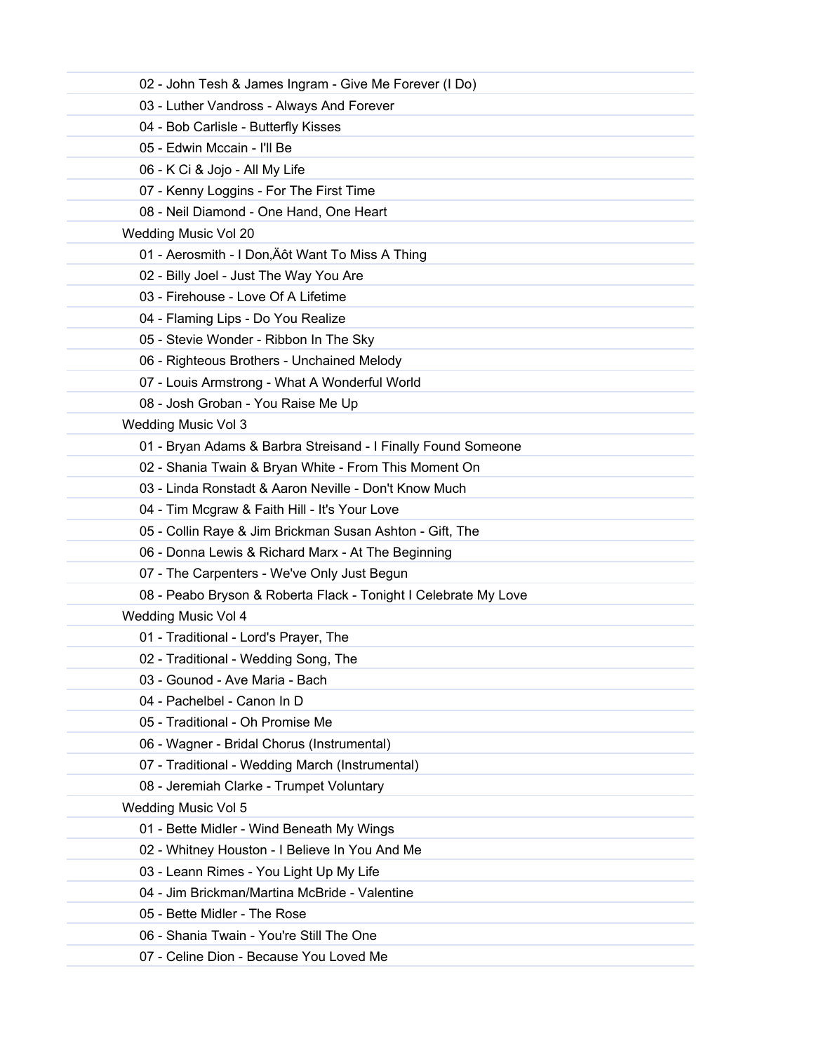- 02 - John Tesh & James Ingram - Give Me Forever (I Do)
- 03 - Luther Vandross - Always And Forever
- 04 - Bob Carlisle - Butterfly Kisses
- 05 - Edwin Mccain - I'll Be
- 06 - K Ci & Jojo - All My Life
- 07 - Kenny Loggins - For The First Time
- 08 - Neil Diamond - One Hand, One Heart

Wedding Music Vol 20

- 01 - Aerosmith - I Don‚Äôt Want To Miss A Thing
- 02 - Billy Joel - Just The Way You Are
- 03 - Firehouse - Love Of A Lifetime
- 04 - Flaming Lips - Do You Realize
- 05 - Stevie Wonder - Ribbon In The Sky
- 06 - Righteous Brothers - Unchained Melody
- 07 - Louis Armstrong - What A Wonderful World
- 08 - Josh Groban - You Raise Me Up

Wedding Music Vol 3

- 01 - Bryan Adams & Barbra Streisand - I Finally Found Someone
- 02 - Shania Twain & Bryan White - From This Moment On
- 03 - Linda Ronstadt & Aaron Neville - Don't Know Much
- 04 - Tim Mcgraw & Faith Hill - It's Your Love
- 05 - Collin Raye & Jim Brickman Susan Ashton - Gift, The
- 06 - Donna Lewis & Richard Marx - At The Beginning
- 07 - The Carpenters - We've Only Just Begun
- 08 - Peabo Bryson & Roberta Flack - Tonight I Celebrate My Love

Wedding Music Vol 4

- 01 - Traditional - Lord's Prayer, The
- 02 - Traditional - Wedding Song, The
- 03 - Gounod - Ave Maria - Bach
- 04 - Pachelbel - Canon In D
- 05 - Traditional - Oh Promise Me
- 06 - Wagner - Bridal Chorus (Instrumental)
- 07 - Traditional - Wedding March (Instrumental)
- 08 - Jeremiah Clarke - Trumpet Voluntary

Wedding Music Vol 5

- 01 - Bette Midler - Wind Beneath My Wings
- 02 - Whitney Houston - I Believe In You And Me
- 03 - Leann Rimes - You Light Up My Life
- 04 - Jim Brickman/Martina McBride - Valentine
- 05 - Bette Midler - The Rose
- 06 - Shania Twain - You're Still The One
- 07 - Celine Dion - Because You Loved Me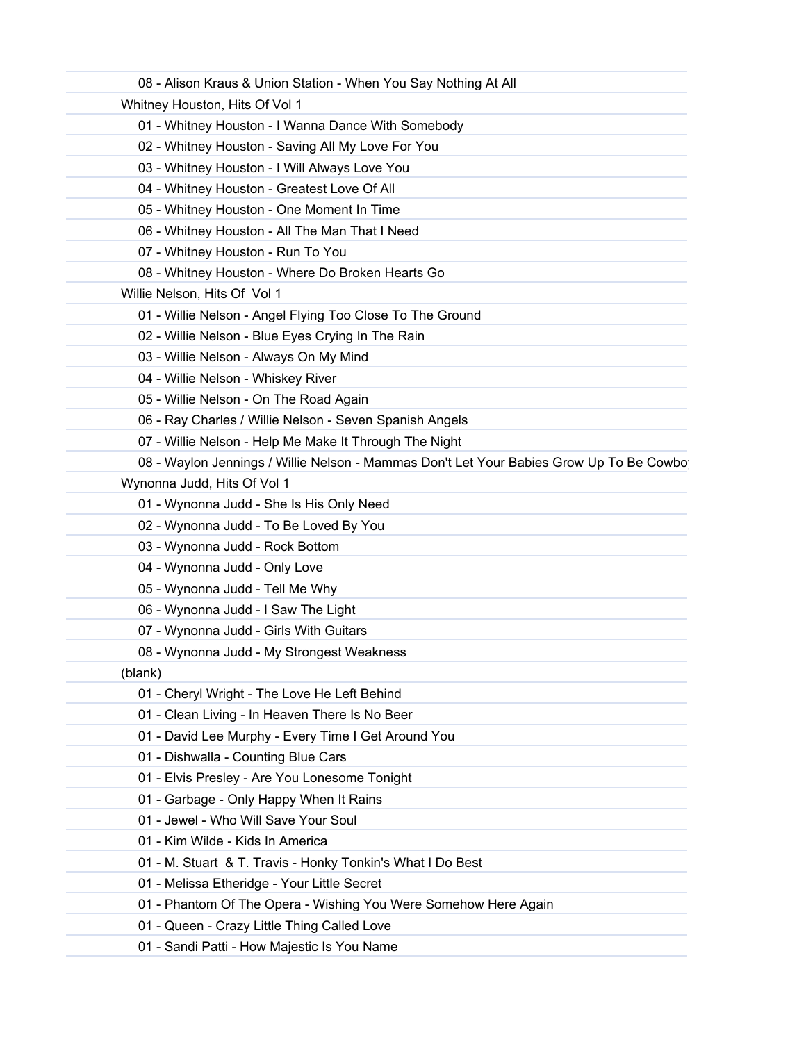08 - Alison Kraus & Union Station - When You Say Nothing At All

Whitney Houston, Hits Of Vol 1

01 - Whitney Houston - I Wanna Dance With Somebody

02 - Whitney Houston - Saving All My Love For You

03 - Whitney Houston - I Will Always Love You

04 - Whitney Houston - Greatest Love Of All

05 - Whitney Houston - One Moment In Time

06 - Whitney Houston - All The Man That I Need

07 - Whitney Houston - Run To You

08 - Whitney Houston - Where Do Broken Hearts Go

Willie Nelson, Hits Of  Vol 1

01 - Willie Nelson - Angel Flying Too Close To The Ground

02 - Willie Nelson - Blue Eyes Crying In The Rain

03 - Willie Nelson - Always On My Mind

04 - Willie Nelson - Whiskey River

05 - Willie Nelson - On The Road Again

06 - Ray Charles / Willie Nelson - Seven Spanish Angels

07 - Willie Nelson - Help Me Make It Through The Night

08 - Waylon Jennings / Willie Nelson - Mammas Don't Let Your Babies Grow Up To Be Cowbo

Wynonna Judd, Hits Of Vol 1

01 - Wynonna Judd - She Is His Only Need

02 - Wynonna Judd - To Be Loved By You

03 - Wynonna Judd - Rock Bottom

04 - Wynonna Judd - Only Love

05 - Wynonna Judd - Tell Me Why

06 - Wynonna Judd - I Saw The Light

07 - Wynonna Judd - Girls With Guitars

08 - Wynonna Judd - My Strongest Weakness

(blank)

01 - Cheryl Wright - The Love He Left Behind

01 - Clean Living - In Heaven There Is No Beer

01 - David Lee Murphy - Every Time I Get Around You

01 - Dishwalla - Counting Blue Cars

01 - Elvis Presley - Are You Lonesome Tonight

01 - Garbage - Only Happy When It Rains

01 - Jewel - Who Will Save Your Soul

01 - Kim Wilde - Kids In America

01 - M. Stuart  & T. Travis - Honky Tonkin's What I Do Best

01 - Melissa Etheridge - Your Little Secret

01 - Phantom Of The Opera - Wishing You Were Somehow Here Again

01 - Queen - Crazy Little Thing Called Love

01 - Sandi Patti - How Majestic Is You Name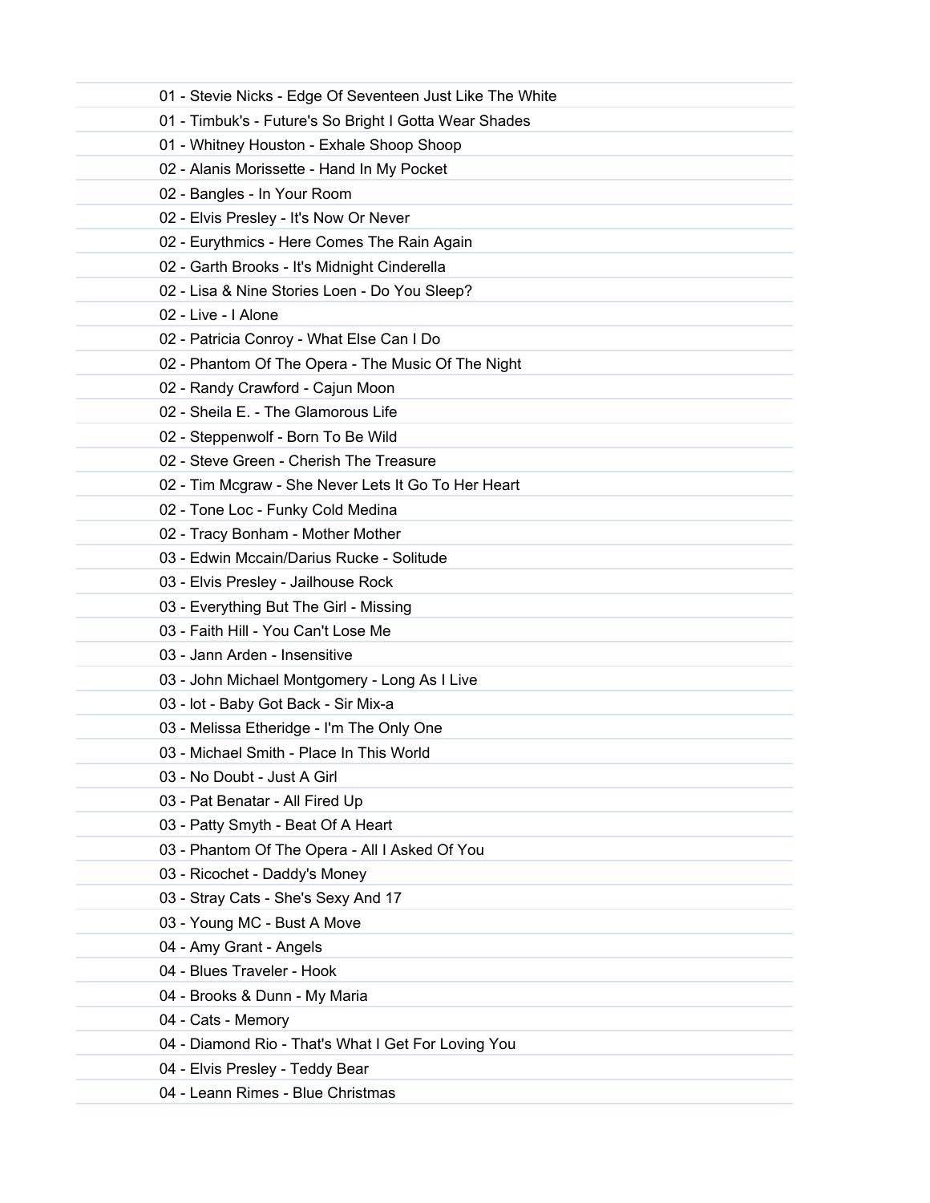01 - Stevie Nicks - Edge Of Seventeen Just Like The White
01 - Timbuk's - Future's So Bright I Gotta Wear Shades
01 - Whitney Houston - Exhale Shoop Shoop
02 - Alanis Morissette - Hand In My Pocket
02 - Bangles - In Your Room
02 - Elvis Presley - It's Now Or Never
02 - Eurythmics - Here Comes The Rain Again
02 - Garth Brooks - It's Midnight Cinderella
02 - Lisa & Nine Stories Loen - Do You Sleep?
02 - Live - I Alone
02 - Patricia Conroy - What Else Can I Do
02 - Phantom Of The Opera - The Music Of The Night
02 - Randy Crawford - Cajun Moon
02 - Sheila E. - The Glamorous Life
02 - Steppenwolf - Born To Be Wild
02 - Steve Green - Cherish The Treasure
02 - Tim Mcgraw - She Never Lets It Go To Her Heart
02 - Tone Loc - Funky Cold Medina
02 - Tracy Bonham - Mother Mother
03 - Edwin Mccain/Darius Rucke - Solitude
03 - Elvis Presley - Jailhouse Rock
03 - Everything But The Girl - Missing
03 - Faith Hill - You Can't Lose Me
03 - Jann Arden - Insensitive
03 - John Michael Montgomery - Long As I Live
03 - lot - Baby Got Back - Sir Mix-a
03 - Melissa Etheridge - I'm The Only One
03 - Michael Smith - Place In This World
03 - No Doubt - Just A Girl
03 - Pat Benatar - All Fired Up
03 - Patty Smyth - Beat Of A Heart
03 - Phantom Of The Opera - All I Asked Of You
03 - Ricochet - Daddy's Money
03 - Stray Cats - She's Sexy And 17
03 - Young MC - Bust A Move
04 - Amy Grant - Angels
04 - Blues Traveler - Hook
04 - Brooks & Dunn - My Maria
04 - Cats - Memory
04 - Diamond Rio - That's What I Get For Loving You
04 - Elvis Presley - Teddy Bear
04 - Leann Rimes - Blue Christmas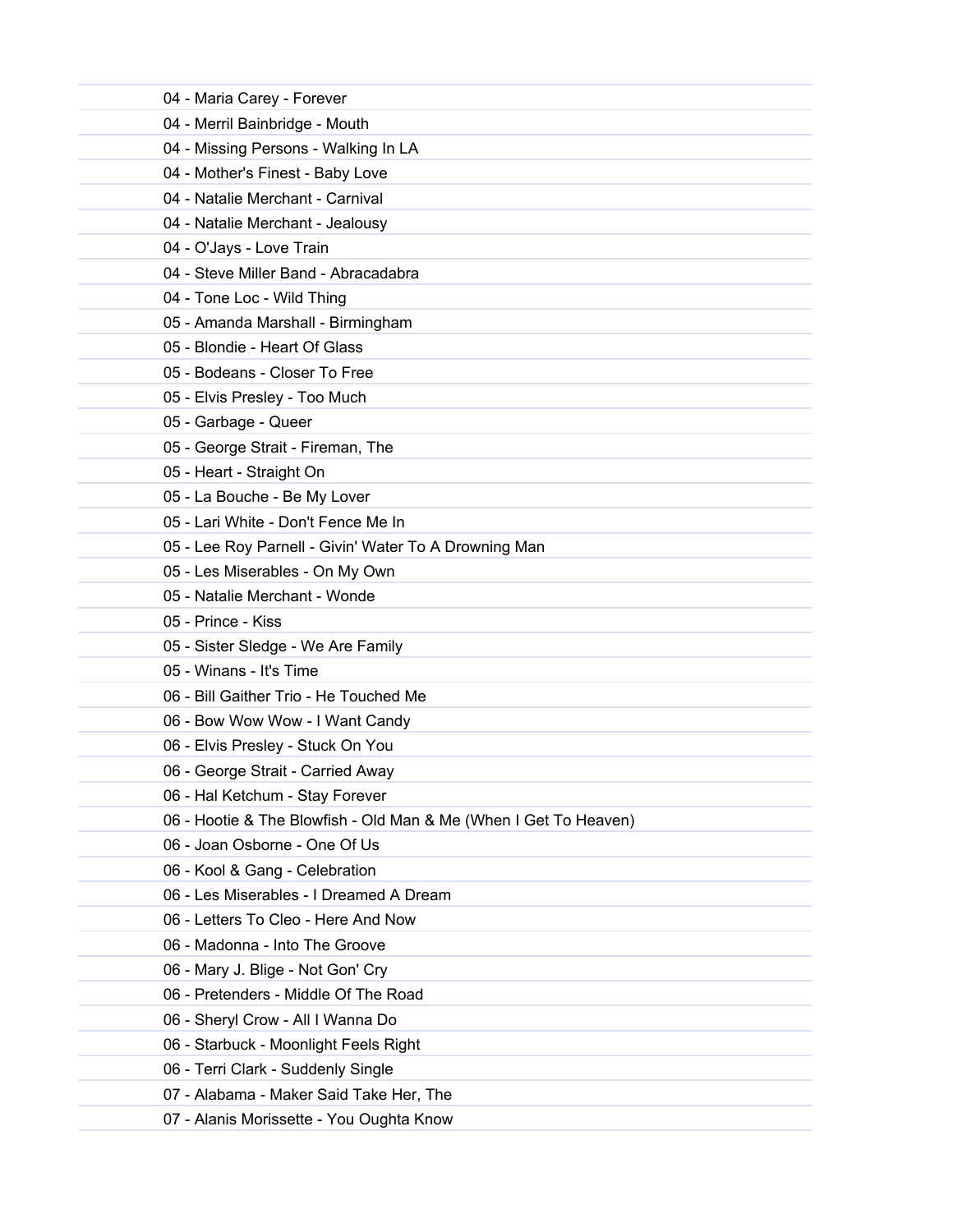04 - Maria Carey - Forever

04 - Merril Bainbridge - Mouth

04 - Missing Persons - Walking In LA

04 - Mother's Finest - Baby Love

04 - Natalie Merchant - Carnival

04 - Natalie Merchant - Jealousy

04 - O'Jays - Love Train

04 - Steve Miller Band - Abracadabra

04 - Tone Loc - Wild Thing

05 - Amanda Marshall - Birmingham

05 - Blondie - Heart Of Glass

05 - Bodeans - Closer To Free

05 - Elvis Presley - Too Much

05 - Garbage - Queer

05 - George Strait - Fireman, The

05 - Heart - Straight On

05 - La Bouche - Be My Lover

05 - Lari White - Don't Fence Me In

05 - Lee Roy Parnell - Givin' Water To A Drowning Man

05 - Les Miserables - On My Own

05 - Natalie Merchant - Wonde

05 - Prince - Kiss

05 - Sister Sledge - We Are Family

05 - Winans - It's Time

06 - Bill Gaither Trio - He Touched Me

06 - Bow Wow Wow - I Want Candy

06 - Elvis Presley - Stuck On You

06 - George Strait - Carried Away

06 - Hal Ketchum - Stay Forever

06 - Hootie & The Blowfish - Old Man & Me (When I Get To Heaven)

06 - Joan Osborne - One Of Us

06 - Kool & Gang - Celebration

06 - Les Miserables - I Dreamed A Dream

06 - Letters To Cleo - Here And Now

06 - Madonna - Into The Groove

06 - Mary J. Blige - Not Gon' Cry

06 - Pretenders - Middle Of The Road

06 - Sheryl Crow - All I Wanna Do

06 - Starbuck - Moonlight Feels Right

06 - Terri Clark - Suddenly Single

07 - Alabama - Maker Said Take Her, The

07 - Alanis Morissette - You Oughta Know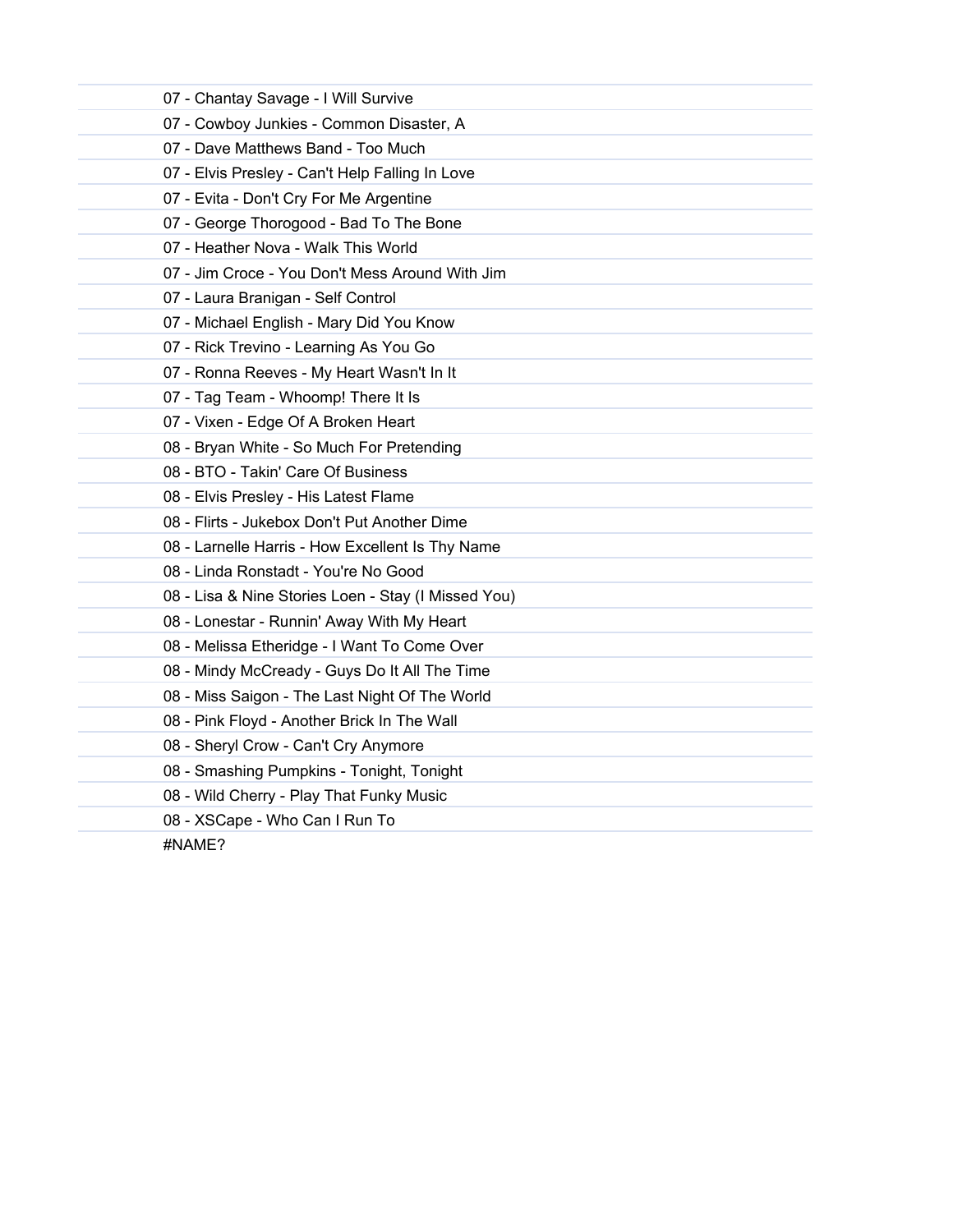07 - Chantay Savage - I Will Survive

07 - Cowboy Junkies - Common Disaster, A

07 - Dave Matthews Band - Too Much

07 - Elvis Presley - Can't Help Falling In Love

07 - Evita - Don't Cry For Me Argentine

07 - George Thorogood - Bad To The Bone

07 - Heather Nova - Walk This World

07 - Jim Croce - You Don't Mess Around With Jim

07 - Laura Branigan - Self Control

07 - Michael English - Mary Did You Know

07 - Rick Trevino - Learning As You Go

07 - Ronna Reeves - My Heart Wasn't In It

07 - Tag Team - Whoomp! There It Is

07 - Vixen - Edge Of A Broken Heart

08 - Bryan White - So Much For Pretending

08 - BTO - Takin' Care Of Business

08 - Elvis Presley - His Latest Flame

08 - Flirts - Jukebox Don't Put Another Dime

08 - Larnelle Harris - How Excellent Is Thy Name

08 - Linda Ronstadt - You're No Good

08 - Lisa & Nine Stories Loen - Stay (I Missed You)

08 - Lonestar - Runnin' Away With My Heart

08 - Melissa Etheridge - I Want To Come Over

08 - Mindy McCready - Guys Do It All The Time

08 - Miss Saigon - The Last Night Of The World

08 - Pink Floyd - Another Brick In The Wall

08 - Sheryl Crow - Can't Cry Anymore

08 - Smashing Pumpkins - Tonight, Tonight

08 - Wild Cherry - Play That Funky Music

08 - XSCape - Who Can I Run To

#NAME?